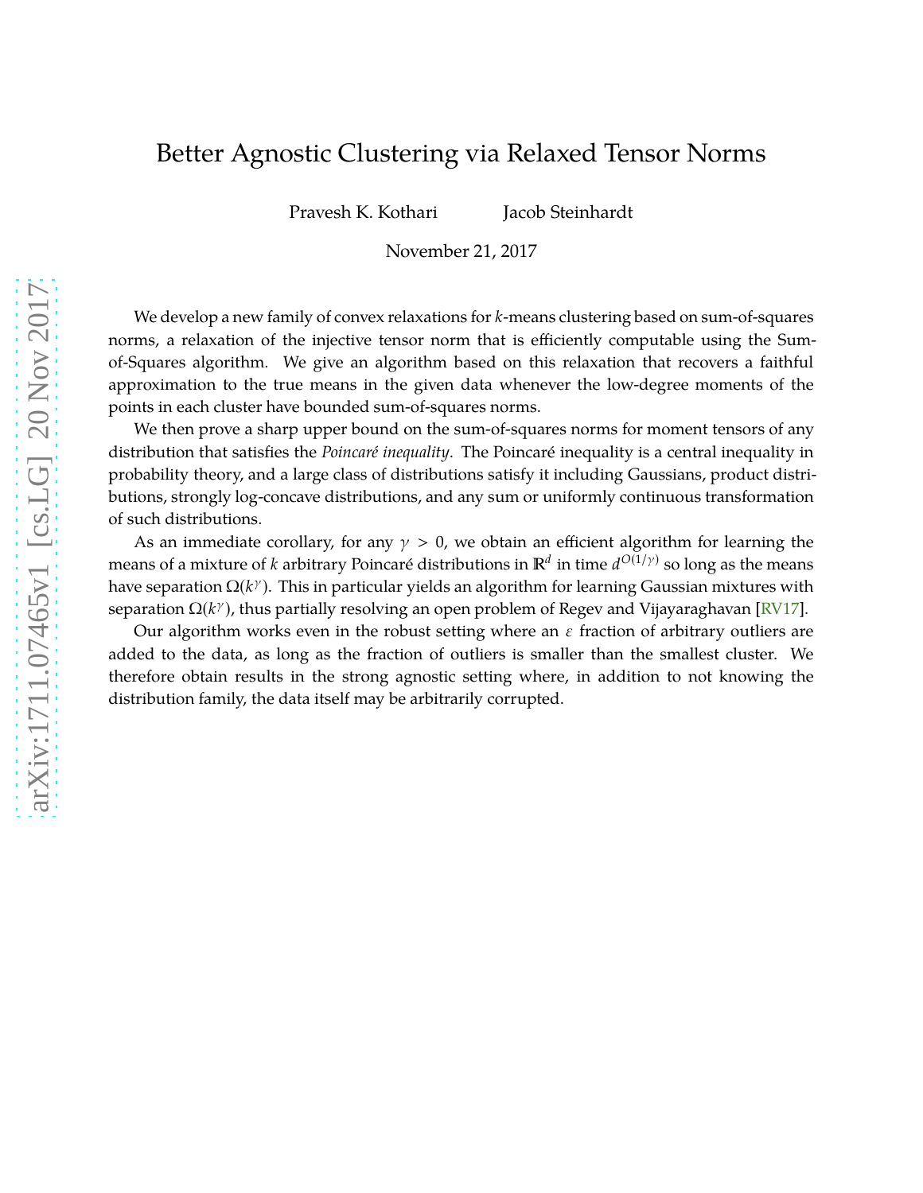# Better Agnostic Clustering via Relaxed Tensor Norms

Pravesh K. Kothari  Jacob Steinhardt

November 21, 2017

We develop a new family of convex relaxations for $k$-means clustering based on sum-of-squares norms, a relaxation of the injective tensor norm that is efficiently computable using the Sum-of-Squares algorithm. We give an algorithm based on this relaxation that recovers a faithful approximation to the true means in the given data whenever the low-degree moments of the points in each cluster have bounded sum-of-squares norms.

We then prove a sharp upper bound on the sum-of-squares norms for moment tensors of any distribution that satisfies the *Poincaré inequality*. The Poincaré inequality is a central inequality in probability theory, and a large class of distributions satisfy it including Gaussians, product distributions, strongly log-concave distributions, and any sum or uniformly continuous transformation of such distributions.

As an immediate corollary, for any $\gamma > 0$, we obtain an efficient algorithm for learning the means of a mixture of $k$ arbitrary Poincaré distributions in $\mathbb{R}^d$ in time $d^{O(1/\gamma)}$ so long as the means have separation $\Omega(k^\gamma)$. This in particular yields an algorithm for learning Gaussian mixtures with separation $\Omega(k^\gamma)$, thus partially resolving an open problem of Regev and Vijayaraghavan [RV17].

Our algorithm works even in the robust setting where an $\varepsilon$ fraction of arbitrary outliers are added to the data, as long as the fraction of outliers is smaller than the smallest cluster. We therefore obtain results in the strong agnostic setting where, in addition to not knowing the distribution family, the data itself may be arbitrarily corrupted.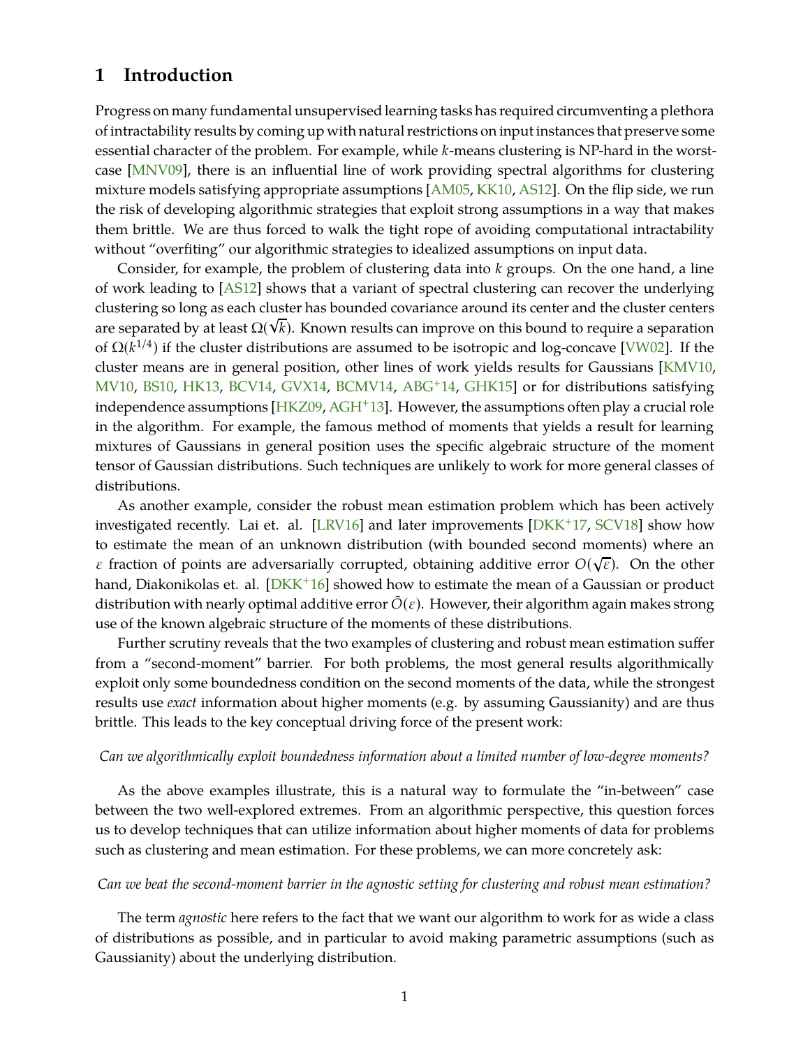# 1 Introduction

Progress on many fundamental unsupervised learning tasks has required circumventing a plethora of intractability results by coming up with natural restrictions on input instances that preserve some essential character of the problem. For example, while $k$-means clustering is NP-hard in the worst-case [MNV09], there is an influential line of work providing spectral algorithms for clustering mixture models satisfying appropriate assumptions [AM05, KK10, AS12]. On the flip side, we run the risk of developing algorithmic strategies that exploit strong assumptions in a way that makes them brittle. We are thus forced to walk the tight rope of avoiding computational intractability without "overfiting" our algorithmic strategies to idealized assumptions on input data.

Consider, for example, the problem of clustering data into $k$ groups. On the one hand, a line of work leading to [AS12] shows that a variant of spectral clustering can recover the underlying clustering so long as each cluster has bounded covariance around its center and the cluster centers are separated by at least $\Omega(\sqrt{k})$. Known results can improve on this bound to require a separation of $\Omega(k^{1/4})$ if the cluster distributions are assumed to be isotropic and log-concave [VW02]. If the cluster means are in general position, other lines of work yields results for Gaussians [KMV10, MV10, BS10, HK13, BCV14, GVX14, BCMV14, ABG+14, GHK15] or for distributions satisfying independence assumptions [HKZ09, AGH+13]. However, the assumptions often play a crucial role in the algorithm. For example, the famous method of moments that yields a result for learning mixtures of Gaussians in general position uses the specific algebraic structure of the moment tensor of Gaussian distributions. Such techniques are unlikely to work for more general classes of distributions.

As another example, consider the robust mean estimation problem which has been actively investigated recently. Lai et. al. [LRV16] and later improvements [DKK+17, SCV18] show how to estimate the mean of an unknown distribution (with bounded second moments) where an $\varepsilon$ fraction of points are adversarially corrupted, obtaining additive error $O(\sqrt{\varepsilon})$. On the other hand, Diakonikolas et. al. [DKK+16] showed how to estimate the mean of a Gaussian or product distribution with nearly optimal additive error $\tilde{O}(\varepsilon)$. However, their algorithm again makes strong use of the known algebraic structure of the moments of these distributions.

Further scrutiny reveals that the two examples of clustering and robust mean estimation suffer from a "second-moment" barrier. For both problems, the most general results algorithmically exploit only some boundedness condition on the second moments of the data, while the strongest results use *exact* information about higher moments (e.g. by assuming Gaussianity) and are thus brittle. This leads to the key conceptual driving force of the present work:

*Can we algorithmically exploit boundedness information about a limited number of low-degree moments?*

As the above examples illustrate, this is a natural way to formulate the "in-between" case between the two well-explored extremes. From an algorithmic perspective, this question forces us to develop techniques that can utilize information about higher moments of data for problems such as clustering and mean estimation. For these problems, we can more concretely ask:

*Can we beat the second-moment barrier in the agnostic setting for clustering and robust mean estimation?*

The term *agnostic* here refers to the fact that we want our algorithm to work for as wide a class of distributions as possible, and in particular to avoid making parametric assumptions (such as Gaussianity) about the underlying distribution.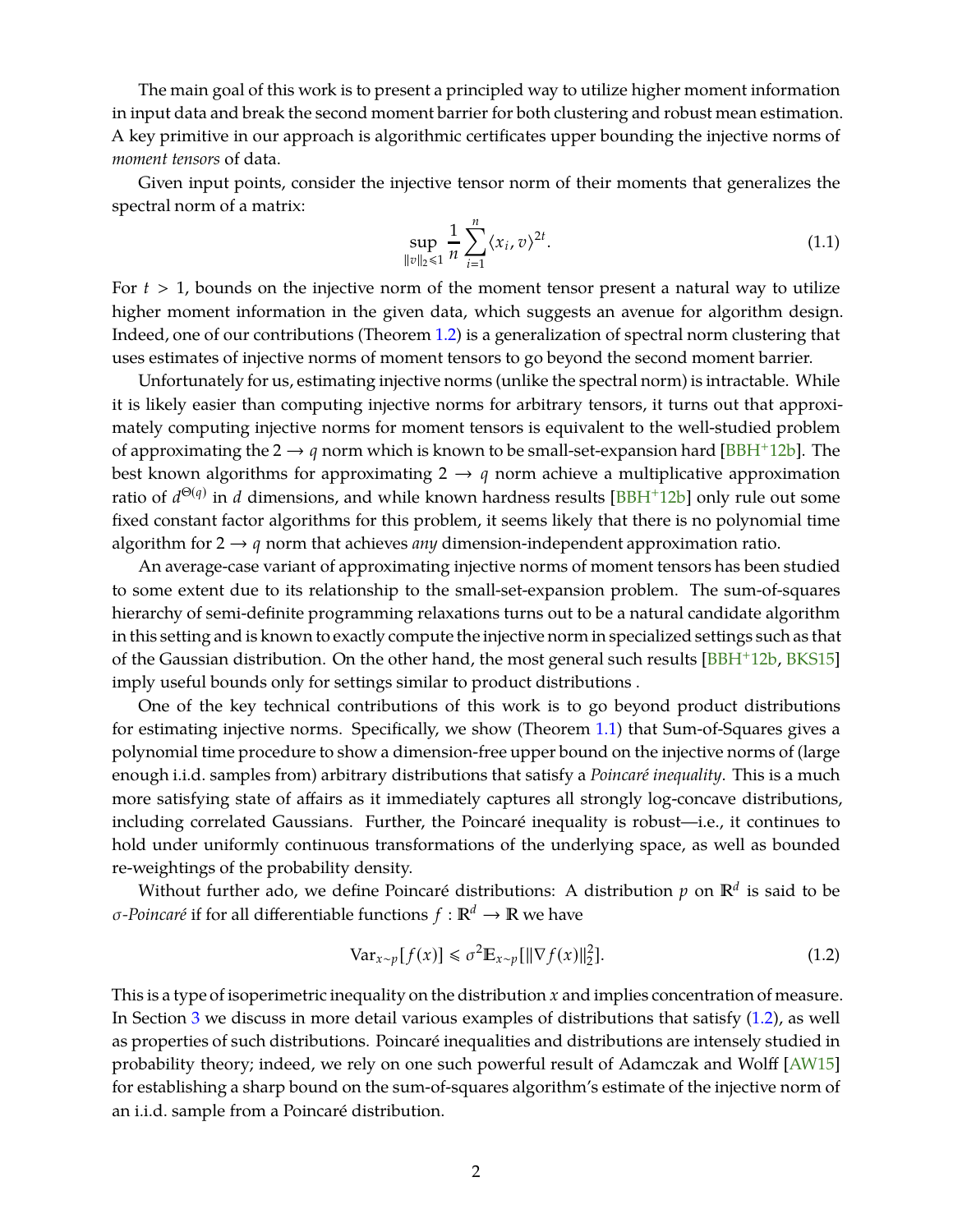The main goal of this work is to present a principled way to utilize higher moment information in input data and break the second moment barrier for both clustering and robust mean estimation. A key primitive in our approach is algorithmic certificates upper bounding the injective norms of *moment tensors* of data.

Given input points, consider the injective tensor norm of their moments that generalizes the spectral norm of a matrix:

$$\sup_{\|v\|_2 \leqslant 1} \frac{1}{n} \sum_{i=1}^{n} \langle x_i, v \rangle^{2t}. \tag{1.1}$$

For $t > 1$, bounds on the injective norm of the moment tensor present a natural way to utilize higher moment information in the given data, which suggests an avenue for algorithm design. Indeed, one of our contributions (Theorem 1.2) is a generalization of spectral norm clustering that uses estimates of injective norms of moment tensors to go beyond the second moment barrier.

Unfortunately for us, estimating injective norms (unlike the spectral norm) is intractable. While it is likely easier than computing injective norms for arbitrary tensors, it turns out that approximately computing injective norms for moment tensors is equivalent to the well-studied problem of approximating the $2 \to q$ norm which is known to be small-set-expansion hard [BBH+12b]. The best known algorithms for approximating $2 \to q$ norm achieve a multiplicative approximation ratio of $d^{\Theta(q)}$ in $d$ dimensions, and while known hardness results [BBH+12b] only rule out some fixed constant factor algorithms for this problem, it seems likely that there is no polynomial time algorithm for $2 \to q$ norm that achieves *any* dimension-independent approximation ratio.

An average-case variant of approximating injective norms of moment tensors has been studied to some extent due to its relationship to the small-set-expansion problem. The sum-of-squares hierarchy of semi-definite programming relaxations turns out to be a natural candidate algorithm in this setting and is known to exactly compute the injective norm in specialized settings such as that of the Gaussian distribution. On the other hand, the most general such results [BBH+12b, BKS15] imply useful bounds only for settings similar to product distributions .

One of the key technical contributions of this work is to go beyond product distributions for estimating injective norms. Specifically, we show (Theorem 1.1) that Sum-of-Squares gives a polynomial time procedure to show a dimension-free upper bound on the injective norms of (large enough i.i.d. samples from) arbitrary distributions that satisfy a *Poincaré inequality*. This is a much more satisfying state of affairs as it immediately captures all strongly log-concave distributions, including correlated Gaussians. Further, the Poincaré inequality is robust—i.e., it continues to hold under uniformly continuous transformations of the underlying space, as well as bounded re-weightings of the probability density.

Without further ado, we define Poincaré distributions: A distribution $p$ on $\mathbb{R}^d$ is said to be $\sigma$*-Poincaré* if for all differentiable functions $f : \mathbb{R}^d \to \mathbb{R}$ we have

$$\mathrm{Var}_{x \sim p}[f(x)] \leqslant \sigma^2 \mathbb{E}_{x \sim p}[\|\nabla f(x)\|_2^2]. \tag{1.2}$$

This is a type of isoperimetric inequality on the distribution $x$ and implies concentration of measure. In Section 3 we discuss in more detail various examples of distributions that satisfy (1.2), as well as properties of such distributions. Poincaré inequalities and distributions are intensely studied in probability theory; indeed, we rely on one such powerful result of Adamczak and Wolff [AW15] for establishing a sharp bound on the sum-of-squares algorithm's estimate of the injective norm of an i.i.d. sample from a Poincaré distribution.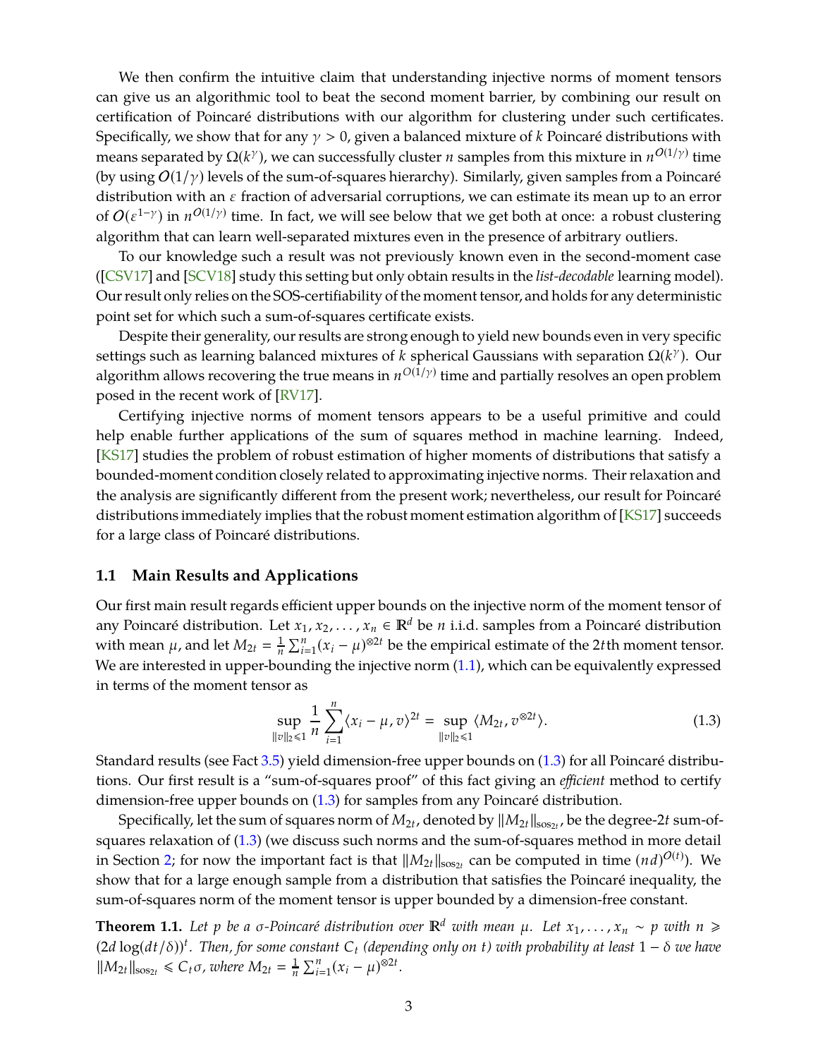We then confirm the intuitive claim that understanding injective norms of moment tensors can give us an algorithmic tool to beat the second moment barrier, by combining our result on certification of Poincaré distributions with our algorithm for clustering under such certificates. Specifically, we show that for any $\gamma > 0$, given a balanced mixture of $k$ Poincaré distributions with means separated by $\Omega(k^{\gamma})$, we can successfully cluster $n$ samples from this mixture in $n^{O(1/\gamma)}$ time (by using $O(1/\gamma)$ levels of the sum-of-squares hierarchy). Similarly, given samples from a Poincaré distribution with an $\varepsilon$ fraction of adversarial corruptions, we can estimate its mean up to an error of $O(\varepsilon^{1-\gamma})$ in $n^{O(1/\gamma)}$ time. In fact, we will see below that we get both at once: a robust clustering algorithm that can learn well-separated mixtures even in the presence of arbitrary outliers.

To our knowledge such a result was not previously known even in the second-moment case ([CSV17] and [SCV18] study this setting but only obtain results in the *list-decodable* learning model). Our result only relies on the SOS-certifiability of the moment tensor, and holds for any deterministic point set for which such a sum-of-squares certificate exists.

Despite their generality, our results are strong enough to yield new bounds even in very specific settings such as learning balanced mixtures of $k$ spherical Gaussians with separation $\Omega(k^{\gamma})$. Our algorithm allows recovering the true means in $n^{O(1/\gamma)}$ time and partially resolves an open problem posed in the recent work of [RV17].

Certifying injective norms of moment tensors appears to be a useful primitive and could help enable further applications of the sum of squares method in machine learning. Indeed, [KS17] studies the problem of robust estimation of higher moments of distributions that satisfy a bounded-moment condition closely related to approximating injective norms. Their relaxation and the analysis are significantly different from the present work; nevertheless, our result for Poincaré distributions immediately implies that the robust moment estimation algorithm of [KS17] succeeds for a large class of Poincaré distributions.

## 1.1 Main Results and Applications

Our first main result regards efficient upper bounds on the injective norm of the moment tensor of any Poincaré distribution. Let $x_1, x_2, \ldots, x_n \in \mathbb{R}^d$ be $n$ i.i.d. samples from a Poincaré distribution with mean $\mu$, and let $M_{2t} = \frac{1}{n}\sum_{i=1}^{n}(x_i - \mu)^{\otimes 2t}$ be the empirical estimate of the $2t$th moment tensor. We are interested in upper-bounding the injective norm (1.1), which can be equivalently expressed in terms of the moment tensor as

$$\sup_{\|v\|_2 \leqslant 1} \frac{1}{n}\sum_{i=1}^{n}\langle x_i - \mu, v\rangle^{2t} = \sup_{\|v\|_2 \leqslant 1} \langle M_{2t}, v^{\otimes 2t}\rangle. \tag{1.3}$$

Standard results (see Fact 3.5) yield dimension-free upper bounds on (1.3) for all Poincaré distributions. Our first result is a "sum-of-squares proof" of this fact giving an *efficient* method to certify dimension-free upper bounds on (1.3) for samples from any Poincaré distribution.

Specifically, let the sum of squares norm of $M_{2t}$, denoted by $\|M_{2t}\|_{\mathrm{sos}_{2t}}$, be the degree-$2t$ sum-of-squares relaxation of (1.3) (we discuss such norms and the sum-of-squares method in more detail in Section 2; for now the important fact is that $\|M_{2t}\|_{\mathrm{sos}_{2t}}$ can be computed in time $(nd)^{O(t)}$). We show that for a large enough sample from a distribution that satisfies the Poincaré inequality, the sum-of-squares norm of the moment tensor is upper bounded by a dimension-free constant.

**Theorem 1.1.** *Let $p$ be a $\sigma$-Poincaré distribution over $\mathbb{R}^d$ with mean $\mu$. Let $x_1, \ldots, x_n \sim p$ with $n \geqslant (2d\log(dt/\delta))^t$. Then, for some constant $C_t$ (depending only on $t$) with probability at least $1 - \delta$ we have $\|M_{2t}\|_{\mathrm{sos}_{2t}} \leqslant C_t\sigma$, where $M_{2t} = \frac{1}{n}\sum_{i=1}^{n}(x_i - \mu)^{\otimes 2t}$.*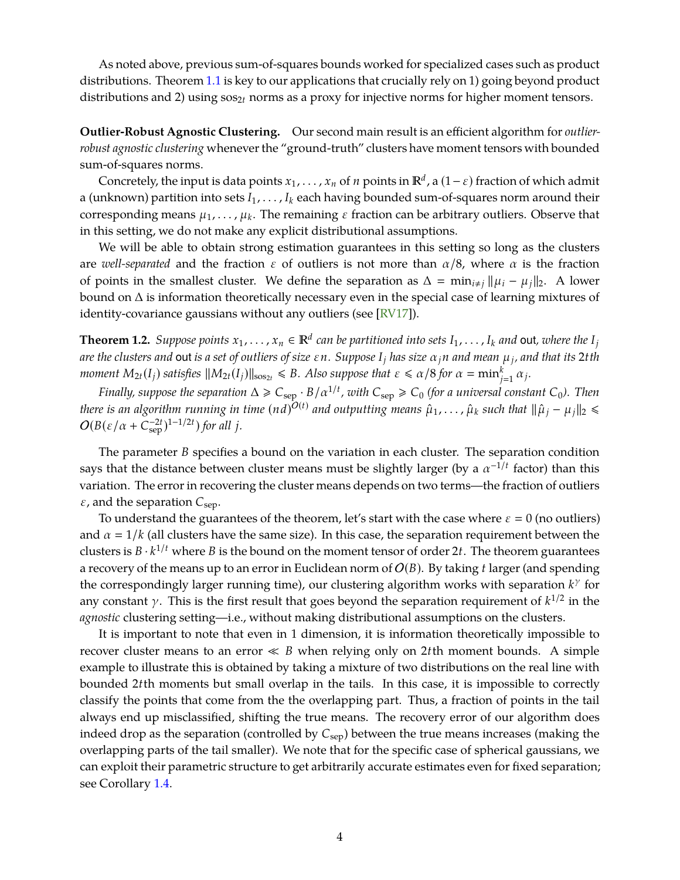As noted above, previous sum-of-squares bounds worked for specialized cases such as product distributions. Theorem 1.1 is key to our applications that crucially rely on 1) going beyond product distributions and 2) using $\mathrm{sos}_{2t}$ norms as a proxy for injective norms for higher moment tensors.

**Outlier-Robust Agnostic Clustering.** Our second main result is an efficient algorithm for *outlier-robust agnostic clustering* whenever the "ground-truth" clusters have moment tensors with bounded sum-of-squares norms.

Concretely, the input is data points $x_1, \ldots, x_n$ of $n$ points in $\mathbb{R}^d$, a $(1-\varepsilon)$ fraction of which admit a (unknown) partition into sets $I_1, \ldots, I_k$ each having bounded sum-of-squares norm around their corresponding means $\mu_1, \ldots, \mu_k$. The remaining $\varepsilon$ fraction can be arbitrary outliers. Observe that in this setting, we do not make any explicit distributional assumptions.

We will be able to obtain strong estimation guarantees in this setting so long as the clusters are *well-separated* and the fraction $\varepsilon$ of outliers is not more than $\alpha/8$, where $\alpha$ is the fraction of points in the smallest cluster. We define the separation as $\Delta = \min_{i \neq j} \|\mu_i - \mu_j\|_2$. A lower bound on $\Delta$ is information theoretically necessary even in the special case of learning mixtures of identity-covariance gaussians without any outliers (see [RV17]).

**Theorem 1.2.** *Suppose points $x_1, \ldots, x_n \in \mathbb{R}^d$ can be partitioned into sets $I_1, \ldots, I_k$ and* out*, where the $I_j$ are the clusters and* out *is a set of outliers of size $\varepsilon n$. Suppose $I_j$ has size $\alpha_j n$ and mean $\mu_j$, and that its $2t$th moment $M_{2t}(I_j)$ satisfies $\|M_{2t}(I_j)\|_{\mathrm{sos}_{2t}} \leqslant B$. Also suppose that $\varepsilon \leqslant \alpha/8$ for $\alpha = \min_{j=1}^k \alpha_j$.*

*Finally, suppose the separation $\Delta \geqslant C_{\mathrm{sep}} \cdot B/\alpha^{1/t}$, with $C_{\mathrm{sep}} \geqslant C_0$ (for a universal constant $C_0$). Then there is an algorithm running in time $(nd)^{O(t)}$ and outputting means $\hat{\mu}_1, \ldots, \hat{\mu}_k$ such that $\|\hat{\mu}_j - \mu_j\|_2 \leqslant O(B(\varepsilon/\alpha + C_{\mathrm{sep}}^{-2t})^{1-1/2t})$ for all $j$.*

The parameter $B$ specifies a bound on the variation in each cluster. The separation condition says that the distance between cluster means must be slightly larger (by a $\alpha^{-1/t}$ factor) than this variation. The error in recovering the cluster means depends on two terms—the fraction of outliers $\varepsilon$, and the separation $C_{\mathrm{sep}}$.

To understand the guarantees of the theorem, let's start with the case where $\varepsilon = 0$ (no outliers) and $\alpha = 1/k$ (all clusters have the same size). In this case, the separation requirement between the clusters is $B \cdot k^{1/t}$ where $B$ is the bound on the moment tensor of order $2t$. The theorem guarantees a recovery of the means up to an error in Euclidean norm of $O(B)$. By taking $t$ larger (and spending the correspondingly larger running time), our clustering algorithm works with separation $k^{\gamma}$ for any constant $\gamma$. This is the first result that goes beyond the separation requirement of $k^{1/2}$ in the *agnostic* clustering setting—i.e., without making distributional assumptions on the clusters.

It is important to note that even in 1 dimension, it is information theoretically impossible to recover cluster means to an error $\ll B$ when relying only on $2t$th moment bounds. A simple example to illustrate this is obtained by taking a mixture of two distributions on the real line with bounded $2t$th moments but small overlap in the tails. In this case, it is impossible to correctly classify the points that come from the the overlapping part. Thus, a fraction of points in the tail always end up misclassified, shifting the true means. The recovery error of our algorithm does indeed drop as the separation (controlled by $C_{\mathrm{sep}}$) between the true means increases (making the overlapping parts of the tail smaller). We note that for the specific case of spherical gaussians, we can exploit their parametric structure to get arbitrarily accurate estimates even for fixed separation; see Corollary 1.4.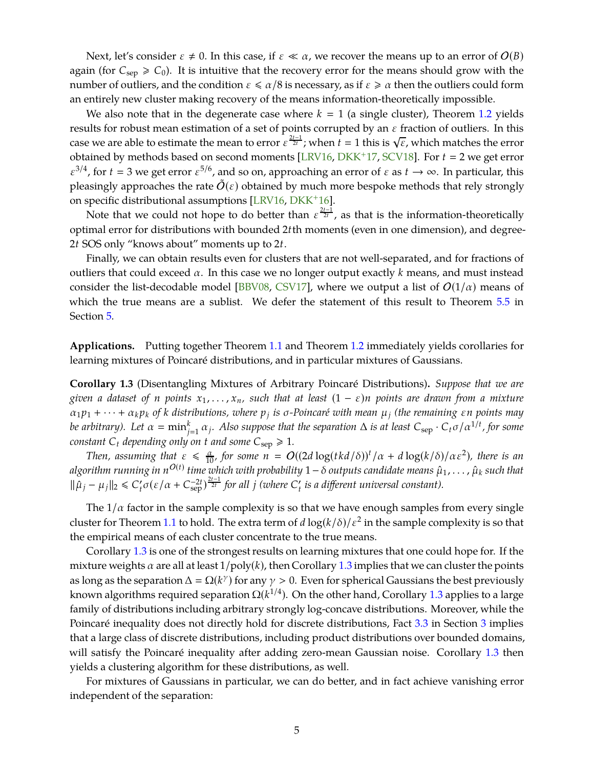Next, let's consider $\varepsilon \neq 0$. In this case, if $\varepsilon \ll \alpha$, we recover the means up to an error of $O(B)$ again (for $C_{\text{sep}} \geqslant C_0$). It is intuitive that the recovery error for the means should grow with the number of outliers, and the condition $\varepsilon \leqslant \alpha/8$ is necessary, as if $\varepsilon \geqslant \alpha$ then the outliers could form an entirely new cluster making recovery of the means information-theoretically impossible.

We also note that in the degenerate case where $k = 1$ (a single cluster), Theorem 1.2 yields results for robust mean estimation of a set of points corrupted by an $\varepsilon$ fraction of outliers. In this case we are able to estimate the mean to error $\varepsilon^{\frac{2t-1}{2t}}$; when $t = 1$ this is $\sqrt{\varepsilon}$, which matches the error obtained by methods based on second moments [LRV16, DKK+17, SCV18]. For $t = 2$ we get error $\varepsilon^{3/4}$, for $t = 3$ we get error $\varepsilon^{5/6}$, and so on, approaching an error of $\varepsilon$ as $t \to \infty$. In particular, this pleasingly approaches the rate $\tilde{O}(\varepsilon)$ obtained by much more bespoke methods that rely strongly on specific distributional assumptions [LRV16, DKK+16].

Note that we could not hope to do better than $\varepsilon^{\frac{2t-1}{2t}}$, as that is the information-theoretically optimal error for distributions with bounded $2t$th moments (even in one dimension), and degree-$2t$ SOS only "knows about" moments up to $2t$.

Finally, we can obtain results even for clusters that are not well-separated, and for fractions of outliers that could exceed $\alpha$. In this case we no longer output exactly $k$ means, and must instead consider the list-decodable model [BBV08, CSV17], where we output a list of $O(1/\alpha)$ means of which the true means are a sublist. We defer the statement of this result to Theorem 5.5 in Section 5.

**Applications.** Putting together Theorem 1.1 and Theorem 1.2 immediately yields corollaries for learning mixtures of Poincaré distributions, and in particular mixtures of Gaussians.

**Corollary 1.3** (Disentangling Mixtures of Arbitrary Poincaré Distributions)**.** *Suppose that we are given a dataset of $n$ points $x_1, \dots, x_n$, such that at least $(1-\varepsilon)n$ points are drawn from a mixture $\alpha_1 p_1 + \cdots + \alpha_k p_k$ of $k$ distributions, where $p_j$ is $\sigma$-Poincaré with mean $\mu_j$ (the remaining $\varepsilon n$ points may be arbitrary). Let $\alpha = \min_{j=1}^{k} \alpha_j$. Also suppose that the separation $\Delta$ is at least $C_{\text{sep}} \cdot C_t \sigma / \alpha^{1/t}$, for some constant $C_t$ depending only on $t$ and some $C_{\text{sep}} \geqslant 1$.*

*Then, assuming that $\varepsilon \leqslant \frac{\alpha}{10}$, for some $n = O((2d\log(tkd/\delta))^t/\alpha + d\log(k/\delta)/\alpha\varepsilon^2)$, there is an algorithm running in $n^{O(t)}$ time which with probability $1-\delta$ outputs candidate means $\hat{\mu}_1, \dots, \hat{\mu}_k$ such that $\|\hat{\mu}_j - \mu_j\|_2 \leqslant C_t' \sigma(\varepsilon/\alpha + C_{\text{sep}}^{-2t})^{\frac{2t-1}{2t}}$ for all $j$ (where $C_t'$ is a different universal constant).*

The $1/\alpha$ factor in the sample complexity is so that we have enough samples from every single cluster for Theorem 1.1 to hold. The extra term of $d\log(k/\delta)/\varepsilon^2$ in the sample complexity is so that the empirical means of each cluster concentrate to the true means.

Corollary 1.3 is one of the strongest results on learning mixtures that one could hope for. If the mixture weights $\alpha$ are all at least $1/\text{poly}(k)$, then Corollary 1.3 implies that we can cluster the points as long as the separation $\Delta = \Omega(k^{\gamma})$ for any $\gamma > 0$. Even for spherical Gaussians the best previously known algorithms required separation $\Omega(k^{1/4})$. On the other hand, Corollary 1.3 applies to a large family of distributions including arbitrary strongly log-concave distributions. Moreover, while the Poincaré inequality does not directly hold for discrete distributions, Fact 3.3 in Section 3 implies that a large class of discrete distributions, including product distributions over bounded domains, will satisfy the Poincaré inequality after adding zero-mean Gaussian noise. Corollary 1.3 then yields a clustering algorithm for these distributions, as well.

For mixtures of Gaussians in particular, we can do better, and in fact achieve vanishing error independent of the separation: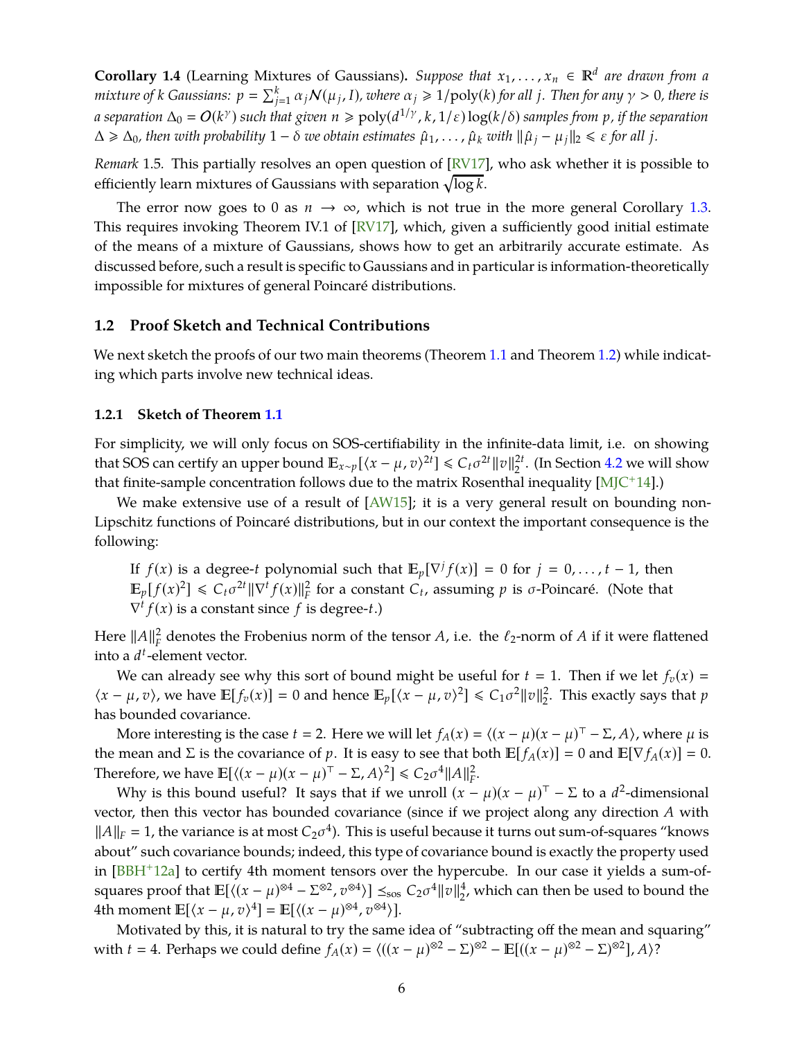**Corollary 1.4** (Learning Mixtures of Gaussians). *Suppose that $x_1, \dots, x_n \in \mathbb{R}^d$ are drawn from a mixture of k Gaussians: $p = \sum_{j=1}^k \alpha_j \mathcal{N}(\mu_j, I)$, where $\alpha_j \geqslant 1/\text{poly}(k)$ for all $j$. Then for any $\gamma > 0$, there is a separation $\Delta_0 = \mathcal{O}(k^\gamma)$ such that given $n \geqslant \text{poly}(d^{1/\gamma}, k, 1/\varepsilon) \log(k/\delta)$ samples from $p$, if the separation $\Delta \geqslant \Delta_0$, then with probability $1 - \delta$ we obtain estimates $\hat{\mu}_1, \dots, \hat{\mu}_k$ with $\|\hat{\mu}_j - \mu_j\|_2 \leqslant \varepsilon$ for all $j$.*

*Remark* 1.5. This partially resolves an open question of [RV17], who ask whether it is possible to efficiently learn mixtures of Gaussians with separation $\sqrt{\log k}$.

The error now goes to 0 as $n \to \infty$, which is not true in the more general Corollary 1.3. This requires invoking Theorem IV.1 of [RV17], which, given a sufficiently good initial estimate of the means of a mixture of Gaussians, shows how to get an arbitrarily accurate estimate. As discussed before, such a result is specific to Gaussians and in particular is information-theoretically impossible for mixtures of general Poincaré distributions.

## 1.2 Proof Sketch and Technical Contributions

We next sketch the proofs of our two main theorems (Theorem 1.1 and Theorem 1.2) while indicating which parts involve new technical ideas.

### 1.2.1 Sketch of Theorem 1.1

For simplicity, we will only focus on SOS-certifiability in the infinite-data limit, i.e. on showing that SOS can certify an upper bound $\mathbb{E}_{x \sim p}[\langle x - \mu, v \rangle^{2t}] \leqslant C_t \sigma^{2t} \|v\|_2^{2t}$. (In Section 4.2 we will show that finite-sample concentration follows due to the matrix Rosenthal inequality [MJC+14].)

We make extensive use of a result of [AW15]; it is a very general result on bounding non-Lipschitz functions of Poincaré distributions, but in our context the important consequence is the following:

> If $f(x)$ is a degree-$t$ polynomial such that $\mathbb{E}_p[\nabla^j f(x)] = 0$ for $j = 0, \dots, t-1$, then $\mathbb{E}_p[f(x)^2] \leqslant C_t \sigma^{2t} \|\nabla^t f(x)\|_F^2$ for a constant $C_t$, assuming $p$ is $\sigma$-Poincaré. (Note that $\nabla^t f(x)$ is a constant since $f$ is degree-$t$.)

Here $\|A\|_F^2$ denotes the Frobenius norm of the tensor $A$, i.e. the $\ell_2$-norm of $A$ if it were flattened into a $d^t$-element vector.

We can already see why this sort of bound might be useful for $t = 1$. Then if we let $f_v(x) = \langle x - \mu, v \rangle$, we have $\mathbb{E}[f_v(x)] = 0$ and hence $\mathbb{E}_p[\langle x - \mu, v \rangle^2] \leqslant C_1 \sigma^2 \|v\|_2^2$. This exactly says that $p$ has bounded covariance.

More interesting is the case $t = 2$. Here we will let $f_A(x) = \langle (x - \mu)(x - \mu)^\top - \Sigma, A \rangle$, where $\mu$ is the mean and $\Sigma$ is the covariance of $p$. It is easy to see that both $\mathbb{E}[f_A(x)] = 0$ and $\mathbb{E}[\nabla f_A(x)] = 0$. Therefore, we have $\mathbb{E}[\langle (x - \mu)(x - \mu)^\top - \Sigma, A \rangle^2] \leqslant C_2 \sigma^4 \|A\|_F^2$.

Why is this bound useful? It says that if we unroll $(x - \mu)(x - \mu)^\top - \Sigma$ to a $d^2$-dimensional vector, then this vector has bounded covariance (since if we project along any direction $A$ with $\|A\|_F = 1$, the variance is at most $C_2 \sigma^4$). This is useful because it turns out sum-of-squares "knows about" such covariance bounds; indeed, this type of covariance bound is exactly the property used in [BBH+12a] to certify 4th moment tensors over the hypercube. In our case it yields a sum-of-squares proof that $\mathbb{E}[\langle (x - \mu)^{\otimes 4} - \Sigma^{\otimes 2}, v^{\otimes 4} \rangle] \preceq_{\text{sos}} C_2 \sigma^4 \|v\|_2^4$, which can then be used to bound the 4th moment $\mathbb{E}[\langle x - \mu, v \rangle^4] = \mathbb{E}[\langle (x - \mu)^{\otimes 4}, v^{\otimes 4} \rangle]$.

Motivated by this, it is natural to try the same idea of "subtracting off the mean and squaring" with $t = 4$. Perhaps we could define $f_A(x) = \langle ((x - \mu)^{\otimes 2} - \Sigma)^{\otimes 2} - \mathbb{E}[((x - \mu)^{\otimes 2} - \Sigma)^{\otimes 2}], A \rangle$?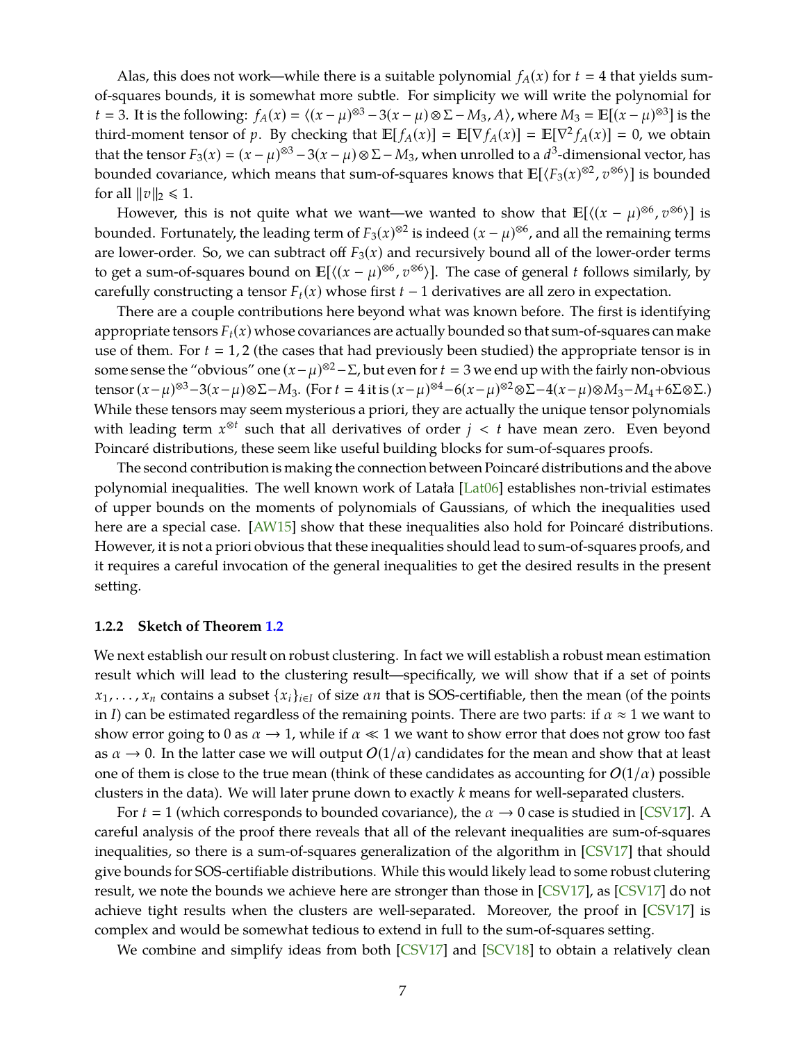Alas, this does not work—while there is a suitable polynomial $f_A(x)$ for $t = 4$ that yields sum-of-squares bounds, it is somewhat more subtle. For simplicity we will write the polynomial for $t = 3$. It is the following: $f_A(x) = \langle (x-\mu)^{\otimes 3} - 3(x-\mu) \otimes \Sigma - M_3, A \rangle$, where $M_3 = \mathbb{E}[(x-\mu)^{\otimes 3}]$ is the third-moment tensor of $p$. By checking that $\mathbb{E}[f_A(x)] = \mathbb{E}[\nabla f_A(x)] = \mathbb{E}[\nabla^2 f_A(x)] = 0$, we obtain that the tensor $F_3(x) = (x-\mu)^{\otimes 3} - 3(x-\mu) \otimes \Sigma - M_3$, when unrolled to a $d^3$-dimensional vector, has bounded covariance, which means that sum-of-squares knows that $\mathbb{E}[\langle F_3(x)^{\otimes 2}, v^{\otimes 6} \rangle]$ is bounded for all $\|v\|_2 \leqslant 1$.

However, this is not quite what we want—we wanted to show that $\mathbb{E}[\langle (x-\mu)^{\otimes 6}, v^{\otimes 6} \rangle]$ is bounded. Fortunately, the leading term of $F_3(x)^{\otimes 2}$ is indeed $(x-\mu)^{\otimes 6}$, and all the remaining terms are lower-order. So, we can subtract off $F_3(x)$ and recursively bound all of the lower-order terms to get a sum-of-squares bound on $\mathbb{E}[\langle (x-\mu)^{\otimes 6}, v^{\otimes 6} \rangle]$. The case of general $t$ follows similarly, by carefully constructing a tensor $F_t(x)$ whose first $t-1$ derivatives are all zero in expectation.

There are a couple contributions here beyond what was known before. The first is identifying appropriate tensors $F_t(x)$ whose covariances are actually bounded so that sum-of-squares can make use of them. For $t = 1, 2$ (the cases that had previously been studied) the appropriate tensor is in some sense the "obvious" one $(x-\mu)^{\otimes 2} - \Sigma$, but even for $t = 3$ we end up with the fairly non-obvious tensor $(x-\mu)^{\otimes 3} - 3(x-\mu) \otimes \Sigma - M_3$. (For $t = 4$ it is $(x-\mu)^{\otimes 4} - 6(x-\mu)^{\otimes 2} \otimes \Sigma - 4(x-\mu) \otimes M_3 - M_4 + 6\Sigma \otimes \Sigma$.) While these tensors may seem mysterious a priori, they are actually the unique tensor polynomials with leading term $x^{\otimes t}$ such that all derivatives of order $j < t$ have mean zero. Even beyond Poincaré distributions, these seem like useful building blocks for sum-of-squares proofs.

The second contribution is making the connection between Poincaré distributions and the above polynomial inequalities. The well known work of Latała [Lat06] establishes non-trivial estimates of upper bounds on the moments of polynomials of Gaussians, of which the inequalities used here are a special case. [AW15] show that these inequalities also hold for Poincaré distributions. However, it is not a priori obvious that these inequalities should lead to sum-of-squares proofs, and it requires a careful invocation of the general inequalities to get the desired results in the present setting.

### 1.2.2 Sketch of Theorem 1.2

We next establish our result on robust clustering. In fact we will establish a robust mean estimation result which will lead to the clustering result—specifically, we will show that if a set of points $x_1, \ldots, x_n$ contains a subset $\{x_i\}_{i \in I}$ of size $\alpha n$ that is SOS-certifiable, then the mean (of the points in $I$) can be estimated regardless of the remaining points. There are two parts: if $\alpha \approx 1$ we want to show error going to 0 as $\alpha \to 1$, while if $\alpha \ll 1$ we want to show error that does not grow too fast as $\alpha \to 0$. In the latter case we will output $O(1/\alpha)$ candidates for the mean and show that at least one of them is close to the true mean (think of these candidates as accounting for $O(1/\alpha)$ possible clusters in the data). We will later prune down to exactly $k$ means for well-separated clusters.

For $t = 1$ (which corresponds to bounded covariance), the $\alpha \to 0$ case is studied in [CSV17]. A careful analysis of the proof there reveals that all of the relevant inequalities are sum-of-squares inequalities, so there is a sum-of-squares generalization of the algorithm in [CSV17] that should give bounds for SOS-certifiable distributions. While this would likely lead to some robust clutering result, we note the bounds we achieve here are stronger than those in [CSV17], as [CSV17] do not achieve tight results when the clusters are well-separated. Moreover, the proof in [CSV17] is complex and would be somewhat tedious to extend in full to the sum-of-squares setting.

We combine and simplify ideas from both [CSV17] and [SCV18] to obtain a relatively clean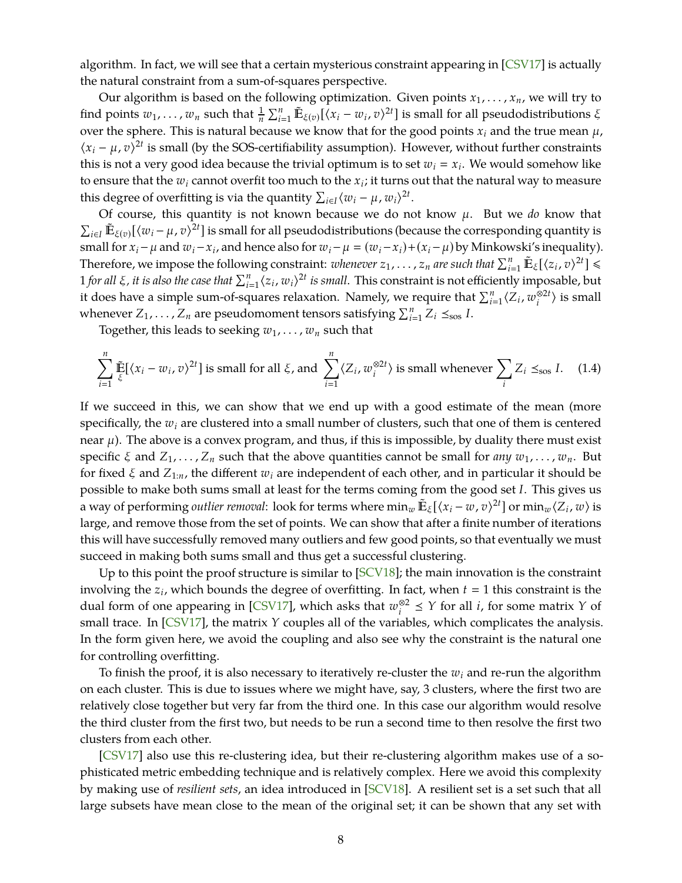algorithm. In fact, we will see that a certain mysterious constraint appearing in [CSV17] is actually the natural constraint from a sum-of-squares perspective.

Our algorithm is based on the following optimization. Given points $x_1, \ldots, x_n$, we will try to find points $w_1, \ldots, w_n$ such that $\frac{1}{n}\sum_{i=1}^n \tilde{\mathbb{E}}_{\xi(v)}[\langle x_i - w_i, v\rangle^{2t}]$ is small for all pseudodistributions $\xi$ over the sphere. This is natural because we know that for the good points $x_i$ and the true mean $\mu$, $\langle x_i - \mu, v\rangle^{2t}$ is small (by the SOS-certifiability assumption). However, without further constraints this is not a very good idea because the trivial optimum is to set $w_i = x_i$. We would somehow like to ensure that the $w_i$ cannot overfit too much to the $x_i$; it turns out that the natural way to measure this degree of overfitting is via the quantity $\sum_{i \in I} \langle w_i - \mu, w_i\rangle^{2t}$.

Of course, this quantity is not known because we do not know $\mu$. But we *do* know that $\sum_{i\in I} \tilde{\mathbb{E}}_{\xi(v)}[\langle w_i - \mu, v\rangle^{2t}]$ is small for all pseudodistributions (because the corresponding quantity is small for $x_i - \mu$ and $w_i - x_i$, and hence also for $w_i - \mu = (w_i - x_i) + (x_i - \mu)$ by Minkowski's inequality). Therefore, we impose the following constraint: *whenever $z_1, \ldots, z_n$ are such that $\sum_{i=1}^n \tilde{\mathbb{E}}_\xi[\langle z_i, v\rangle^{2t}] \leq 1$ for all $\xi$, it is also the case that $\sum_{i=1}^n \langle z_i, w_i\rangle^{2t}$ is small*. This constraint is not efficiently imposable, but it does have a simple sum-of-squares relaxation. Namely, we require that $\sum_{i=1}^n \langle Z_i, w_i^{\otimes 2t}\rangle$ is small whenever $Z_1, \ldots, Z_n$ are pseudomoment tensors satisfying $\sum_{i=1}^n Z_i \preceq_{\mathrm{sos}} I$.

Together, this leads to seeking $w_1, \ldots, w_n$ such that

$$\sum_{i=1}^n \tilde{\mathbb{E}}_{\xi}[\langle x_i - w_i, v\rangle^{2t}] \text{ is small for all } \xi, \text{ and } \sum_{i=1}^n \langle Z_i, w_i^{\otimes 2t}\rangle \text{ is small whenever } \sum_i Z_i \preceq_{\mathrm{sos}} I. \quad (1.4)$$

If we succeed in this, we can show that we end up with a good estimate of the mean (more specifically, the $w_i$ are clustered into a small number of clusters, such that one of them is centered near $\mu$). The above is a convex program, and thus, if this is impossible, by duality there must exist specific $\xi$ and $Z_1, \ldots, Z_n$ such that the above quantities cannot be small for *any* $w_1, \ldots, w_n$. But for fixed $\xi$ and $Z_{1:n}$, the different $w_i$ are independent of each other, and in particular it should be possible to make both sums small at least for the terms coming from the good set $I$. This gives us a way of performing *outlier removal*: look for terms where $\min_w \tilde{\mathbb{E}}_\xi[\langle x_i - w, v\rangle^{2t}]$ or $\min_w \langle Z_i, w\rangle$ is large, and remove those from the set of points. We can show that after a finite number of iterations this will have successfully removed many outliers and few good points, so that eventually we must succeed in making both sums small and thus get a successful clustering.

Up to this point the proof structure is similar to [SCV18]; the main innovation is the constraint involving the $z_i$, which bounds the degree of overfitting. In fact, when $t = 1$ this constraint is the dual form of one appearing in [CSV17], which asks that $w_i^{\otimes 2} \preceq Y$ for all $i$, for some matrix $Y$ of small trace. In [CSV17], the matrix $Y$ couples all of the variables, which complicates the analysis. In the form given here, we avoid the coupling and also see why the constraint is the natural one for controlling overfitting.

To finish the proof, it is also necessary to iteratively re-cluster the $w_i$ and re-run the algorithm on each cluster. This is due to issues where we might have, say, 3 clusters, where the first two are relatively close together but very far from the third one. In this case our algorithm would resolve the third cluster from the first two, but needs to be run a second time to then resolve the first two clusters from each other.

[CSV17] also use this re-clustering idea, but their re-clustering algorithm makes use of a sophisticated metric embedding technique and is relatively complex. Here we avoid this complexity by making use of *resilient sets*, an idea introduced in [SCV18]. A resilient set is a set such that all large subsets have mean close to the mean of the original set; it can be shown that any set with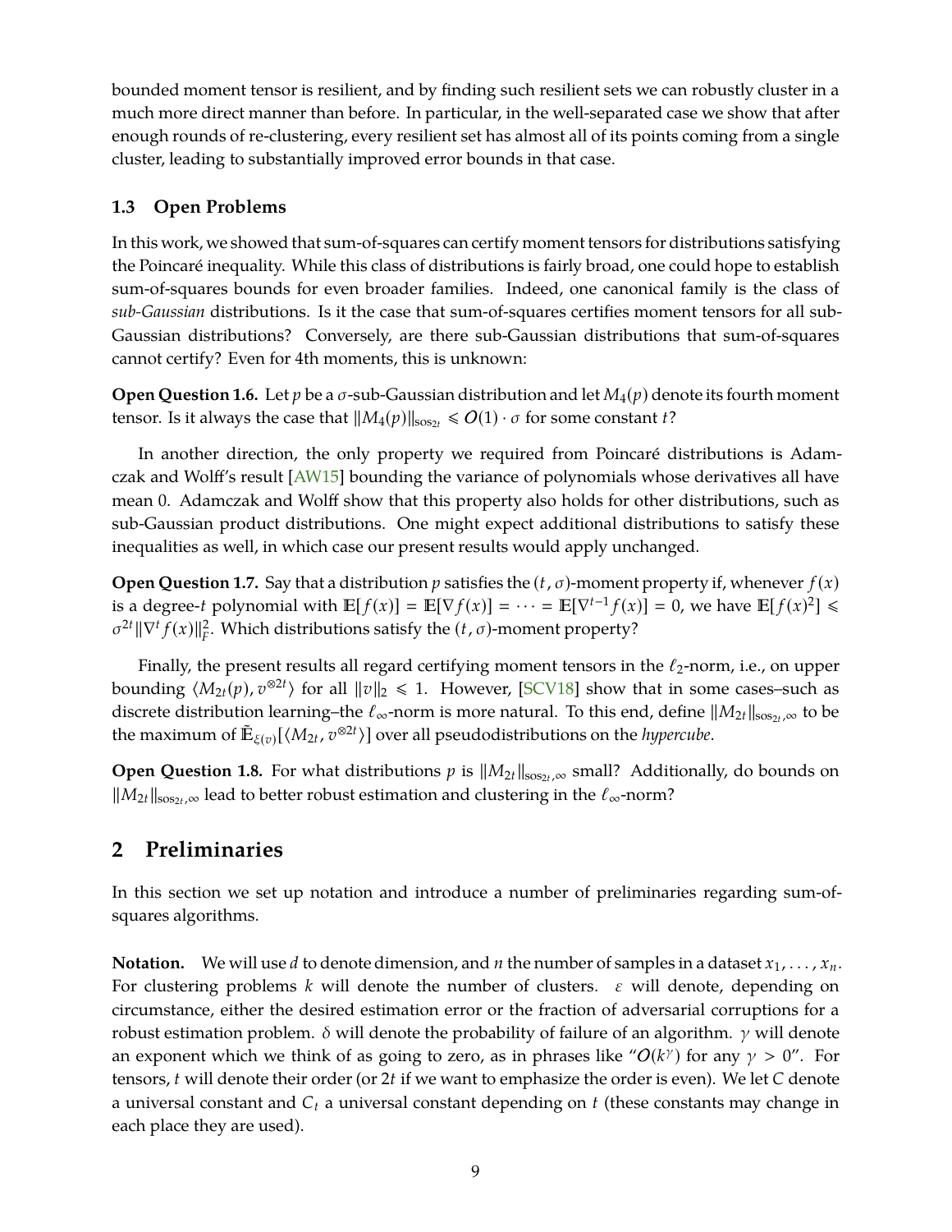bounded moment tensor is resilient, and by finding such resilient sets we can robustly cluster in a much more direct manner than before. In particular, in the well-separated case we show that after enough rounds of re-clustering, every resilient set has almost all of its points coming from a single cluster, leading to substantially improved error bounds in that case.

### 1.3 Open Problems

In this work, we showed that sum-of-squares can certify moment tensors for distributions satisfying the Poincaré inequality. While this class of distributions is fairly broad, one could hope to establish sum-of-squares bounds for even broader families. Indeed, one canonical family is the class of *sub-Gaussian* distributions. Is it the case that sum-of-squares certifies moment tensors for all sub-Gaussian distributions? Conversely, are there sub-Gaussian distributions that sum-of-squares cannot certify? Even for 4th moments, this is unknown:

**Open Question 1.6.** Let $p$ be a $\sigma$-sub-Gaussian distribution and let $M_4(p)$ denote its fourth moment tensor. Is it always the case that $\|M_4(p)\|_{\mathrm{sos}_{2t}} \leqslant O(1) \cdot \sigma$ for some constant $t$?

In another direction, the only property we required from Poincaré distributions is Adamczak and Wolff's result [AW15] bounding the variance of polynomials whose derivatives all have mean 0. Adamczak and Wolff show that this property also holds for other distributions, such as sub-Gaussian product distributions. One might expect additional distributions to satisfy these inequalities as well, in which case our present results would apply unchanged.

**Open Question 1.7.** Say that a distribution $p$ satisfies the $(t, \sigma)$-moment property if, whenever $f(x)$ is a degree-$t$ polynomial with $\mathbb{E}[f(x)] = \mathbb{E}[\nabla f(x)] = \cdots = \mathbb{E}[\nabla^{t-1} f(x)] = 0$, we have $\mathbb{E}[f(x)^2] \leqslant \sigma^{2t} \|\nabla^t f(x)\|_F^2$. Which distributions satisfy the $(t, \sigma)$-moment property?

Finally, the present results all regard certifying moment tensors in the $\ell_2$-norm, i.e., on upper bounding $\langle M_{2t}(p), v^{\otimes 2t} \rangle$ for all $\|v\|_2 \leqslant 1$. However, [SCV18] show that in some cases–such as discrete distribution learning–the $\ell_\infty$-norm is more natural. To this end, define $\|M_{2t}\|_{\mathrm{sos}_{2t},\infty}$ to be the maximum of $\tilde{\mathbb{E}}_{\xi(v)}[\langle M_{2t}, v^{\otimes 2t} \rangle]$ over all pseudodistributions on the *hypercube*.

**Open Question 1.8.** For what distributions $p$ is $\|M_{2t}\|_{\mathrm{sos}_{2t},\infty}$ small? Additionally, do bounds on $\|M_{2t}\|_{\mathrm{sos}_{2t},\infty}$ lead to better robust estimation and clustering in the $\ell_\infty$-norm?

## 2 Preliminaries

In this section we set up notation and introduce a number of preliminaries regarding sum-of-squares algorithms.

**Notation.** We will use $d$ to denote dimension, and $n$ the number of samples in a dataset $x_1, \ldots, x_n$. For clustering problems $k$ will denote the number of clusters. $\varepsilon$ will denote, depending on circumstance, either the desired estimation error or the fraction of adversarial corruptions for a robust estimation problem. $\delta$ will denote the probability of failure of an algorithm. $\gamma$ will denote an exponent which we think of as going to zero, as in phrases like "$O(k^\gamma)$ for any $\gamma > 0$". For tensors, $t$ will denote their order (or $2t$ if we want to emphasize the order is even). We let $C$ denote a universal constant and $C_t$ a universal constant depending on $t$ (these constants may change in each place they are used).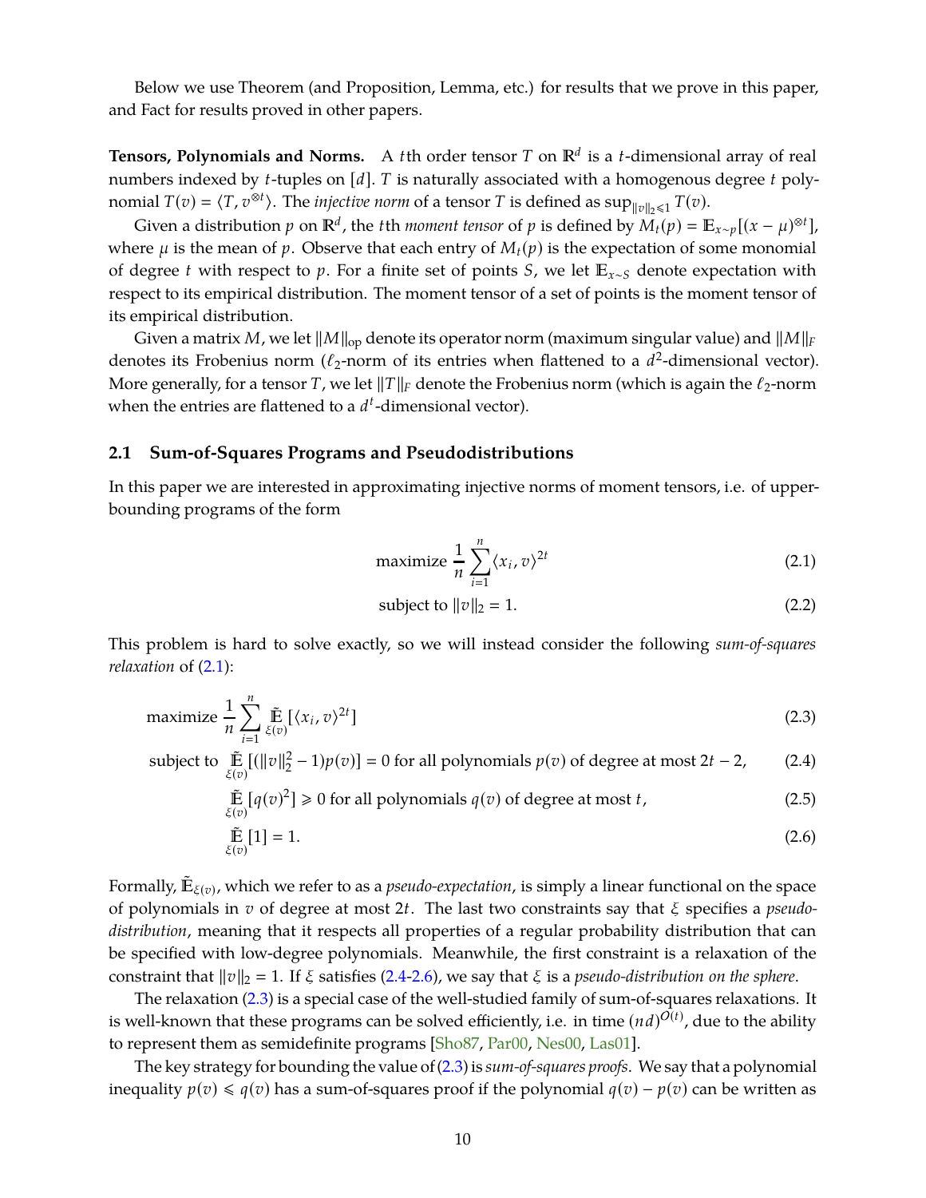Below we use Theorem (and Proposition, Lemma, etc.) for results that we prove in this paper, and Fact for results proved in other papers.

**Tensors, Polynomials and Norms.** A $t$th order tensor $T$ on $\mathbb{R}^d$ is a $t$-dimensional array of real numbers indexed by $t$-tuples on $[d]$. $T$ is naturally associated with a homogenous degree $t$ polynomial $T(v) = \langle T, v^{\otimes t} \rangle$. The *injective norm* of a tensor $T$ is defined as $\sup_{\|v\|_2 \leqslant 1} T(v)$.

Given a distribution $p$ on $\mathbb{R}^d$, the $t$th *moment tensor* of $p$ is defined by $M_t(p) = \mathbb{E}_{x \sim p}[(x - \mu)^{\otimes t}]$, where $\mu$ is the mean of $p$. Observe that each entry of $M_t(p)$ is the expectation of some monomial of degree $t$ with respect to $p$. For a finite set of points $S$, we let $\mathbb{E}_{x \sim S}$ denote expectation with respect to its empirical distribution. The moment tensor of a set of points is the moment tensor of its empirical distribution.

Given a matrix $M$, we let $\|M\|_{\text{op}}$ denote its operator norm (maximum singular value) and $\|M\|_F$ denotes its Frobenius norm ($\ell_2$-norm of its entries when flattened to a $d^2$-dimensional vector). More generally, for a tensor $T$, we let $\|T\|_F$ denote the Frobenius norm (which is again the $\ell_2$-norm when the entries are flattened to a $d^t$-dimensional vector).

## 2.1 Sum-of-Squares Programs and Pseudodistributions

In this paper we are interested in approximating injective norms of moment tensors, i.e. of upper-bounding programs of the form

$$\text{maximize } \frac{1}{n} \sum_{i=1}^{n} \langle x_i, v \rangle^{2t} \tag{2.1}$$

$$\text{subject to } \|v\|_2 = 1. \tag{2.2}$$

This problem is hard to solve exactly, so we will instead consider the following *sum-of-squares relaxation* of (2.1):

$$\text{maximize } \frac{1}{n} \sum_{i=1}^{n} \tilde{\mathbb{E}}_{\xi(v)} [\langle x_i, v \rangle^{2t}] \tag{2.3}$$

$$\text{subject to } \tilde{\mathbb{E}}_{\xi(v)} [(\|v\|_2^2 - 1) p(v)] = 0 \text{ for all polynomials } p(v) \text{ of degree at most } 2t-2, \tag{2.4}$$

$$\tilde{\mathbb{E}}_{\xi(v)} [q(v)^2] \geqslant 0 \text{ for all polynomials } q(v) \text{ of degree at most } t, \tag{2.5}$$

$$\tilde{\mathbb{E}}_{\xi(v)} [1] = 1. \tag{2.6}$$

Formally, $\tilde{\mathbb{E}}_{\xi(v)}$, which we refer to as a *pseudo-expectation*, is simply a linear functional on the space of polynomials in $v$ of degree at most $2t$. The last two constraints say that $\xi$ specifies a *pseudo-distribution*, meaning that it respects all properties of a regular probability distribution that can be specified with low-degree polynomials. Meanwhile, the first constraint is a relaxation of the constraint that $\|v\|_2 = 1$. If $\xi$ satisfies (2.4-2.6), we say that $\xi$ is a *pseudo-distribution on the sphere*.

The relaxation (2.3) is a special case of the well-studied family of sum-of-squares relaxations. It is well-known that these programs can be solved efficiently, i.e. in time $(nd)^{O(t)}$, due to the ability to represent them as semidefinite programs [Sho87, Par00, Nes00, Las01].

The key strategy for bounding the value of (2.3) is *sum-of-squares proofs*. We say that a polynomial inequality $p(v) \leqslant q(v)$ has a sum-of-squares proof if the polynomial $q(v) - p(v)$ can be written as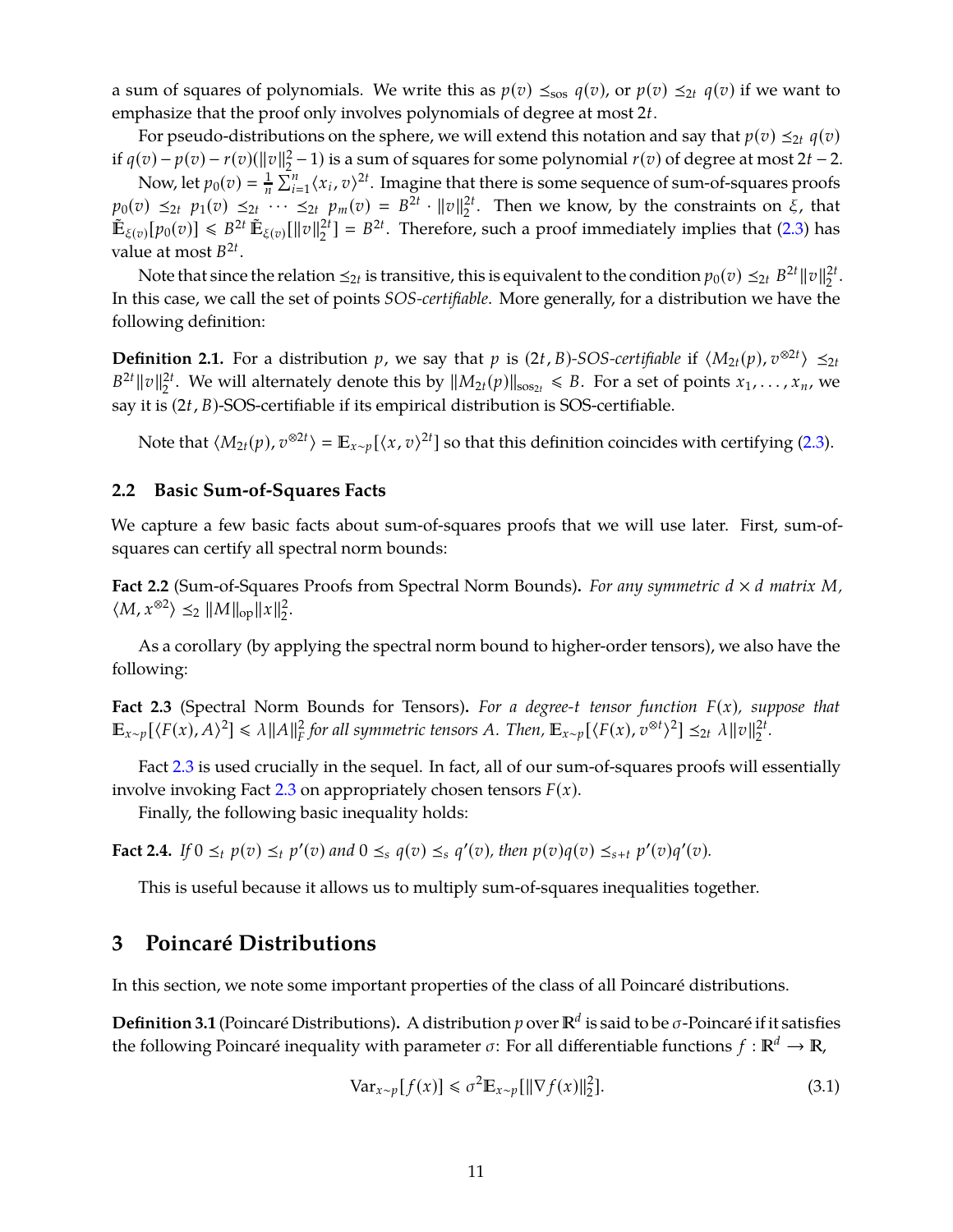a sum of squares of polynomials. We write this as $p(v) \preceq_{\mathrm{sos}} q(v)$, or $p(v) \preceq_{2t} q(v)$ if we want to emphasize that the proof only involves polynomials of degree at most $2t$.

For pseudo-distributions on the sphere, we will extend this notation and say that $p(v) \preceq_{2t} q(v)$ if $q(v) - p(v) - r(v)(\|v\|_2^2 - 1)$ is a sum of squares for some polynomial $r(v)$ of degree at most $2t-2$.

Now, let $p_0(v) = \frac{1}{n}\sum_{i=1}^n \langle x_i, v\rangle^{2t}$. Imagine that there is some sequence of sum-of-squares proofs $p_0(v) \preceq_{2t} p_1(v) \preceq_{2t} \cdots \preceq_{2t} p_m(v) = B^{2t} \cdot \|v\|_2^{2t}$. Then we know, by the constraints on $\xi$, that $\tilde{\mathbb{E}}_{\xi(v)}[p_0(v)] \leqslant B^{2t}\, \tilde{\mathbb{E}}_{\xi(v)}[\|v\|_2^{2t}] = B^{2t}$. Therefore, such a proof immediately implies that (2.3) has value at most $B^{2t}$.

Note that since the relation $\preceq_{2t}$ is transitive, this is equivalent to the condition $p_0(v) \preceq_{2t} B^{2t}\|v\|_2^{2t}$. In this case, we call the set of points *SOS-certifiable*. More generally, for a distribution we have the following definition:

**Definition 2.1.** For a distribution $p$, we say that $p$ is $(2t, B)$*-SOS-certifiable* if $\langle M_{2t}(p), v^{\otimes 2t}\rangle \preceq_{2t} B^{2t}\|v\|_2^{2t}$. We will alternately denote this by $\|M_{2t}(p)\|_{\mathrm{sos}_{2t}} \leqslant B$. For a set of points $x_1, \ldots, x_n$, we say it is $(2t, B)$-SOS-certifiable if its empirical distribution is SOS-certifiable.

Note that $\langle M_{2t}(p), v^{\otimes 2t}\rangle = \mathbb{E}_{x\sim p}[\langle x, v\rangle^{2t}]$ so that this definition coincides with certifying (2.3).

### 2.2 Basic Sum-of-Squares Facts

We capture a few basic facts about sum-of-squares proofs that we will use later. First, sum-of-squares can certify all spectral norm bounds:

**Fact 2.2** (Sum-of-Squares Proofs from Spectral Norm Bounds)**.** *For any symmetric $d \times d$ matrix $M$, $\langle M, x^{\otimes 2}\rangle \preceq_2 \|M\|_{\mathrm{op}}\|x\|_2^2$.*

As a corollary (by applying the spectral norm bound to higher-order tensors), we also have the following:

**Fact 2.3** (Spectral Norm Bounds for Tensors)**.** *For a degree-$t$ tensor function $F(x)$, suppose that $\mathbb{E}_{x\sim p}[\langle F(x), A\rangle^2] \leqslant \lambda\|A\|_F^2$ for all symmetric tensors $A$. Then, $\mathbb{E}_{x\sim p}[\langle F(x), v^{\otimes t}\rangle^2] \preceq_{2t} \lambda\|v\|_2^{2t}$.*

Fact 2.3 is used crucially in the sequel. In fact, all of our sum-of-squares proofs will essentially involve invoking Fact 2.3 on appropriately chosen tensors $F(x)$.

Finally, the following basic inequality holds:

**Fact 2.4.** *If $0 \preceq_t p(v) \preceq_t p'(v)$ and $0 \preceq_s q(v) \preceq_s q'(v)$, then $p(v)q(v) \preceq_{s+t} p'(v)q'(v)$.*

This is useful because it allows us to multiply sum-of-squares inequalities together.

## 3 Poincaré Distributions

In this section, we note some important properties of the class of all Poincaré distributions.

**Definition 3.1** (Poincaré Distributions)**.** A distribution $p$ over $\mathbb{R}^d$ is said to be $\sigma$-Poincaré if it satisfies the following Poincaré inequality with parameter $\sigma$: For all differentiable functions $f : \mathbb{R}^d \to \mathbb{R}$,

$$\mathrm{Var}_{x\sim p}[f(x)] \leqslant \sigma^2 \mathbb{E}_{x\sim p}[\|\nabla f(x)\|_2^2]. \tag{3.1}$$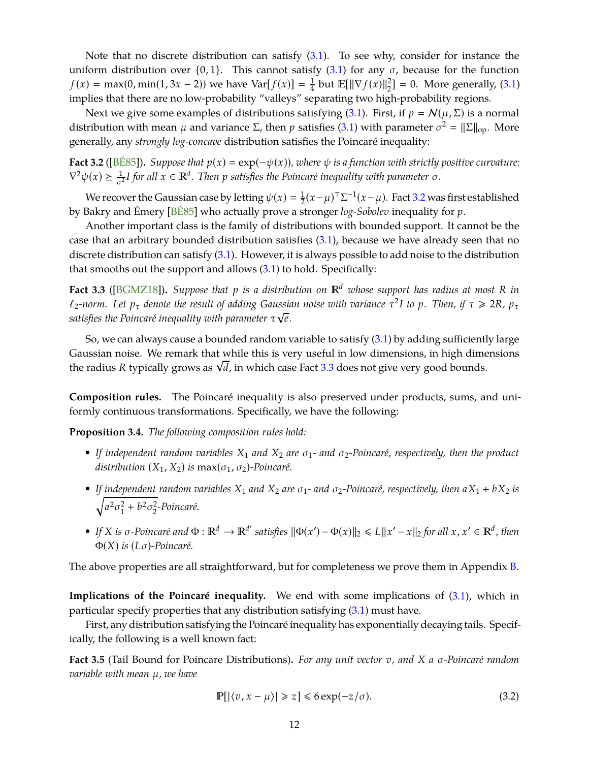Note that no discrete distribution can satisfy (3.1). To see why, consider for instance the uniform distribution over $\{0, 1\}$. This cannot satisfy (3.1) for any $\sigma$, because for the function $f(x) = \max(0, \min(1, 3x - 2))$ we have $\mathrm{Var}[f(x)] = \frac{1}{4}$ but $\mathbb{E}[\|\nabla f(x)\|_2^2] = 0$. More generally, (3.1) implies that there are no low-probability "valleys" separating two high-probability regions.

Next we give some examples of distributions satisfying (3.1). First, if $p = \mathcal{N}(\mu, \Sigma)$ is a normal distribution with mean $\mu$ and variance $\Sigma$, then $p$ satisfies (3.1) with parameter $\sigma^2 = \|\Sigma\|_{\mathrm{op}}$. More generally, any *strongly log-concave* distribution satisfies the Poincaré inequality:

**Fact 3.2** ([BÉ85]). *Suppose that $p(x) = \exp(-\psi(x))$, where $\psi$ is a function with strictly positive curvature: $\nabla^2 \psi(x) \succeq \frac{1}{\sigma^2} I$ for all $x \in \mathbb{R}^d$. Then $p$ satisfies the Poincaré inequality with parameter $\sigma$.*

We recover the Gaussian case by letting $\psi(x) = \frac{1}{2}(x-\mu)^\top \Sigma^{-1}(x-\mu)$. Fact 3.2 was first established by Bakry and Émery [BÉ85] who actually prove a stronger *log-Sobolev* inequality for $p$.

Another important class is the family of distributions with bounded support. It cannot be the case that an arbitrary bounded distribution satisfies (3.1), because we have already seen that no discrete distribution can satisfy (3.1). However, it is always possible to add noise to the distribution that smooths out the support and allows (3.1) to hold. Specifically:

**Fact 3.3** ([BGMZ18]). *Suppose that $p$ is a distribution on $\mathbb{R}^d$ whose support has radius at most $R$ in $\ell_2$-norm. Let $p_\tau$ denote the result of adding Gaussian noise with variance $\tau^2 I$ to $p$. Then, if $\tau \geqslant 2R$, $p_\tau$ satisfies the Poincaré inequality with parameter $\tau\sqrt{e}$.*

So, we can always cause a bounded random variable to satisfy (3.1) by adding sufficiently large Gaussian noise. We remark that while this is very useful in low dimensions, in high dimensions the radius $R$ typically grows as $\sqrt{d}$, in which case Fact 3.3 does not give very good bounds.

**Composition rules.** The Poincaré inequality is also preserved under products, sums, and uniformly continuous transformations. Specifically, we have the following:

**Proposition 3.4.** *The following composition rules hold:*

- *If independent random variables $X_1$ and $X_2$ are $\sigma_1$- and $\sigma_2$-Poincaré, respectively, then the product distribution $(X_1, X_2)$ is $\max(\sigma_1, \sigma_2)$-Poincaré.*
- *If independent random variables $X_1$ and $X_2$ are $\sigma_1$- and $\sigma_2$-Poincaré, respectively, then $aX_1 + bX_2$ is $\sqrt{a^2\sigma_1^2 + b^2\sigma_2^2}$-Poincaré.*
- *If $X$ is $\sigma$-Poincaré and $\Phi : \mathbb{R}^d \to \mathbb{R}^{d'}$ satisfies $\|\Phi(x') - \Phi(x)\|_2 \leqslant L\|x' - x\|_2$ for all $x, x' \in \mathbb{R}^d$, then $\Phi(X)$ is $(L\sigma)$-Poincaré.*

The above properties are all straightforward, but for completeness we prove them in Appendix B.

**Implications of the Poincaré inequality.** We end with some implications of (3.1), which in particular specify properties that any distribution satisfying (3.1) must have.

First, any distribution satisfying the Poincaré inequality has exponentially decaying tails. Specifically, the following is a well known fact:

**Fact 3.5** (Tail Bound for Poincare Distributions). *For any unit vector $v$, and $X$ a $\sigma$-Poincaré random variable with mean $\mu$, we have*

$$\mathbb{P}[|\langle v, x - \mu \rangle| \geqslant z] \leqslant 6 \exp(-z/\sigma). \tag{3.2}$$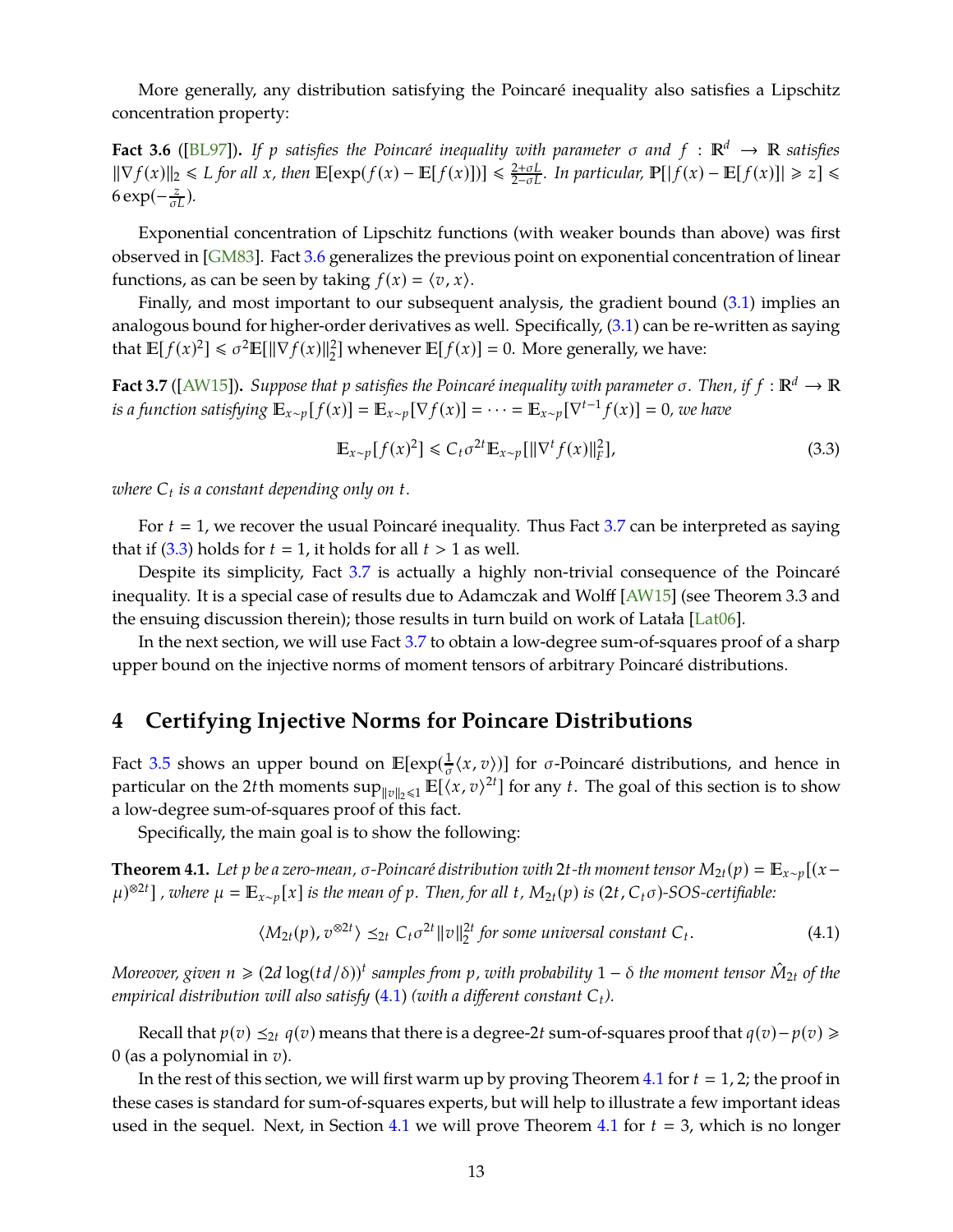More generally, any distribution satisfying the Poincaré inequality also satisfies a Lipschitz concentration property:

**Fact 3.6** ([BL97]). *If $p$ satisfies the Poincaré inequality with parameter $\sigma$ and $f : \mathbb{R}^d \to \mathbb{R}$ satisfies $\|\nabla f(x)\|_2 \leqslant L$ for all $x$, then $\mathbb{E}[\exp(f(x) - \mathbb{E}[f(x)])] \leqslant \frac{2+\sigma L}{2-\sigma L}$. In particular, $\mathbb{P}[|f(x) - \mathbb{E}[f(x)]| \geqslant z] \leqslant 6\exp(-\frac{z}{\sigma L})$.*

Exponential concentration of Lipschitz functions (with weaker bounds than above) was first observed in [GM83]. Fact 3.6 generalizes the previous point on exponential concentration of linear functions, as can be seen by taking $f(x) = \langle v, x \rangle$.

Finally, and most important to our subsequent analysis, the gradient bound (3.1) implies an analogous bound for higher-order derivatives as well. Specifically, (3.1) can be re-written as saying that $\mathbb{E}[f(x)^2] \leqslant \sigma^2 \mathbb{E}[\|\nabla f(x)\|_2^2]$ whenever $\mathbb{E}[f(x)] = 0$. More generally, we have:

**Fact 3.7** ([AW15]). *Suppose that $p$ satisfies the Poincaré inequality with parameter $\sigma$. Then, if $f : \mathbb{R}^d \to \mathbb{R}$ is a function satisfying $\mathbb{E}_{x\sim p}[f(x)] = \mathbb{E}_{x\sim p}[\nabla f(x)] = \cdots = \mathbb{E}_{x \sim p}[\nabla^{t-1} f(x)] = 0$, we have*

$$\mathbb{E}_{x\sim p}[f(x)^2] \leqslant C_t \sigma^{2t} \mathbb{E}_{x\sim p}[\|\nabla^t f(x)\|_F^2], \tag{3.3}$$

*where $C_t$ is a constant depending only on $t$.*

For $t = 1$, we recover the usual Poincaré inequality. Thus Fact 3.7 can be interpreted as saying that if (3.3) holds for $t = 1$, it holds for all $t > 1$ as well.

Despite its simplicity, Fact 3.7 is actually a highly non-trivial consequence of the Poincaré inequality. It is a special case of results due to Adamczak and Wolff [AW15] (see Theorem 3.3 and the ensuing discussion therein); those results in turn build on work of Latała [Lat06].

In the next section, we will use Fact 3.7 to obtain a low-degree sum-of-squares proof of a sharp upper bound on the injective norms of moment tensors of arbitrary Poincaré distributions.

# 4 Certifying Injective Norms for Poincare Distributions

Fact 3.5 shows an upper bound on $\mathbb{E}[\exp(\frac{1}{\sigma}\langle x, v\rangle)]$ for $\sigma$-Poincaré distributions, and hence in particular on the $2t$th moments $\sup_{\|v\|_2 \leqslant 1} \mathbb{E}[\langle x, v\rangle^{2t}]$ for any $t$. The goal of this section is to show a low-degree sum-of-squares proof of this fact.

Specifically, the main goal is to show the following:

**Theorem 4.1.** *Let $p$ be a zero-mean, $\sigma$-Poincaré distribution with $2t$-th moment tensor $M_{2t}(p) = \mathbb{E}_{x\sim p}[(x - \mu)^{\otimes 2t}]$, where $\mu = \mathbb{E}_{x\sim p}[x]$ is the mean of $p$. Then, for all $t$, $M_{2t}(p)$ is $(2t, C_t\sigma)$-SOS-certifiable:*

$$\langle M_{2t}(p), v^{\otimes 2t}\rangle \preceq_{2t} C_t \sigma^{2t} \|v\|_2^{2t} \text{ for some universal constant } C_t. \tag{4.1}$$

*Moreover, given $n \geqslant (2d\log(td/\delta))^t$ samples from $p$, with probability $1-\delta$ the moment tensor $\hat{M}_{2t}$ of the empirical distribution will also satisfy (4.1) (with a different constant $C_t$).*

Recall that $p(v) \preceq_{2t} q(v)$ means that there is a degree-$2t$ sum-of-squares proof that $q(v) - p(v) \geqslant 0$ (as a polynomial in $v$).

In the rest of this section, we will first warm up by proving Theorem 4.1 for $t = 1, 2$; the proof in these cases is standard for sum-of-squares experts, but will help to illustrate a few important ideas used in the sequel. Next, in Section 4.1 we will prove Theorem 4.1 for $t = 3$, which is no longer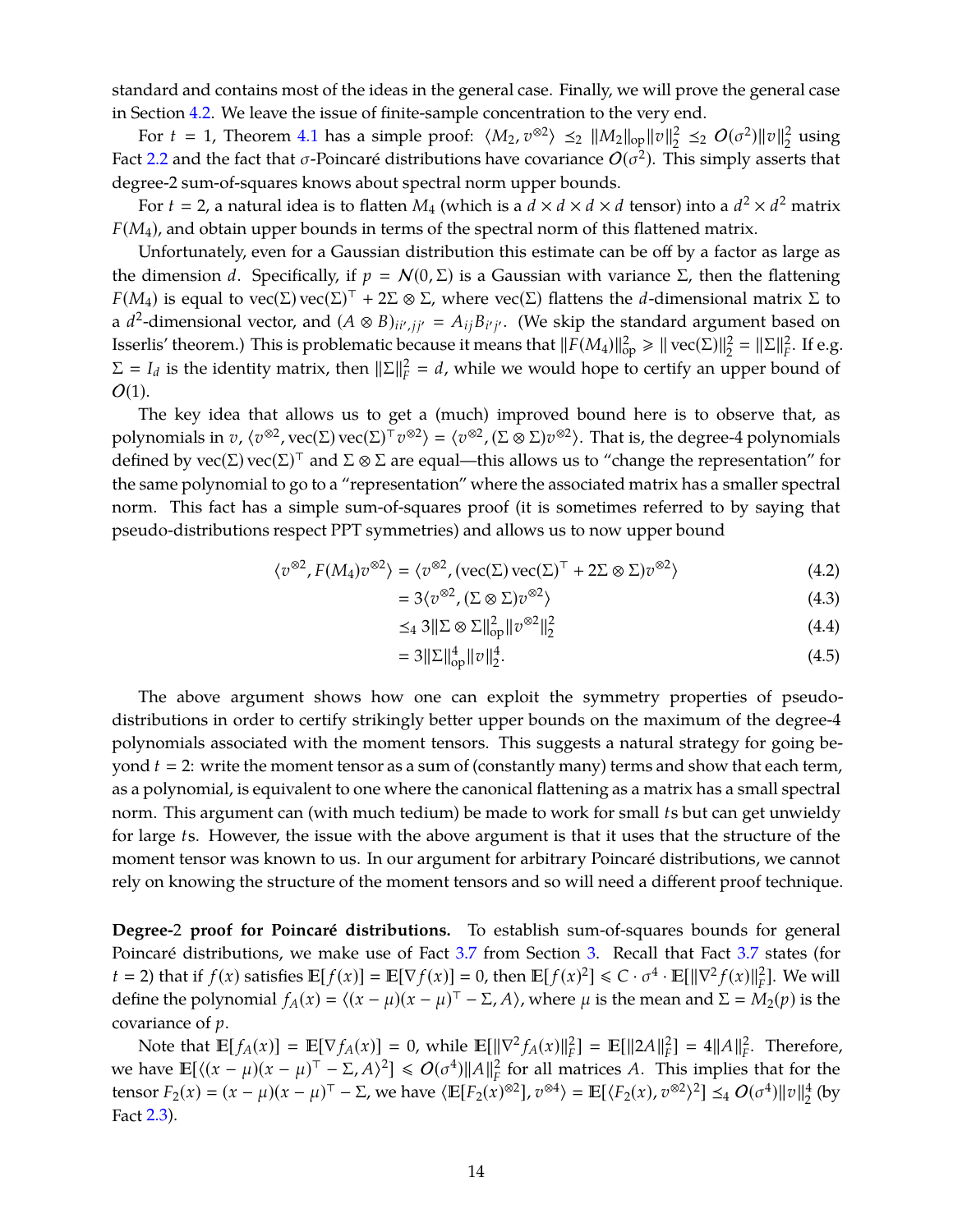standard and contains most of the ideas in the general case. Finally, we will prove the general case in Section 4.2. We leave the issue of finite-sample concentration to the very end.

For $t = 1$, Theorem 4.1 has a simple proof: $\langle M_2, v^{\otimes 2}\rangle \preceq_2 \|M_2\|_{\text{op}}\|v\|_2^2 \preceq_2 O(\sigma^2)\|v\|_2^2$ using Fact 2.2 and the fact that $\sigma$-Poincaré distributions have covariance $O(\sigma^2)$. This simply asserts that degree-2 sum-of-squares knows about spectral norm upper bounds.

For $t = 2$, a natural idea is to flatten $M_4$ (which is a $d \times d \times d \times d$ tensor) into a $d^2 \times d^2$ matrix $F(M_4)$, and obtain upper bounds in terms of the spectral norm of this flattened matrix.

Unfortunately, even for a Gaussian distribution this estimate can be off by a factor as large as the dimension $d$. Specifically, if $p = \mathcal{N}(0, \Sigma)$ is a Gaussian with variance $\Sigma$, then the flattening $F(M_4)$ is equal to $\text{vec}(\Sigma)\,\text{vec}(\Sigma)^\top + 2\Sigma \otimes \Sigma$, where $\text{vec}(\Sigma)$ flattens the $d$-dimensional matrix $\Sigma$ to a $d^2$-dimensional vector, and $(A \otimes B)_{ii',jj'} = A_{ij}B_{i'j'}$. (We skip the standard argument based on Isserlis' theorem.) This is problematic because it means that $\|F(M_4)\|_{\text{op}}^2 \geqslant \|\text{vec}(\Sigma)\|_2^2 = \|\Sigma\|_F^2$. If e.g. $\Sigma = I_d$ is the identity matrix, then $\|\Sigma\|_F^2 = d$, while we would hope to certify an upper bound of $O(1)$.

The key idea that allows us to get a (much) improved bound here is to observe that, as polynomials in $v$, $\langle v^{\otimes 2}, \text{vec}(\Sigma)\,\text{vec}(\Sigma)^\top v^{\otimes 2}\rangle = \langle v^{\otimes 2}, (\Sigma \otimes \Sigma)v^{\otimes 2}\rangle$. That is, the degree-4 polynomials defined by $\text{vec}(\Sigma)\,\text{vec}(\Sigma)^\top$ and $\Sigma \otimes \Sigma$ are equal—this allows us to "change the representation" for the same polynomial to go to a "representation" where the associated matrix has a smaller spectral norm. This fact has a simple sum-of-squares proof (it is sometimes referred to by saying that pseudo-distributions respect PPT symmetries) and allows us to now upper bound

$$
\begin{aligned}
\langle v^{\otimes 2}, F(M_4)v^{\otimes 2}\rangle &= \langle v^{\otimes 2}, (\text{vec}(\Sigma)\,\text{vec}(\Sigma)^\top + 2\Sigma \otimes \Sigma)v^{\otimes 2}\rangle && (4.2)\\
&= 3\langle v^{\otimes 2}, (\Sigma \otimes \Sigma)v^{\otimes 2}\rangle && (4.3)\\
&\preceq_4 3\|\Sigma \otimes \Sigma\|_{\text{op}}^2\|v^{\otimes 2}\|_2^2 && (4.4)\\
&= 3\|\Sigma\|_{\text{op}}^4\|v\|_2^4. && (4.5)
\end{aligned}
$$

The above argument shows how one can exploit the symmetry properties of pseudo-distributions in order to certify strikingly better upper bounds on the maximum of the degree-4 polynomials associated with the moment tensors. This suggests a natural strategy for going beyond $t = 2$: write the moment tensor as a sum of (constantly many) terms and show that each term, as a polynomial, is equivalent to one where the canonical flattening as a matrix has a small spectral norm. This argument can (with much tedium) be made to work for small $t$s but can get unwieldy for large $t$s. However, the issue with the above argument is that it uses that the structure of the moment tensor was known to us. In our argument for arbitrary Poincaré distributions, we cannot rely on knowing the structure of the moment tensors and so will need a different proof technique.

**Degree-2 proof for Poincaré distributions.** To establish sum-of-squares bounds for general Poincaré distributions, we make use of Fact 3.7 from Section 3. Recall that Fact 3.7 states (for $t = 2$) that if $f(x)$ satisfies $\mathbb{E}[f(x)] = \mathbb{E}[\nabla f(x)] = 0$, then $\mathbb{E}[f(x)^2] \leqslant C \cdot \sigma^4 \cdot \mathbb{E}[\|\nabla^2 f(x)\|_F^2]$. We will define the polynomial $f_A(x) = \langle (x-\mu)(x-\mu)^\top - \Sigma, A\rangle$, where $\mu$ is the mean and $\Sigma = M_2(p)$ is the covariance of $p$.

Note that $\mathbb{E}[f_A(x)] = \mathbb{E}[\nabla f_A(x)] = 0$, while $\mathbb{E}[\|\nabla^2 f_A(x)\|_F^2] = \mathbb{E}[\|2A\|_F^2] = 4\|A\|_F^2$. Therefore, we have $\mathbb{E}[\langle (x-\mu)(x-\mu)^\top - \Sigma, A\rangle^2] \leqslant O(\sigma^4)\|A\|_F^2$ for all matrices $A$. This implies that for the tensor $F_2(x) = (x-\mu)(x-\mu)^\top - \Sigma$, we have $\langle \mathbb{E}[F_2(x)^{\otimes 2}], v^{\otimes 4}\rangle = \mathbb{E}[\langle F_2(x), v^{\otimes 2}\rangle^2] \preceq_4 O(\sigma^4)\|v\|_2^4$ (by Fact 2.3).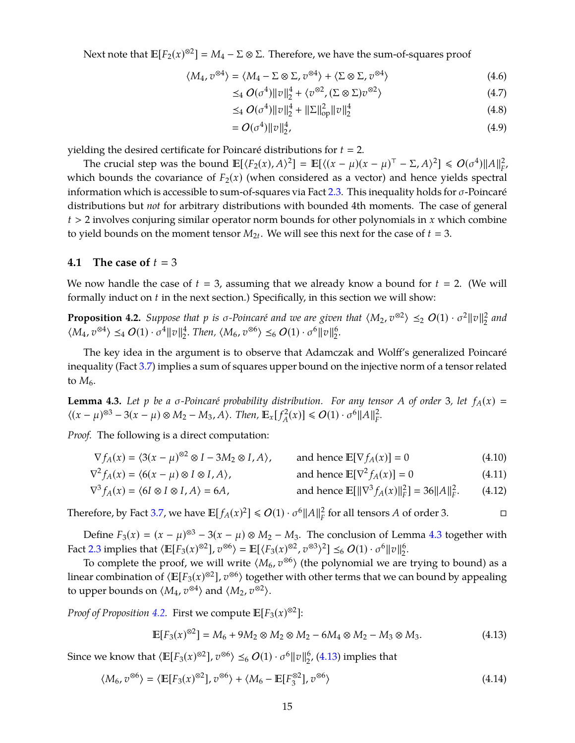Next note that $\mathbb{E}[F_2(x)^{\otimes 2}] = M_4 - \Sigma \otimes \Sigma$. Therefore, we have the sum-of-squares proof

$$
\begin{aligned}
\langle M_4, v^{\otimes 4} \rangle &= \langle M_4 - \Sigma \otimes \Sigma, v^{\otimes 4} \rangle + \langle \Sigma \otimes \Sigma, v^{\otimes 4} \rangle && (4.6)\\
&\preceq_4 O(\sigma^4)\|v\|_2^4 + \langle v^{\otimes 2}, (\Sigma \otimes \Sigma) v^{\otimes 2} \rangle && (4.7)\\
&\preceq_4 O(\sigma^4)\|v\|_2^4 + \|\Sigma\|_{\mathrm{op}}^2 \|v\|_2^4 && (4.8)\\
&= O(\sigma^4)\|v\|_2^4, && (4.9)
\end{aligned}
$$

yielding the desired certificate for Poincaré distributions for $t = 2$.

The crucial step was the bound $\mathbb{E}[\langle F_2(x), A \rangle^2] = \mathbb{E}[\langle (x-\mu)(x-\mu)^\top - \Sigma, A \rangle^2] \leqslant O(\sigma^4)\|A\|_F^2$, which bounds the covariance of $F_2(x)$ (when considered as a vector) and hence yields spectral information which is accessible to sum-of-squares via Fact 2.3. This inequality holds for $\sigma$-Poincaré distributions but *not* for arbitrary distributions with bounded 4th moments. The case of general $t > 2$ involves conjuring similar operator norm bounds for other polynomials in $x$ which combine to yield bounds on the moment tensor $M_{2t}$. We will see this next for the case of $t = 3$.

## 4.1 The case of $t = 3$

We now handle the case of $t = 3$, assuming that we already know a bound for $t = 2$. (We will formally induct on $t$ in the next section.) Specifically, in this section we will show:

**Proposition 4.2.** *Suppose that $p$ is $\sigma$-Poincaré and we are given that $\langle M_2, v^{\otimes 2} \rangle \preceq_2 O(1) \cdot \sigma^2 \|v\|_2^2$ and $\langle M_4, v^{\otimes 4} \rangle \preceq_4 O(1) \cdot \sigma^4 \|v\|_2^4$. Then, $\langle M_6, v^{\otimes 6} \rangle \preceq_6 O(1) \cdot \sigma^6 \|v\|_2^6$.*

The key idea in the argument is to observe that Adamczak and Wolff's generalized Poincaré inequality (Fact 3.7) implies a sum of squares upper bound on the injective norm of a tensor related to $M_6$.

**Lemma 4.3.** *Let $p$ be a $\sigma$-Poincaré probability distribution. For any tensor $A$ of order 3, let $f_A(x) = \langle (x-\mu)^{\otimes 3} - 3(x-\mu) \otimes M_2 - M_3, A \rangle$. Then, $\mathbb{E}_x[f_A^2(x)] \leqslant O(1) \cdot \sigma^6 \|A\|_F^2$.*

*Proof.* The following is a direct computation:

$$
\begin{aligned}
\nabla f_A(x) &= \langle 3(x-\mu)^{\otimes 2} \otimes I - 3M_2 \otimes I, A \rangle, && \text{and hence } \mathbb{E}[\nabla f_A(x)] = 0 && (4.10)\\
\nabla^2 f_A(x) &= \langle 6(x-\mu) \otimes I \otimes I, A \rangle, && \text{and hence } \mathbb{E}[\nabla^2 f_A(x)] = 0 && (4.11)\\
\nabla^3 f_A(x) &= \langle 6 I \otimes I \otimes I, A \rangle = 6A, && \text{and hence } \mathbb{E}[\|\nabla^3 f_A(x)\|_F^2] = 36\|A\|_F^2. && (4.12)
\end{aligned}
$$

Therefore, by Fact 3.7, we have $\mathbb{E}[f_A(x)^2] \leqslant O(1) \cdot \sigma^6 \|A\|_F^2$ for all tensors $A$ of order 3. $\square$

Define $F_3(x) = (x-\mu)^{\otimes 3} - 3(x-\mu) \otimes M_2 - M_3$. The conclusion of Lemma 4.3 together with Fact 2.3 implies that $\langle \mathbb{E}[F_3(x)^{\otimes 2}], v^{\otimes 6} \rangle = \mathbb{E}[\langle F_3(x)^{\otimes 2}, v^{\otimes 3} \rangle^2] \preceq_6 O(1) \cdot \sigma^6 \|v\|_2^6$.

To complete the proof, we will write $\langle M_6, v^{\otimes 6} \rangle$ (the polynomial we are trying to bound) as a linear combination of $\langle \mathbb{E}[F_3(x)^{\otimes 2}], v^{\otimes 6} \rangle$ together with other terms that we can bound by appealing to upper bounds on $\langle M_4, v^{\otimes 4} \rangle$ and $\langle M_2, v^{\otimes 2} \rangle$.

*Proof of Proposition 4.2.* First we compute $\mathbb{E}[F_3(x)^{\otimes 2}]$:

$$
\mathbb{E}[F_3(x)^{\otimes 2}] = M_6 + 9M_2 \otimes M_2 \otimes M_2 - 6M_4 \otimes M_2 - M_3 \otimes M_3. \tag{4.13}
$$

Since we know that $\langle \mathbb{E}[F_3(x)^{\otimes 2}], v^{\otimes 6} \rangle \preceq_6 O(1) \cdot \sigma^6 \|v\|_2^6$, (4.13) implies that

$$
\langle M_6, v^{\otimes 6} \rangle = \langle \mathbb{E}[F_3(x)^{\otimes 2}], v^{\otimes 6} \rangle + \langle M_6 - \mathbb{E}[F_3^{\otimes 2}], v^{\otimes 6} \rangle \tag{4.14}
$$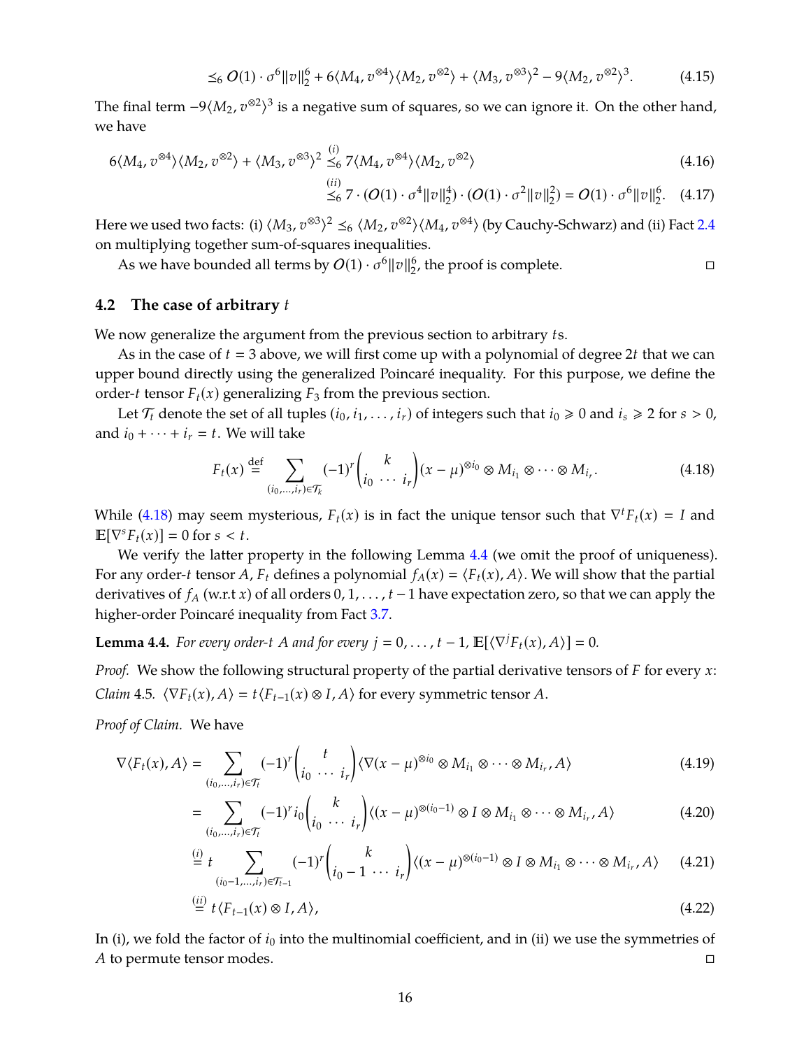$$\preceq_6 O(1) \cdot \sigma^6 \|v\|_2^6 + 6\langle M_4, v^{\otimes 4}\rangle\langle M_2, v^{\otimes 2}\rangle + \langle M_3, v^{\otimes 3}\rangle^2 - 9\langle M_2, v^{\otimes 2}\rangle^3. \tag{4.15}$$

The final term $-9\langle M_2, v^{\otimes 2}\rangle^3$ is a negative sum of squares, so we can ignore it. On the other hand, we have

$$6\langle M_4, v^{\otimes 4}\rangle\langle M_2, v^{\otimes 2}\rangle + \langle M_3, v^{\otimes 3}\rangle^2 \overset{(i)}{\preceq_6} 7\langle M_4, v^{\otimes 4}\rangle\langle M_2, v^{\otimes 2}\rangle \tag{4.16}$$

$$\overset{(ii)}{\preceq_6} 7 \cdot (O(1) \cdot \sigma^4 \|v\|_2^4) \cdot (O(1) \cdot \sigma^2 \|v\|_2^2) = O(1) \cdot \sigma^6 \|v\|_2^6. \tag{4.17}$$

Here we used two facts: (i) $\langle M_3, v^{\otimes 3}\rangle^2 \preceq_6 \langle M_2, v^{\otimes 2}\rangle\langle M_4, v^{\otimes 4}\rangle$ (by Cauchy-Schwarz) and (ii) Fact 2.4 on multiplying together sum-of-squares inequalities.

As we have bounded all terms by $O(1) \cdot \sigma^6 \|v\|_2^6$, the proof is complete. ◻

## 4.2 The case of arbitrary $t$

We now generalize the argument from the previous section to arbitrary $t$s.

As in the case of $t = 3$ above, we will first come up with a polynomial of degree $2t$ that we can upper bound directly using the generalized Poincaré inequality. For this purpose, we define the order-$t$ tensor $F_t(x)$ generalizing $F_3$ from the previous section.

Let $\mathcal{T}_t$ denote the set of all tuples $(i_0, i_1, \dots, i_r)$ of integers such that $i_0 \geqslant 0$ and $i_s \geqslant 2$ for $s > 0$, and $i_0 + \dots + i_r = t$. We will take

$$F_t(x) \overset{\text{def}}{=} \sum_{(i_0,\dots,i_r)\in\mathcal{T}_k} (-1)^r \binom{k}{i_0 \; \cdots \; i_r} (x-\mu)^{\otimes i_0} \otimes M_{i_1} \otimes \dots \otimes M_{i_r}. \tag{4.18}$$

While (4.18) may seem mysterious, $F_t(x)$ is in fact the unique tensor such that $\nabla^t F_t(x) = I$ and $\mathbb{E}[\nabla^s F_t(x)] = 0$ for $s < t$.

We verify the latter property in the following Lemma 4.4 (we omit the proof of uniqueness). For any order-$t$ tensor $A$, $F_t$ defines a polynomial $f_A(x) = \langle F_t(x), A\rangle$. We will show that the partial derivatives of $f_A$ (w.r.t $x$) of all orders $0, 1, \dots, t-1$ have expectation zero, so that we can apply the higher-order Poincaré inequality from Fact 3.7.

**Lemma 4.4.** *For every order-$t$ $A$ and for every $j = 0, \dots, t-1$, $\mathbb{E}[\langle \nabla^j F_t(x), A\rangle] = 0$.*

*Proof.* We show the following structural property of the partial derivative tensors of $F$ for every $x$:

*Claim 4.5.* $\langle \nabla F_t(x), A\rangle = t\langle F_{t-1}(x) \otimes I, A\rangle$ for every symmetric tensor $A$.

*Proof of Claim.* We have

$$\nabla\langle F_t(x), A\rangle = \sum_{(i_0,\dots,i_r)\in\mathcal{T}_t} (-1)^r \binom{t}{i_0 \; \cdots \; i_r} \langle \nabla(x-\mu)^{\otimes i_0} \otimes M_{i_1} \otimes \dots \otimes M_{i_r}, A\rangle \tag{4.19}$$

$$= \sum_{(i_0,\dots,i_r)\in\mathcal{T}_t} (-1)^r i_0 \binom{k}{i_0 \; \cdots \; i_r} \langle (x-\mu)^{\otimes(i_0-1)} \otimes I \otimes M_{i_1} \otimes \dots \otimes M_{i_r}, A\rangle \tag{4.20}$$

$$\overset{(i)}{=} t \sum_{(i_0-1,\dots,i_r)\in\mathcal{T}_{t-1}} (-1)^r \binom{k}{i_0 - 1 \; \cdots \; i_r} \langle (x-\mu)^{\otimes(i_0-1)} \otimes I \otimes M_{i_1} \otimes \dots \otimes M_{i_r}, A\rangle \tag{4.21}$$

$$\overset{(ii)}{=} t\langle F_{t-1}(x) \otimes I, A\rangle, \tag{4.22}$$

In (i), we fold the factor of $i_0$ into the multinomial coefficient, and in (ii) we use the symmetries of $A$ to permute tensor modes. ◻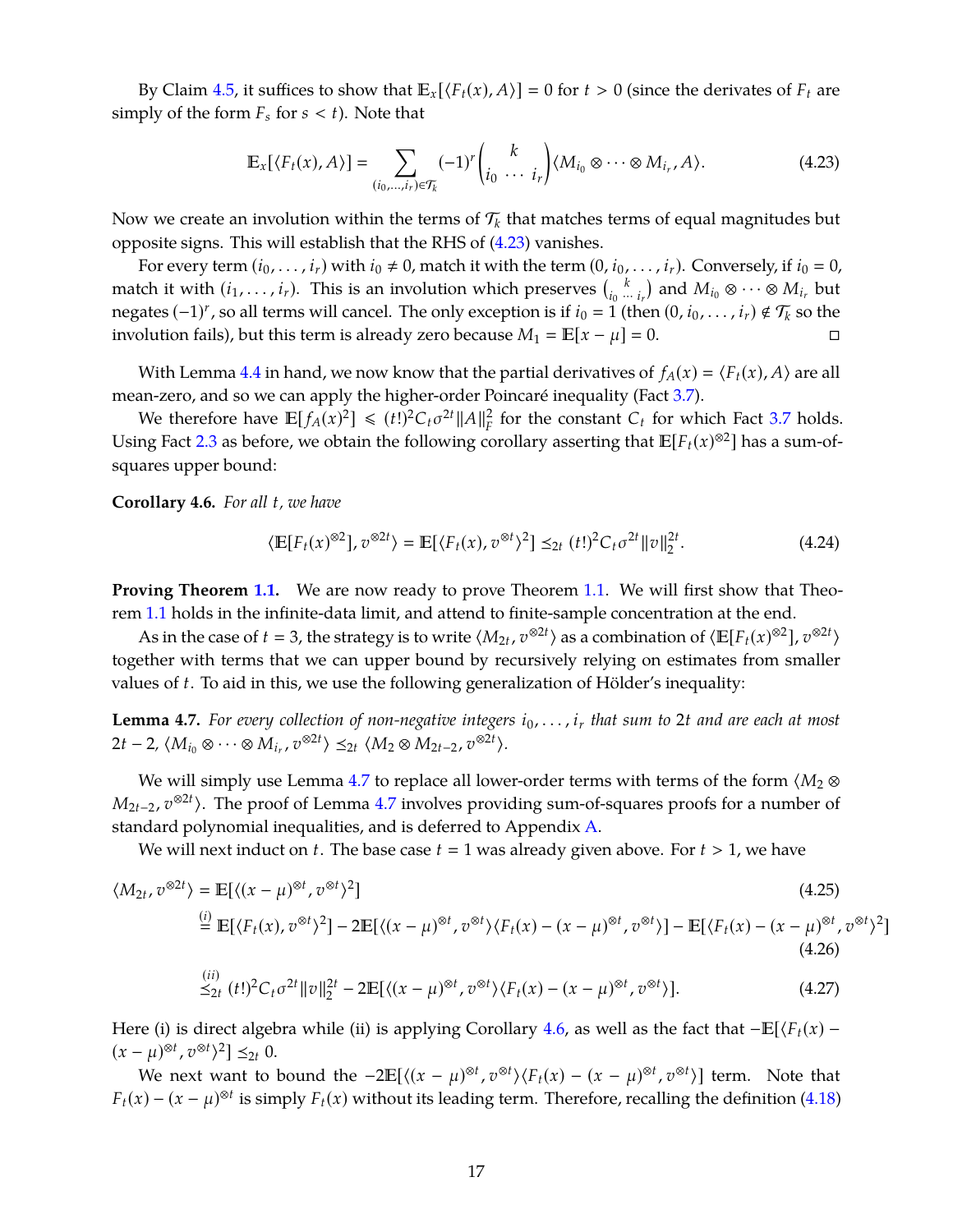By Claim 4.5, it suffices to show that $\mathbb{E}_x[\langle F_t(x), A\rangle] = 0$ for $t > 0$ (since the derivates of $F_t$ are simply of the form $F_s$ for $s < t$). Note that

$$\mathbb{E}_x[\langle F_t(x), A\rangle] = \sum_{(i_0,\dots,i_r)\in\mathcal{T}_k} (-1)^r \binom{k}{i_0 \ \cdots \ i_r} \langle M_{i_0} \otimes \cdots \otimes M_{i_r}, A\rangle. \tag{4.23}$$

Now we create an involution within the terms of $\mathcal{T}_k$ that matches terms of equal magnitudes but opposite signs. This will establish that the RHS of (4.23) vanishes.

For every term $(i_0, \dots, i_r)$ with $i_0 \neq 0$, match it with the term $(0, i_0, \dots, i_r)$. Conversely, if $i_0 = 0$, match it with $(i_1, \dots, i_r)$. This is an involution which preserves $\binom{k}{i_0 \ \cdots \ i_r}$ and $M_{i_0} \otimes \cdots \otimes M_{i_r}$ but negates $(-1)^r$, so all terms will cancel. The only exception is if $i_0 = 1$ (then $(0, i_0, \dots, i_r) \notin \mathcal{T}_k$ so the involution fails), but this term is already zero because $M_1 = \mathbb{E}[x - \mu] = 0$. $\square$

With Lemma 4.4 in hand, we now know that the partial derivatives of $f_A(x) = \langle F_t(x), A\rangle$ are all mean-zero, and so we can apply the higher-order Poincaré inequality (Fact 3.7).

We therefore have $\mathbb{E}[f_A(x)^2] \leqslant (t!)^2 C_t \sigma^{2t} \|A\|_F^2$ for the constant $C_t$ for which Fact 3.7 holds. Using Fact 2.3 as before, we obtain the following corollary asserting that $\mathbb{E}[F_t(x)^{\otimes 2}]$ has a sum-of-squares upper bound:

**Corollary 4.6.** *For all $t$, we have*

$$\langle \mathbb{E}[F_t(x)^{\otimes 2}], v^{\otimes 2t}\rangle = \mathbb{E}[\langle F_t(x), v^{\otimes t}\rangle^2] \preceq_{2t} (t!)^2 C_t \sigma^{2t} \|v\|_2^{2t}. \tag{4.24}$$

**Proving Theorem 1.1.** We are now ready to prove Theorem 1.1. We will first show that Theorem 1.1 holds in the infinite-data limit, and attend to finite-sample concentration at the end.

As in the case of $t = 3$, the strategy is to write $\langle M_{2t}, v^{\otimes 2t}\rangle$ as a combination of $\langle \mathbb{E}[F_t(x)^{\otimes 2}], v^{\otimes 2t}\rangle$ together with terms that we can upper bound by recursively relying on estimates from smaller values of $t$. To aid in this, we use the following generalization of Hölder's inequality:

**Lemma 4.7.** *For every collection of non-negative integers $i_0, \dots, i_r$ that sum to $2t$ and are each at most $2t-2$, $\langle M_{i_0} \otimes \cdots \otimes M_{i_r}, v^{\otimes 2t}\rangle \preceq_{2t} \langle M_2 \otimes M_{2t-2}, v^{\otimes 2t}\rangle$.*

We will simply use Lemma 4.7 to replace all lower-order terms with terms of the form $\langle M_2 \otimes M_{2t-2}, v^{\otimes 2t}\rangle$. The proof of Lemma 4.7 involves providing sum-of-squares proofs for a number of standard polynomial inequalities, and is deferred to Appendix A.

We will next induct on $t$. The base case $t = 1$ was already given above. For $t > 1$, we have

$$\langle M_{2t}, v^{\otimes 2t}\rangle = \mathbb{E}[\langle (x-\mu)^{\otimes t}, v^{\otimes t}\rangle^2] \tag{4.25}$$

$$\stackrel{(i)}{=} \mathbb{E}[\langle F_t(x), v^{\otimes t}\rangle^2] - 2\mathbb{E}[\langle (x-\mu)^{\otimes t}, v^{\otimes t}\rangle\langle F_t(x) - (x-\mu)^{\otimes t}, v^{\otimes t}\rangle] - \mathbb{E}[\langle F_t(x) - (x-\mu)^{\otimes t}, v^{\otimes t}\rangle^2] \tag{4.26}$$

$$\stackrel{(ii)}{\preceq_{2t}} (t!)^2 C_t \sigma^{2t} \|v\|_2^{2t} - 2\mathbb{E}[\langle (x-\mu)^{\otimes t}, v^{\otimes t}\rangle\langle F_t(x) - (x-\mu)^{\otimes t}, v^{\otimes t}\rangle]. \tag{4.27}$$

Here (i) is direct algebra while (ii) is applying Corollary 4.6, as well as the fact that $-\mathbb{E}[\langle F_t(x) - (x-\mu)^{\otimes t}, v^{\otimes t}\rangle^2] \preceq_{2t} 0$.

We next want to bound the $-2\mathbb{E}[\langle (x-\mu)^{\otimes t}, v^{\otimes t}\rangle\langle F_t(x) - (x-\mu)^{\otimes t}, v^{\otimes t}\rangle]$ term. Note that $F_t(x) - (x-\mu)^{\otimes t}$ is simply $F_t(x)$ without its leading term. Therefore, recalling the definition (4.18)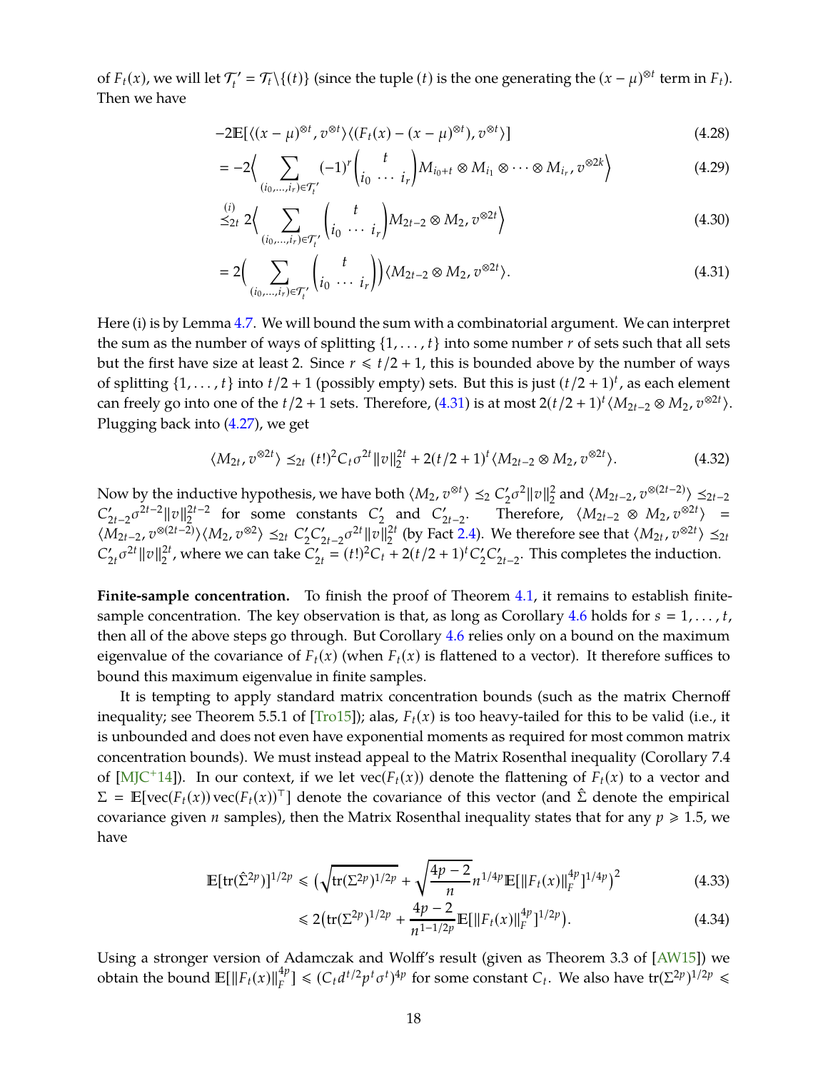of $F_t(x)$, we will let $\mathcal{T}_t' = \mathcal{T}_t \backslash \{(t)\}$ (since the tuple $(t)$ is the one generating the $(x-\mu)^{\otimes t}$ term in $F_t$). Then we have

$$-2\mathbb{E}[\langle (x-\mu)^{\otimes t}, v^{\otimes t}\rangle \langle (F_t(x) - (x-\mu)^{\otimes t}), v^{\otimes t}\rangle] \tag{4.28}$$

$$= -2\Big\langle \sum_{(i_0,\dots,i_r)\in\mathcal{T}_t'} (-1)^r \binom{t}{i_0 \ \cdots \ i_r} M_{i_0+t} \otimes M_{i_1} \otimes \cdots \otimes M_{i_r}, v^{\otimes 2k}\Big\rangle \tag{4.29}$$

$$\overset{(i)}{\preceq_{2t}} 2\Big\langle \sum_{(i_0,\dots,i_r)\in\mathcal{T}_t'} \binom{t}{i_0 \ \cdots \ i_r} M_{2t-2} \otimes M_2, v^{\otimes 2t}\Big\rangle \tag{4.30}$$

$$= 2\Big( \sum_{(i_0,\dots,i_r)\in\mathcal{T}_t'} \binom{t}{i_0 \ \cdots \ i_r}\Big) \langle M_{2t-2} \otimes M_2, v^{\otimes 2t}\rangle. \tag{4.31}$$

Here (i) is by Lemma 4.7. We will bound the sum with a combinatorial argument. We can interpret the sum as the number of ways of splitting $\{1,\dots,t\}$ into some number $r$ of sets such that all sets but the first have size at least 2. Since $r \leqslant t/2+1$, this is bounded above by the number of ways of splitting $\{1,\dots,t\}$ into $t/2+1$ (possibly empty) sets. But this is just $(t/2+1)^t$, as each element can freely go into one of the $t/2+1$ sets. Therefore, (4.31) is at most $2(t/2+1)^t\langle M_{2t-2} \otimes M_2, v^{\otimes 2t}\rangle$. Plugging back into (4.27), we get

$$\langle M_{2t}, v^{\otimes 2t}\rangle \preceq_{2t} (t!)^2 C_t \sigma^{2t}\|v\|_2^{2t} + 2(t/2+1)^t \langle M_{2t-2} \otimes M_2, v^{\otimes 2t}\rangle. \tag{4.32}$$

Now by the inductive hypothesis, we have both $\langle M_2, v^{\otimes t}\rangle \preceq_2 C_2'\sigma^2\|v\|_2^2$ and $\langle M_{2t-2}, v^{\otimes(2t-2)}\rangle \preceq_{2t-2} C_{2t-2}'\sigma^{2t-2}\|v\|_2^{2t-2}$ for some constants $C_2'$ and $C_{2t-2}'$. Therefore, $\langle M_{2t-2} \otimes M_2, v^{\otimes 2t}\rangle = \langle M_{2t-2}, v^{\otimes(2t-2)}\rangle\langle M_2, v^{\otimes 2}\rangle \preceq_{2t} C_2'C_{2t-2}'\sigma^{2t}\|v\|_2^{2t}$ (by Fact 2.4). We therefore see that $\langle M_{2t}, v^{\otimes 2t}\rangle \preceq_{2t} C_{2t}'\sigma^{2t}\|v\|_2^{2t}$, where we can take $C_{2t}' = (t!)^2C_t + 2(t/2+1)^tC_2'C_{2t-2}'$. This completes the induction.

**Finite-sample concentration.** To finish the proof of Theorem 4.1, it remains to establish finite-sample concentration. The key observation is that, as long as Corollary 4.6 holds for $s = 1,\dots,t$, then all of the above steps go through. But Corollary 4.6 relies only on a bound on the maximum eigenvalue of the covariance of $F_t(x)$ (when $F_t(x)$ is flattened to a vector). It therefore suffices to bound this maximum eigenvalue in finite samples.

It is tempting to apply standard matrix concentration bounds (such as the matrix Chernoff inequality; see Theorem 5.5.1 of [Tro15]); alas, $F_t(x)$ is too heavy-tailed for this to be valid (i.e., it is unbounded and does not even have exponential moments as required for most common matrix concentration bounds). We must instead appeal to the Matrix Rosenthal inequality (Corollary 7.4 of [MJC+14]). In our context, if we let $\mathrm{vec}(F_t(x))$ denote the flattening of $F_t(x)$ to a vector and $\Sigma = \mathbb{E}[\mathrm{vec}(F_t(x))\,\mathrm{vec}(F_t(x))^\top]$ denote the covariance of this vector (and $\hat{\Sigma}$ denote the empirical covariance given $n$ samples), then the Matrix Rosenthal inequality states that for any $p \geqslant 1.5$, we have

$$\mathbb{E}[\mathrm{tr}(\hat{\Sigma}^{2p})]^{1/2p} \leqslant \Big(\sqrt{\mathrm{tr}(\Sigma^{2p})^{1/2p}} + \sqrt{\frac{4p-2}{n}} n^{1/4p}\mathbb{E}[\|F_t(x)\|_F^{4p}]^{1/4p}\Big)^2 \tag{4.33}$$

$$\leqslant 2\Big(\mathrm{tr}(\Sigma^{2p})^{1/2p} + \frac{4p-2}{n^{1-1/2p}}\mathbb{E}[\|F_t(x)\|_F^{4p}]^{1/2p}\Big). \tag{4.34}$$

Using a stronger version of Adamczak and Wolff's result (given as Theorem 3.3 of [AW15]) we obtain the bound $\mathbb{E}[\|F_t(x)\|_F^{4p}] \leqslant (C_t d^{t/2} p^t \sigma^t)^{4p}$ for some constant $C_t$. We also have $\mathrm{tr}(\Sigma^{2p})^{1/2p} \leqslant$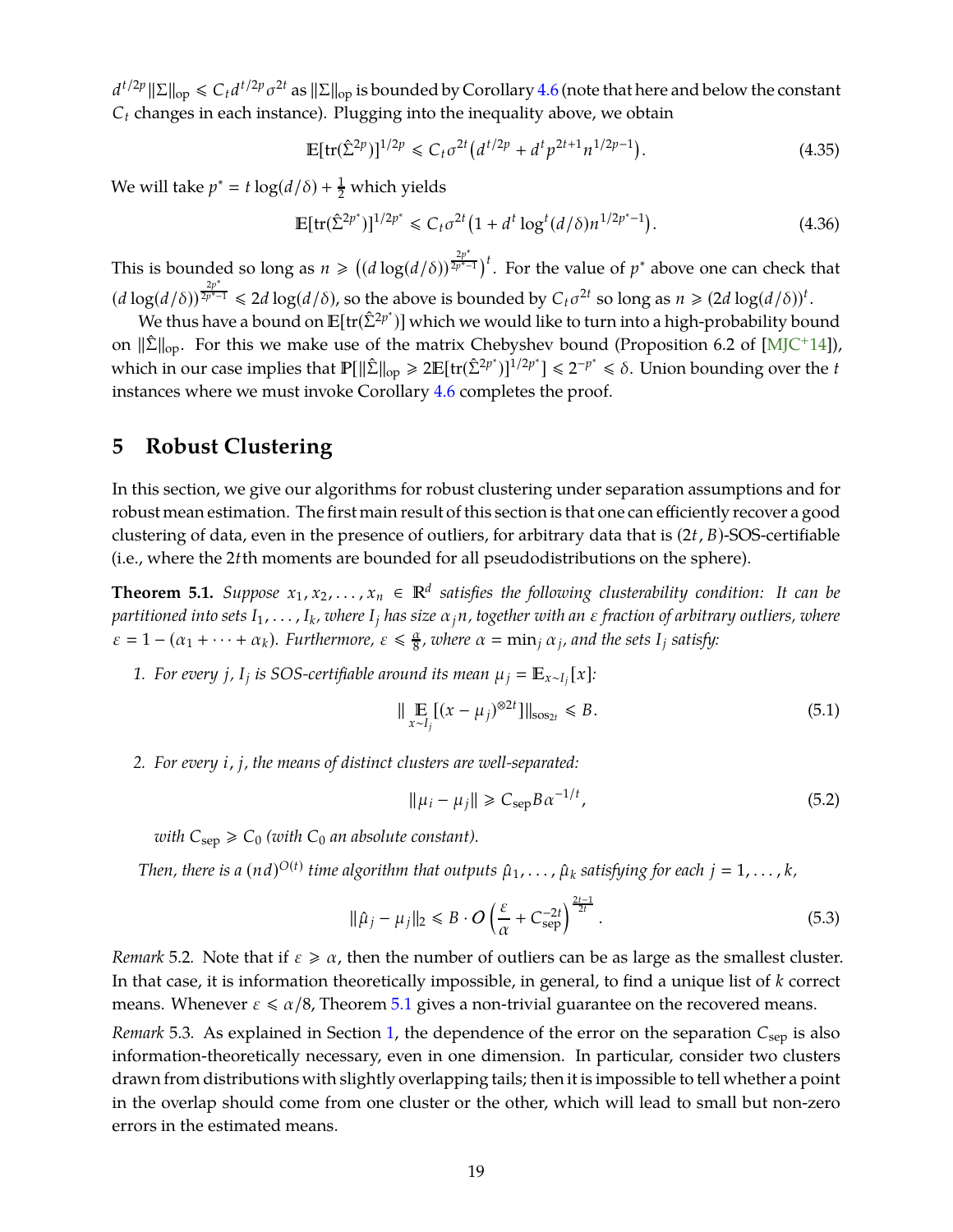$d^{t/2p} \|\Sigma\|_{\mathrm{op}} \leqslant C_t d^{t/2p} \sigma^{2t}$ as $\|\Sigma\|_{\mathrm{op}}$ is bounded by Corollary 4.6 (note that here and below the constant $C_t$ changes in each instance). Plugging into the inequality above, we obtain

$$\mathbb{E}[\mathrm{tr}(\hat{\Sigma}^{2p})]^{1/2p} \leqslant C_t \sigma^{2t} \left( d^{t/2p} + d^t p^{2t+1} n^{1/2p-1} \right). \tag{4.35}$$

We will take $p^* = t \log(d/\delta) + \frac{1}{2}$ which yields

$$\mathbb{E}[\mathrm{tr}(\hat{\Sigma}^{2p^*})]^{1/2p^*} \leqslant C_t \sigma^{2t} \left( 1 + d^t \log^t(d/\delta) n^{1/2p^*-1} \right). \tag{4.36}$$

This is bounded so long as $n \geqslant \left( (d \log(d/\delta))^{\frac{2p^*}{2p^*-1}} \right)^t$. For the value of $p^*$ above one can check that $(d \log(d/\delta))^{\frac{2p^*}{2p^*-1}} \leqslant 2d \log(d/\delta)$, so the above is bounded by $C_t \sigma^{2t}$ so long as $n \geqslant (2d \log(d/\delta))^t$.

We thus have a bound on $\mathbb{E}[\mathrm{tr}(\hat{\Sigma}^{2p^*})]$ which we would like to turn into a high-probability bound on $\|\hat{\Sigma}\|_{\mathrm{op}}$. For this we make use of the matrix Chebyshev bound (Proposition 6.2 of [MJC+14]), which in our case implies that $\mathbb{P}[\|\hat{\Sigma}\|_{\mathrm{op}} \geqslant 2\mathbb{E}[\mathrm{tr}(\hat{\Sigma}^{2p^*})]^{1/2p^*}] \leqslant 2^{-p^*} \leqslant \delta$. Union bounding over the $t$ instances where we must invoke Corollary 4.6 completes the proof.

## 5 Robust Clustering

In this section, we give our algorithms for robust clustering under separation assumptions and for robust mean estimation. The first main result of this section is that one can efficiently recover a good clustering of data, even in the presence of outliers, for arbitrary data that is $(2t, B)$-SOS-certifiable (i.e., where the $2t$th moments are bounded for all pseudodistributions on the sphere).

**Theorem 5.1.** *Suppose $x_1, x_2, \ldots, x_n \in \mathbb{R}^d$ satisfies the following clusterability condition: It can be partitioned into sets $I_1, \ldots, I_k$, where $I_j$ has size $\alpha_j n$, together with an $\varepsilon$ fraction of arbitrary outliers, where $\varepsilon = 1 - (\alpha_1 + \cdots + \alpha_k)$. Furthermore, $\varepsilon \leqslant \frac{\alpha}{8}$, where $\alpha = \min_j \alpha_j$, and the sets $I_j$ satisfy:*

1. *For every $j$, $I_j$ is SOS-certifiable around its mean $\mu_j = \mathbb{E}_{x \sim I_j}[x]$:*

$$\| \mathop{\mathbb{E}}_{x \sim I_j} [(x - \mu_j)^{\otimes 2t}] \|_{\mathrm{sos}_{2t}} \leqslant B. \tag{5.1}$$

2. *For every $i, j$, the means of distinct clusters are well-separated:*

$$\|\mu_i - \mu_j\| \geqslant C_{\mathrm{sep}} B \alpha^{-1/t}, \tag{5.2}$$

*with $C_{\mathrm{sep}} \geqslant C_0$ (with $C_0$ an absolute constant).*

*Then, there is a $(nd)^{O(t)}$ time algorithm that outputs $\hat{\mu}_1, \ldots, \hat{\mu}_k$ satisfying for each $j = 1, \ldots, k$,*

$$\|\hat{\mu}_j - \mu_j\|_2 \leqslant B \cdot O\left( \frac{\varepsilon}{\alpha} + C_{\mathrm{sep}}^{-2t} \right)^{\frac{2t-1}{2t}}. \tag{5.3}$$

*Remark* 5.2. Note that if $\varepsilon \geqslant \alpha$, then the number of outliers can be as large as the smallest cluster. In that case, it is information theoretically impossible, in general, to find a unique list of $k$ correct means. Whenever $\varepsilon \leqslant \alpha/8$, Theorem 5.1 gives a non-trivial guarantee on the recovered means.

*Remark* 5.3. As explained in Section 1, the dependence of the error on the separation $C_{\mathrm{sep}}$ is also information-theoretically necessary, even in one dimension. In particular, consider two clusters drawn from distributions with slightly overlapping tails; then it is impossible to tell whether a point in the overlap should come from one cluster or the other, which will lead to small but non-zero errors in the estimated means.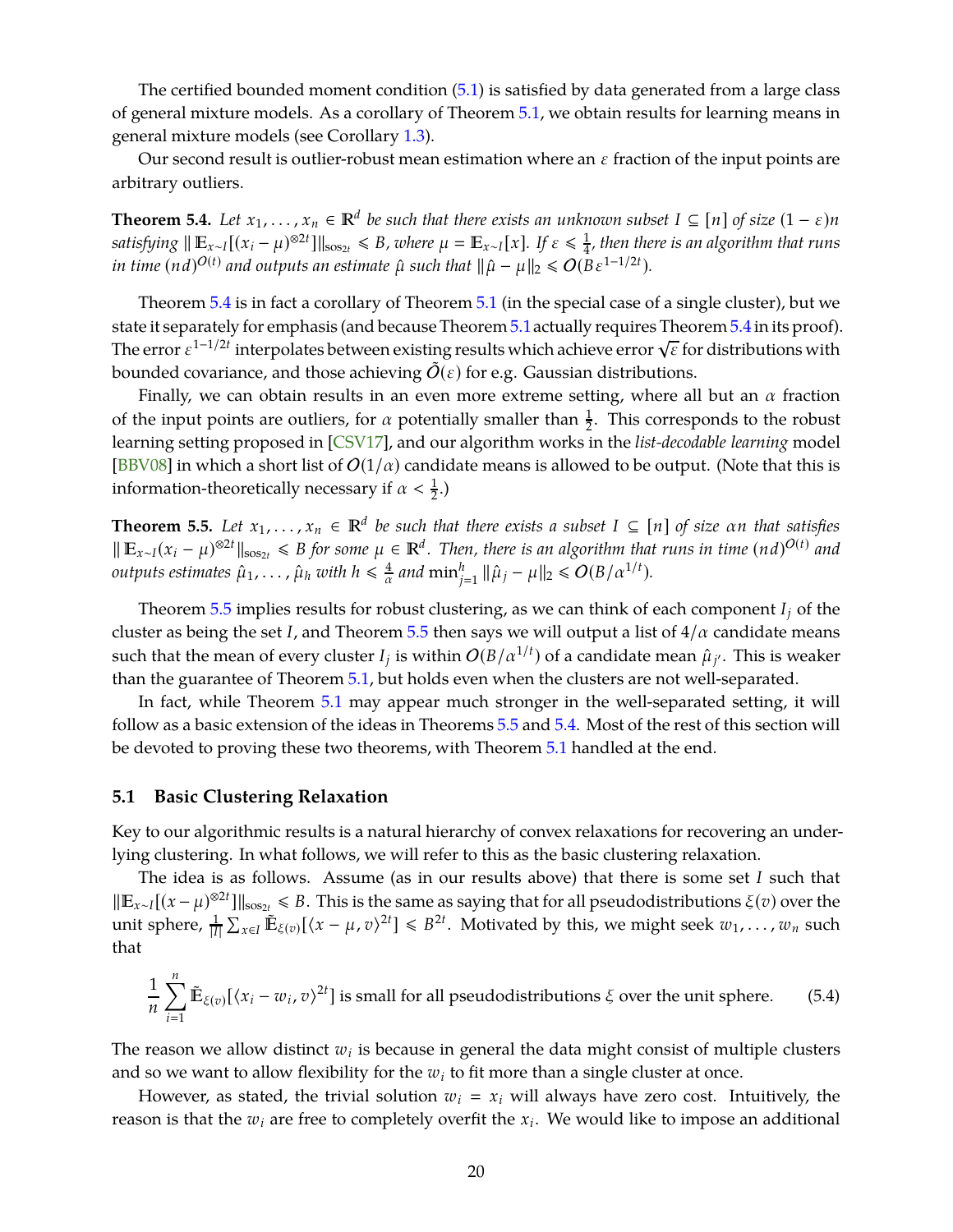The certified bounded moment condition (5.1) is satisfied by data generated from a large class of general mixture models. As a corollary of Theorem 5.1, we obtain results for learning means in general mixture models (see Corollary 1.3).

Our second result is outlier-robust mean estimation where an $\varepsilon$ fraction of the input points are arbitrary outliers.

**Theorem 5.4.** *Let $x_1, \dots, x_n \in \mathbb{R}^d$ be such that there exists an unknown subset $I \subseteq [n]$ of size $(1-\varepsilon)n$ satisfying $\| \mathbb{E}_{x \sim I}[(x_i - \mu)^{\otimes 2t}]\|_{\mathrm{sos}_{2t}} \leqslant B$, where $\mu = \mathbb{E}_{x \sim I}[x]$. If $\varepsilon \leqslant \frac{1}{4}$, then there is an algorithm that runs in time $(nd)^{O(t)}$ and outputs an estimate $\hat{\mu}$ such that $\|\hat{\mu} - \mu\|_2 \leqslant O(B\varepsilon^{1-1/2t})$.*

Theorem 5.4 is in fact a corollary of Theorem 5.1 (in the special case of a single cluster), but we state it separately for emphasis (and because Theorem 5.1 actually requires Theorem 5.4 in its proof). The error $\varepsilon^{1-1/2t}$ interpolates between existing results which achieve error $\sqrt{\varepsilon}$ for distributions with bounded covariance, and those achieving $\tilde{O}(\varepsilon)$ for e.g. Gaussian distributions.

Finally, we can obtain results in an even more extreme setting, where all but an $\alpha$ fraction of the input points are outliers, for $\alpha$ potentially smaller than $\frac{1}{2}$. This corresponds to the robust learning setting proposed in [CSV17], and our algorithm works in the *list-decodable learning* model [BBV08] in which a short list of $O(1/\alpha)$ candidate means is allowed to be output. (Note that this is information-theoretically necessary if $\alpha < \frac{1}{2}$.)

**Theorem 5.5.** *Let $x_1, \dots, x_n \in \mathbb{R}^d$ be such that there exists a subset $I \subseteq [n]$ of size $\alpha n$ that satisfies $\| \mathbb{E}_{x \sim I}(x_i - \mu)^{\otimes 2t}\|_{\mathrm{sos}_{2t}} \leqslant B$ for some $\mu \in \mathbb{R}^d$. Then, there is an algorithm that runs in time $(nd)^{O(t)}$ and outputs estimates $\hat{\mu}_1, \dots, \hat{\mu}_h$ with $h \leqslant \frac{4}{\alpha}$ and $\min_{j=1}^h \|\hat{\mu}_j - \mu\|_2 \leqslant O(B/\alpha^{1/t})$.*

Theorem 5.5 implies results for robust clustering, as we can think of each component $I_j$ of the cluster as being the set $I$, and Theorem 5.5 then says we will output a list of $4/\alpha$ candidate means such that the mean of every cluster $I_j$ is within $O(B/\alpha^{1/t})$ of a candidate mean $\hat{\mu}_{j'}$. This is weaker than the guarantee of Theorem 5.1, but holds even when the clusters are not well-separated.

In fact, while Theorem 5.1 may appear much stronger in the well-separated setting, it will follow as a basic extension of the ideas in Theorems 5.5 and 5.4. Most of the rest of this section will be devoted to proving these two theorems, with Theorem 5.1 handled at the end.

## 5.1 Basic Clustering Relaxation

Key to our algorithmic results is a natural hierarchy of convex relaxations for recovering an underlying clustering. In what follows, we will refer to this as the basic clustering relaxation.

The idea is as follows. Assume (as in our results above) that there is some set $I$ such that $\|\mathbb{E}_{x \sim I}[(x-\mu)^{\otimes 2t}]\|_{\mathrm{sos}_{2t}} \leqslant B$. This is the same as saying that for all pseudodistributions $\xi(v)$ over the unit sphere, $\frac{1}{|I|}\sum_{x \in I} \tilde{\mathbb{E}}_{\xi(v)}[\langle x - \mu, v\rangle^{2t}] \leqslant B^{2t}$. Motivated by this, we might seek $w_1, \dots, w_n$ such that

$$\frac{1}{n}\sum_{i=1}^n \tilde{\mathbb{E}}_{\xi(v)}[\langle x_i - w_i, v\rangle^{2t}] \text{ is small for all pseudodistributions } \xi \text{ over the unit sphere.} \tag{5.4}$$

The reason we allow distinct $w_i$ is because in general the data might consist of multiple clusters and so we want to allow flexibility for the $w_i$ to fit more than a single cluster at once.

However, as stated, the trivial solution $w_i = x_i$ will always have zero cost. Intuitively, the reason is that the $w_i$ are free to completely overfit the $x_i$. We would like to impose an additional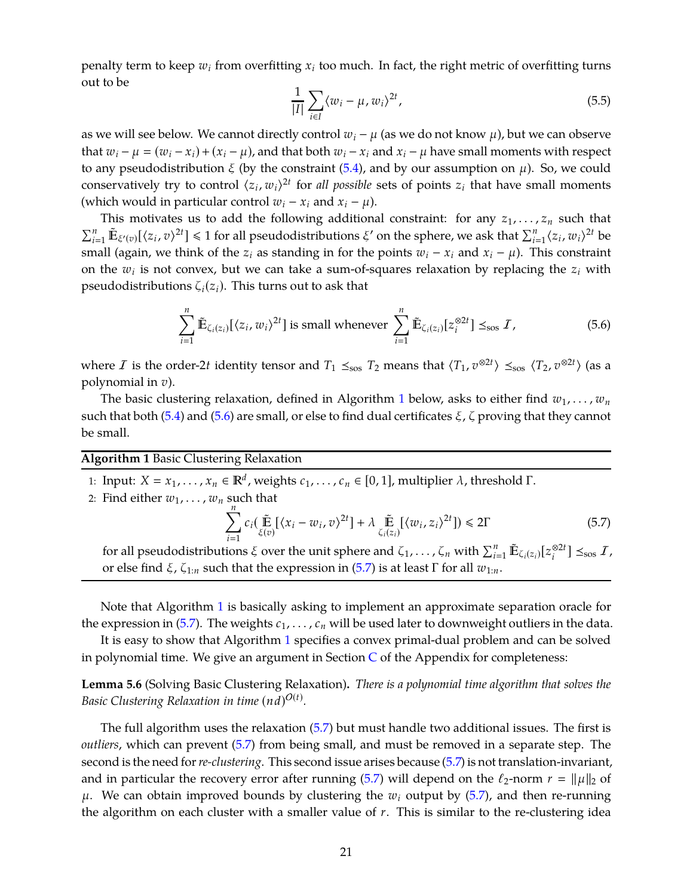penalty term to keep $w_i$ from overfitting $x_i$ too much. In fact, the right metric of overfitting turns out to be

$$\frac{1}{|I|}\sum_{i\in I}\langle w_i-\mu, w_i\rangle^{2t}, \tag{5.5}$$

as we will see below. We cannot directly control $w_i - \mu$ (as we do not know $\mu$), but we can observe that $w_i - \mu = (w_i - x_i) + (x_i - \mu)$, and that both $w_i - x_i$ and $x_i - \mu$ have small moments with respect to any pseudodistribution $\xi$ (by the constraint (5.4), and by our assumption on $\mu$). So, we could conservatively try to control $\langle z_i, w_i\rangle^{2t}$ for *all possible* sets of points $z_i$ that have small moments (which would in particular control $w_i - x_i$ and $x_i - \mu$).

This motivates us to add the following additional constraint: for any $z_1, \ldots, z_n$ such that $\sum_{i=1}^n \tilde{\mathbb{E}}_{\xi'(v)}[\langle z_i, v\rangle^{2t}] \leqslant 1$ for all pseudodistributions $\xi'$ on the sphere, we ask that $\sum_{i=1}^n \langle z_i, w_i\rangle^{2t}$ be small (again, we think of the $z_i$ as standing in for the points $w_i - x_i$ and $x_i - \mu$). This constraint on the $w_i$ is not convex, but we can take a sum-of-squares relaxation by replacing the $z_i$ with pseudodistributions $\zeta_i(z_i)$. This turns out to ask that

$$\sum_{i=1}^n \tilde{\mathbb{E}}_{\zeta_i(z_i)}[\langle z_i, w_i\rangle^{2t}] \text{ is small whenever } \sum_{i=1}^n \tilde{\mathbb{E}}_{\zeta_i(z_i)}[z_i^{\otimes 2t}] \preceq_{\text{sos}} \mathcal{I}, \tag{5.6}$$

where $\mathcal{I}$ is the order-$2t$ identity tensor and $T_1 \preceq_{\text{sos}} T_2$ means that $\langle T_1, v^{\otimes 2t}\rangle \preceq_{\text{sos}} \langle T_2, v^{\otimes 2t}\rangle$ (as a polynomial in $v$).

The basic clustering relaxation, defined in Algorithm 1 below, asks to either find $w_1, \ldots, w_n$ such that both (5.4) and (5.6) are small, or else to find dual certificates $\xi$, $\zeta$ proving that they cannot be small.

---

**Algorithm 1** Basic Clustering Relaxation

---

1: Input: $X = x_1, \ldots, x_n \in \mathbb{R}^d$, weights $c_1, \ldots, c_n \in [0, 1]$, multiplier $\lambda$, threshold $\Gamma$.

2: Find either $w_1, \ldots, w_n$ such that

$$\sum_{i=1}^n c_i\big(\tilde{\mathbb{E}}_{\xi(v)}[\langle x_i - w_i, v\rangle^{2t}] + \lambda \tilde{\mathbb{E}}_{\zeta_i(z_i)}[\langle w_i, z_i\rangle^{2t}]\big) \leqslant 2\Gamma \tag{5.7}$$

for all pseudodistributions $\xi$ over the unit sphere and $\zeta_1, \ldots, \zeta_n$ with $\sum_{i=1}^n \tilde{\mathbb{E}}_{\zeta_i(z_i)}[z_i^{\otimes 2t}] \preceq_{\text{sos}} \mathcal{I}$, or else find $\xi$, $\zeta_{1:n}$ such that the expression in (5.7) is at least $\Gamma$ for all $w_{1:n}$.

---

Note that Algorithm 1 is basically asking to implement an approximate separation oracle for the expression in (5.7). The weights $c_1, \ldots, c_n$ will be used later to downweight outliers in the data.

It is easy to show that Algorithm 1 specifies a convex primal-dual problem and can be solved in polynomial time. We give an argument in Section C of the Appendix for completeness:

**Lemma 5.6** (Solving Basic Clustering Relaxation)**.** *There is a polynomial time algorithm that solves the Basic Clustering Relaxation in time* $(nd)^{O(t)}$.

The full algorithm uses the relaxation (5.7) but must handle two additional issues. The first is *outliers*, which can prevent (5.7) from being small, and must be removed in a separate step. The second is the need for *re-clustering*. This second issue arises because (5.7) is not translation-invariant, and in particular the recovery error after running (5.7) will depend on the $\ell_2$-norm $r = \|\mu\|_2$ of $\mu$. We can obtain improved bounds by clustering the $w_i$ output by (5.7), and then re-running the algorithm on each cluster with a smaller value of $r$. This is similar to the re-clustering idea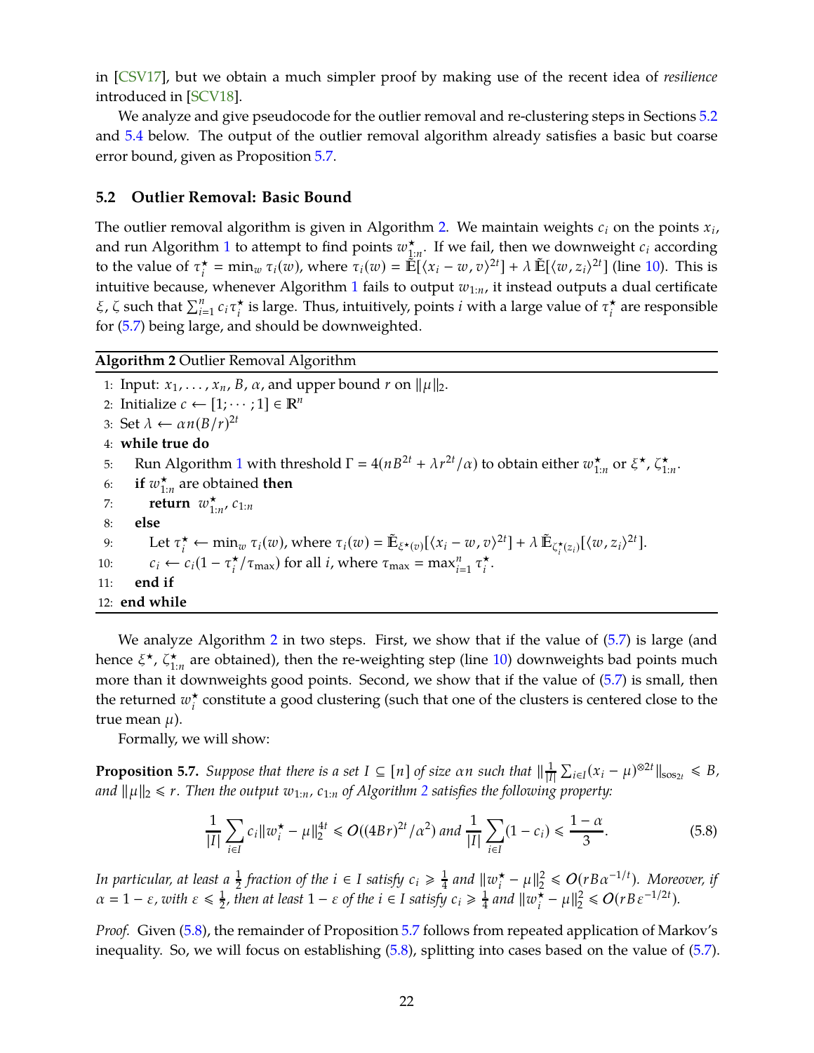in [CSV17], but we obtain a much simpler proof by making use of the recent idea of *resilience* introduced in [SCV18].

We analyze and give pseudocode for the outlier removal and re-clustering steps in Sections 5.2 and 5.4 below. The output of the outlier removal algorithm already satisfies a basic but coarse error bound, given as Proposition 5.7.

### 5.2 Outlier Removal: Basic Bound

The outlier removal algorithm is given in Algorithm 2. We maintain weights $c_i$ on the points $x_i$, and run Algorithm 1 to attempt to find points $w^\star_{1:n}$. If we fail, then we downweight $c_i$ according to the value of $\tau^\star_i = \min_w \tau_i(w)$, where $\tau_i(w) = \tilde{\mathbb{E}}[\langle x_i - w, v\rangle^{2t}] + \lambda\, \tilde{\mathbb{E}}[\langle w, z_i\rangle^{2t}]$ (line 10). This is intuitive because, whenever Algorithm 1 fails to output $w_{1:n}$, it instead outputs a dual certificate $\xi, \zeta$ such that $\sum_{i=1}^n c_i \tau^\star_i$ is large. Thus, intuitively, points $i$ with a large value of $\tau^\star_i$ are responsible for (5.7) being large, and should be downweighted.

**Algorithm 2** Outlier Removal Algorithm

```
1:  Input: x_1, ..., x_n, B, α, and upper bound r on ||μ||_2.
2:  Initialize c ← [1; ··· ; 1] ∈ R^n
3:  Set λ ← αn(B/r)^{2t}
4:  while true do
5:      Run Algorithm 1 with threshold Γ = 4(nB^{2t} + λr^{2t}/α) to obtain either w*_{1:n} or ξ*, ζ*_{1:n}.
6:      if w*_{1:n} are obtained then
7:          return w*_{1:n}, c_{1:n}
8:      else
9:          Let τ*_i ← min_w τ_i(w), where τ_i(w) = Ẽ_{ξ*(v)}[⟨x_i − w, v⟩^{2t}] + λ Ẽ_{ζ*_i(z_i)}[⟨w, z_i⟩^{2t}].
10:         c_i ← c_i(1 − τ*_i/τ_max) for all i, where τ_max = max_{i=1}^n τ*_i.
11:     end if
12: end while
```

We analyze Algorithm 2 in two steps. First, we show that if the value of (5.7) is large (and hence $\xi^\star, \zeta^\star_{1:n}$ are obtained), then the re-weighting step (line 10) downweights bad points much more than it downweights good points. Second, we show that if the value of (5.7) is small, then the returned $w^\star_i$ constitute a good clustering (such that one of the clusters is centered close to the true mean $\mu$).

Formally, we will show:

**Proposition 5.7.** *Suppose that there is a set $I \subseteq [n]$ of size $\alpha n$ such that $\|\frac{1}{|I|}\sum_{i\in I}(x_i - \mu)^{\otimes 2t}\|_{\mathrm{sos}_{2t}} \leqslant B$, and $\|\mu\|_2 \leqslant r$. Then the output $w_{1:n}$, $c_{1:n}$ of Algorithm 2 satisfies the following property:*

$$\frac{1}{|I|}\sum_{i\in I} c_i \|w^\star_i - \mu\|_2^{4t} \leqslant \mathcal{O}((4Br)^{2t}/\alpha^2) \text{ and } \frac{1}{|I|}\sum_{i\in I}(1 - c_i) \leqslant \frac{1-\alpha}{3}. \tag{5.8}$$

*In particular, at least a $\frac{1}{2}$ fraction of the $i \in I$ satisfy $c_i \geqslant \frac{1}{4}$ and $\|w^\star_i - \mu\|_2^2 \leqslant \mathcal{O}(rB\alpha^{-1/t})$. Moreover, if $\alpha = 1 - \varepsilon$, with $\varepsilon \leqslant \frac{1}{2}$, then at least $1 - \varepsilon$ of the $i \in I$ satisfy $c_i \geqslant \frac{1}{4}$ and $\|w^\star_i - \mu\|_2^2 \leqslant \mathcal{O}(rB\varepsilon^{-1/2t})$.*

*Proof.* Given (5.8), the remainder of Proposition 5.7 follows from repeated application of Markov's inequality. So, we will focus on establishing (5.8), splitting into cases based on the value of (5.7).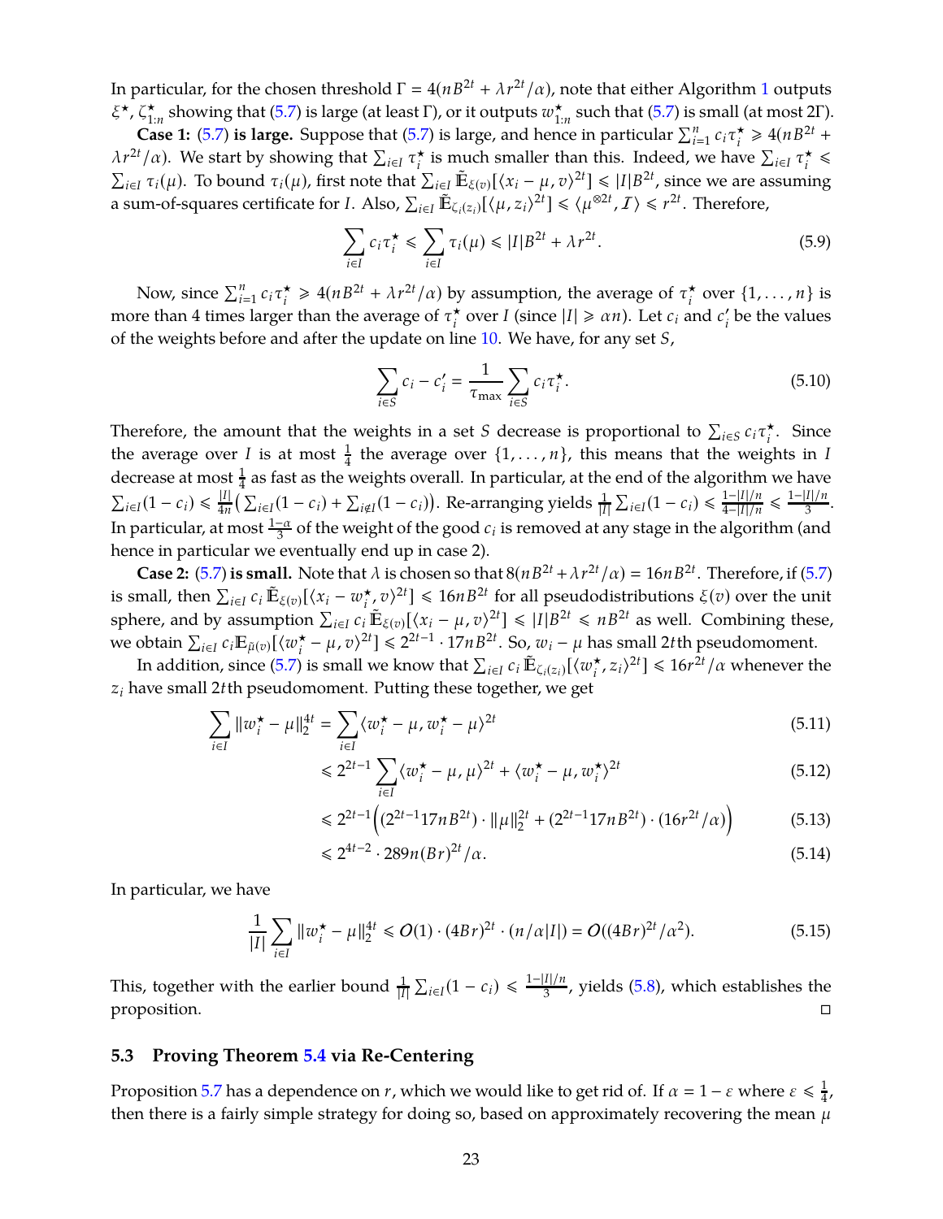In particular, for the chosen threshold $\Gamma = 4(nB^{2t} + \lambda r^{2t}/\alpha)$, note that either Algorithm 1 outputs $\xi^\star, \zeta^\star_{1:n}$ showing that (5.7) is large (at least $\Gamma$), or it outputs $w^\star_{1:n}$ such that (5.7) is small (at most $2\Gamma$).

**Case 1: (5.7) is large.** Suppose that (5.7) is large, and hence in particular $\sum_{i=1}^n c_i \tau_i^\star \geqslant 4(nB^{2t} + \lambda r^{2t}/\alpha)$. We start by showing that $\sum_{i \in I} \tau_i^\star$ is much smaller than this. Indeed, we have $\sum_{i\in I} \tau_i^\star \leqslant \sum_{i \in I} \tau_i(\mu)$. To bound $\tau_i(\mu)$, first note that $\sum_{i\in I} \tilde{\mathbb{E}}_{\xi(v)}[\langle x_i - \mu, v\rangle^{2t}] \leqslant |I|B^{2t}$, since we are assuming a sum-of-squares certificate for $I$. Also, $\sum_{i \in I} \tilde{\mathbb{E}}_{\zeta_i(z_i)}[\langle \mu, z_i \rangle^{2t}] \leqslant \langle \mu^{\otimes 2t}, \mathcal{I}\rangle \leqslant r^{2t}$. Therefore,

$$\sum_{i\in I} c_i \tau_i^\star \leqslant \sum_{i \in I} \tau_i(\mu) \leqslant |I|B^{2t} + \lambda r^{2t}. \tag{5.9}$$

Now, since $\sum_{i=1}^n c_i \tau_i^\star \geqslant 4(nB^{2t} + \lambda r^{2t}/\alpha)$ by assumption, the average of $\tau_i^\star$ over $\{1, \ldots, n\}$ is more than 4 times larger than the average of $\tau_i^\star$ over $I$ (since $|I| \geqslant \alpha n$). Let $c_i$ and $c_i'$ be the values of the weights before and after the update on line 10. We have, for any set $S$,

$$\sum_{i \in S} c_i - c_i' = \frac{1}{\tau_{\max}} \sum_{i\in S} c_i \tau_i^\star. \tag{5.10}$$

Therefore, the amount that the weights in a set $S$ decrease is proportional to $\sum_{i\in S} c_i \tau_i^\star$. Since the average over $I$ is at most $\frac{1}{4}$ the average over $\{1, \ldots, n\}$, this means that the weights in $I$ decrease at most $\frac{1}{4}$ as fast as the weights overall. In particular, at the end of the algorithm we have $\sum_{i\in I}(1-c_i) \leqslant \frac{|I|}{4n}\big(\sum_{i\in I}(1-c_i) + \sum_{i \notin I}(1-c_i)\big)$. Re-arranging yields $\frac{1}{|I|}\sum_{i\in I}(1-c_i) \leqslant \frac{1-|I|/n}{4-|I|/n} \leqslant \frac{1-|I|/n}{3}$. In particular, at most $\frac{1-\alpha}{3}$ of the weight of the good $c_i$ is removed at any stage in the algorithm (and hence in particular we eventually end up in case 2).

**Case 2: (5.7) is small.** Note that $\lambda$ is chosen so that $8(nB^{2t} + \lambda r^{2t}/\alpha) = 16nB^{2t}$. Therefore, if (5.7) is small, then $\sum_{i\in I} c_i \tilde{\mathbb{E}}_{\xi(v)}[\langle x_i - w_i^\star, v\rangle^{2t}] \leqslant 16nB^{2t}$ for all pseudodistributions $\xi(v)$ over the unit sphere, and by assumption $\sum_{i\in I} c_i \tilde{\mathbb{E}}_{\xi(v)}[\langle x_i - \mu, v\rangle^{2t}] \leqslant |I|B^{2t} \leqslant nB^{2t}$ as well. Combining these, we obtain $\sum_{i\in I} c_i \mathbb{E}_{\tilde{\mu}(v)}[\langle w_i^\star - \mu, v\rangle^{2t}] \leqslant 2^{2t-1}\cdot 17nB^{2t}$. So, $w_i - \mu$ has small $2t$th pseudomoment.

In addition, since (5.7) is small we know that $\sum_{i\in I} c_i \tilde{\mathbb{E}}_{\zeta_i(z_i)}[\langle w_i^\star, z_i\rangle^{2t}] \leqslant 16r^{2t}/\alpha$ whenever the $z_i$ have small $2t$th pseudomoment. Putting these together, we get

$$\begin{aligned}
\sum_{i\in I} \|w_i^\star - \mu\|_2^{4t} &= \sum_{i\in I} \langle w_i^\star - \mu, w_i^\star - \mu\rangle^{2t} &(5.11)\\
&\leqslant 2^{2t-1} \sum_{i\in I} \langle w_i^\star - \mu, \mu\rangle^{2t} + \langle w_i^\star - \mu, w_i^\star\rangle^{2t} &(5.12)\\
&\leqslant 2^{2t-1}\Big((2^{2t-1}17nB^{2t})\cdot \|\mu\|_2^{2t} + (2^{2t-1}17nB^{2t})\cdot(16r^{2t}/\alpha)\Big) &(5.13)\\
&\leqslant 2^{4t-2}\cdot 289n(Br)^{2t}/\alpha. &(5.14)
\end{aligned}$$

In particular, we have

$$\frac{1}{|I|}\sum_{i\in I}\|w_i^\star - \mu\|_2^{4t} \leqslant O(1)\cdot(4Br)^{2t}\cdot(n/\alpha|I|) = O((4Br)^{2t}/\alpha^2). \tag{5.15}$$

This, together with the earlier bound $\frac{1}{|I|}\sum_{i\in I}(1-c_i) \leqslant \frac{1-|I|/n}{3}$, yields (5.8), which establishes the proposition. □

### 5.3 Proving Theorem 5.4 via Re-Centering

Proposition 5.7 has a dependence on $r$, which we would like to get rid of. If $\alpha = 1 - \varepsilon$ where $\varepsilon \leqslant \frac{1}{4}$, then there is a fairly simple strategy for doing so, based on approximately recovering the mean $\mu$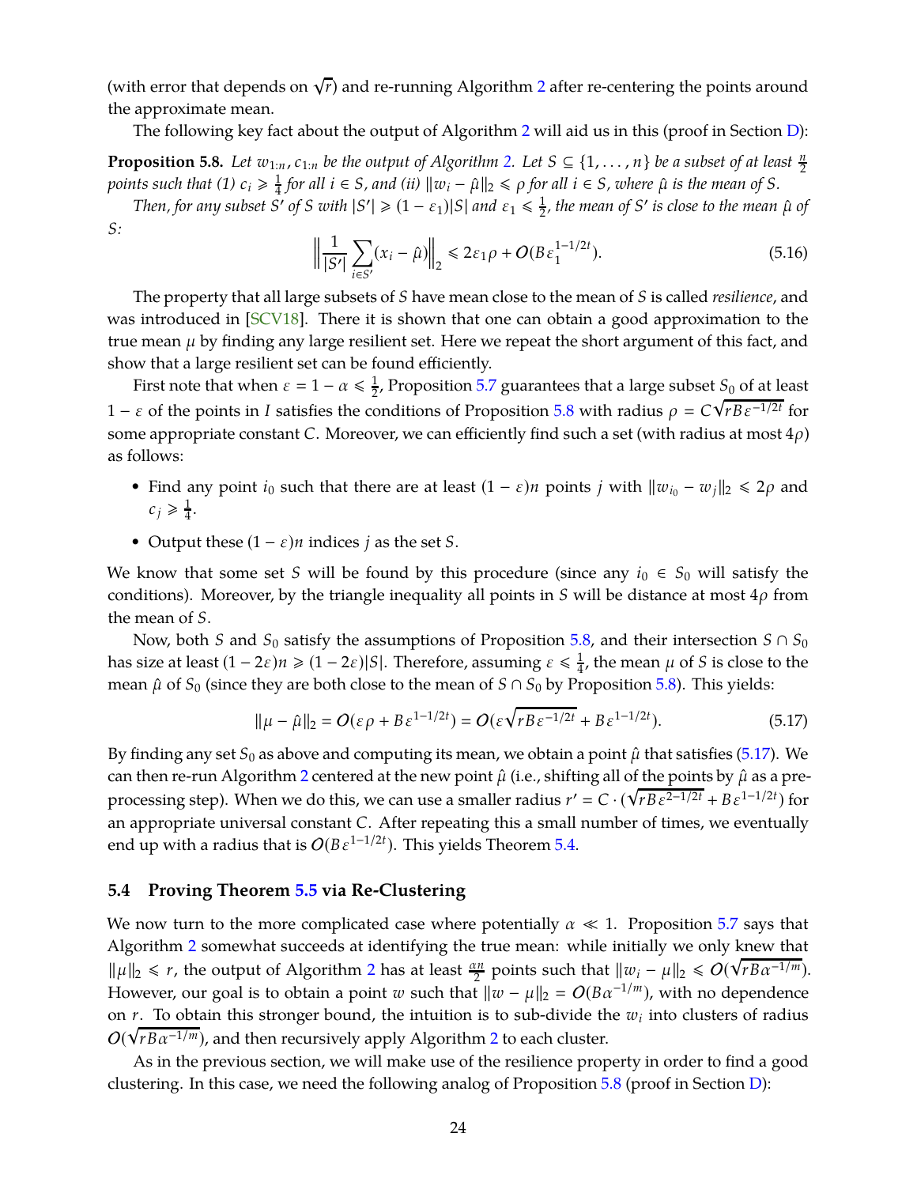(with error that depends on $\sqrt{r}$) and re-running Algorithm 2 after re-centering the points around the approximate mean.

The following key fact about the output of Algorithm 2 will aid us in this (proof in Section D):

**Proposition 5.8.** *Let $w_{1:n}, c_{1:n}$ be the output of Algorithm 2. Let $S \subseteq \{1, \ldots, n\}$ be a subset of at least $\frac{n}{2}$ points such that (1) $c_i \geqslant \frac{1}{4}$ for all $i \in S$, and (ii) $\|w_i - \hat{\mu}\|_2 \leqslant \rho$ for all $i \in S$, where $\hat{\mu}$ is the mean of $S$.*

*Then, for any subset $S'$ of $S$ with $|S'| \geqslant (1 - \varepsilon_1)|S|$ and $\varepsilon_1 \leqslant \frac{1}{2}$, the mean of $S'$ is close to the mean $\hat{\mu}$ of $S$:*

$$\Big\|\frac{1}{|S'|}\sum_{i \in S'}(x_i - \hat{\mu})\Big\|_2 \leqslant 2\varepsilon_1 \rho + O(B\varepsilon_1^{1-1/2t}). \tag{5.16}$$

The property that all large subsets of $S$ have mean close to the mean of $S$ is called *resilience*, and was introduced in [SCV18]. There it is shown that one can obtain a good approximation to the true mean $\mu$ by finding any large resilient set. Here we repeat the short argument of this fact, and show that a large resilient set can be found efficiently.

First note that when $\varepsilon = 1 - \alpha \leqslant \frac{1}{2}$, Proposition 5.7 guarantees that a large subset $S_0$ of at least $1 - \varepsilon$ of the points in $I$ satisfies the conditions of Proposition 5.8 with radius $\rho = C\sqrt{rB\varepsilon^{-1/2t}}$ for some appropriate constant $C$. Moreover, we can efficiently find such a set (with radius at most $4\rho$) as follows:

- Find any point $i_0$ such that there are at least $(1 - \varepsilon)n$ points $j$ with $\|w_{i_0} - w_j\|_2 \leqslant 2\rho$ and $c_j \geqslant \frac{1}{4}$.
- Output these $(1 - \varepsilon)n$ indices $j$ as the set $S$.

We know that some set $S$ will be found by this procedure (since any $i_0 \in S_0$ will satisfy the conditions). Moreover, by the triangle inequality all points in $S$ will be distance at most $4\rho$ from the mean of $S$.

Now, both $S$ and $S_0$ satisfy the assumptions of Proposition 5.8, and their intersection $S \cap S_0$ has size at least $(1 - 2\varepsilon)n \geqslant (1 - 2\varepsilon)|S|$. Therefore, assuming $\varepsilon \leqslant \frac{1}{4}$, the mean $\mu$ of $S$ is close to the mean $\hat{\mu}$ of $S_0$ (since they are both close to the mean of $S \cap S_0$ by Proposition 5.8). This yields:

$$\|\mu - \hat{\mu}\|_2 = O(\varepsilon\rho + B\varepsilon^{1-1/2t}) = O(\varepsilon\sqrt{rB\varepsilon^{-1/2t}} + B\varepsilon^{1-1/2t}). \tag{5.17}$$

By finding any set $S_0$ as above and computing its mean, we obtain a point $\hat{\mu}$ that satisfies (5.17). We can then re-run Algorithm 2 centered at the new point $\hat{\mu}$ (i.e., shifting all of the points by $\hat{\mu}$ as a pre-processing step). When we do this, we can use a smaller radius $r' = C \cdot (\sqrt{rB\varepsilon^{2-1/2t}} + B\varepsilon^{1-1/2t})$ for an appropriate universal constant $C$. After repeating this a small number of times, we eventually end up with a radius that is $O(B\varepsilon^{1-1/2t})$. This yields Theorem 5.4.

## 5.4 Proving Theorem 5.5 via Re-Clustering

We now turn to the more complicated case where potentially $\alpha \ll 1$. Proposition 5.7 says that Algorithm 2 somewhat succeeds at identifying the true mean: while initially we only knew that $\|\mu\|_2 \leqslant r$, the output of Algorithm 2 has at least $\frac{\alpha n}{2}$ points such that $\|w_i - \mu\|_2 \leqslant O(\sqrt{rB\alpha^{-1/m}})$. However, our goal is to obtain a point $w$ such that $\|w - \mu\|_2 = O(B\alpha^{-1/m})$, with no dependence on $r$. To obtain this stronger bound, the intuition is to sub-divide the $w_i$ into clusters of radius $O(\sqrt{rB\alpha^{-1/m}})$, and then recursively apply Algorithm 2 to each cluster.

As in the previous section, we will make use of the resilience property in order to find a good clustering. In this case, we need the following analog of Proposition 5.8 (proof in Section D):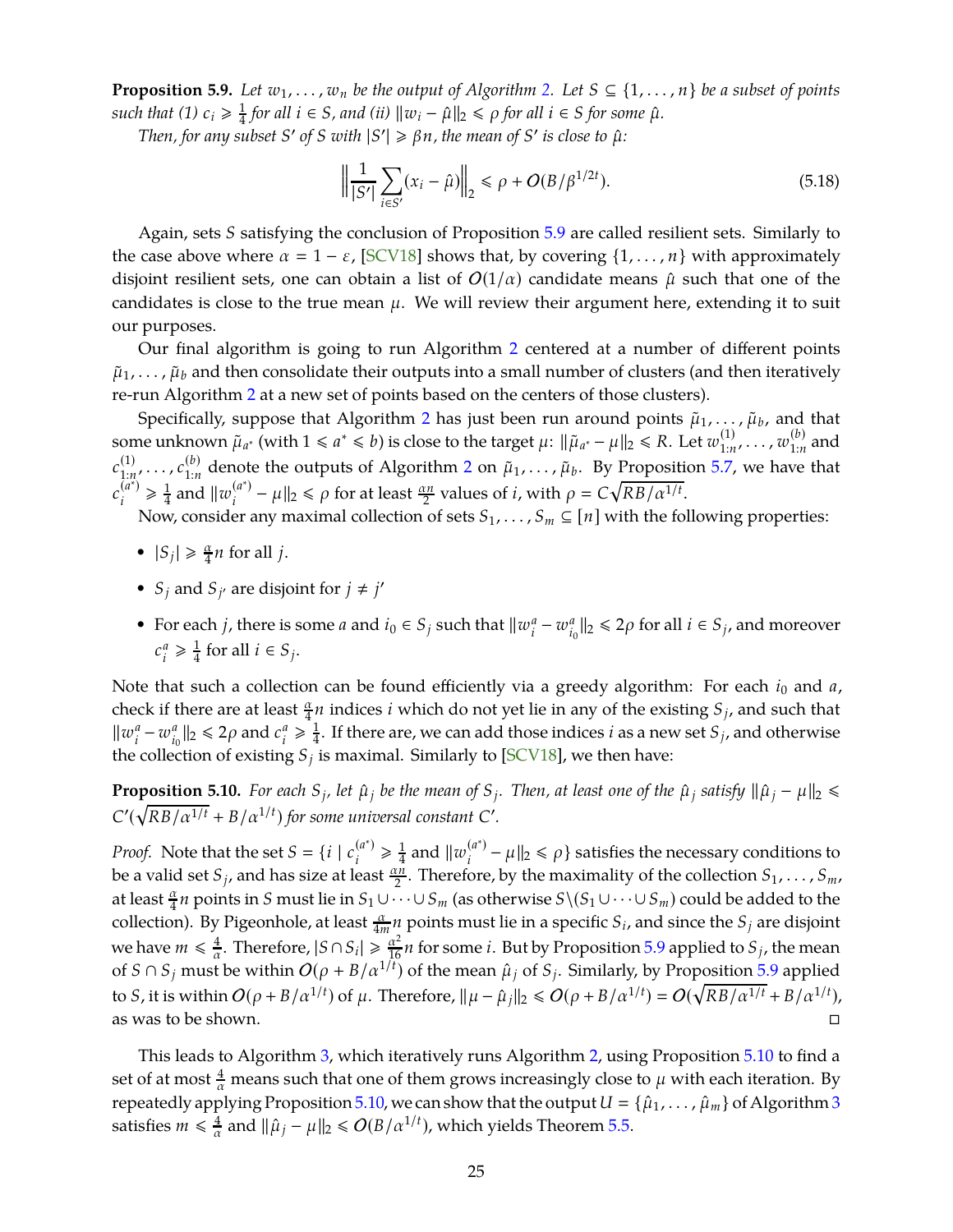**Proposition 5.9.** *Let $w_1, \dots, w_n$ be the output of Algorithm 2. Let $S \subseteq \{1, \dots, n\}$ be a subset of points such that (1) $c_i \geqslant \frac{1}{4}$ for all $i \in S$, and (ii) $\|w_i - \hat{\mu}\|_2 \leqslant \rho$ for all $i \in S$ for some $\hat{\mu}$.*

*Then, for any subset $S'$ of $S$ with $|S'| \geqslant \beta n$, the mean of $S'$ is close to $\hat{\mu}$:*

$$\Big\| \frac{1}{|S'|} \sum_{i \in S'} (x_i - \hat{\mu}) \Big\|_2 \leqslant \rho + O(B/\beta^{1/2t}). \tag{5.18}$$

Again, sets $S$ satisfying the conclusion of Proposition 5.9 are called resilient sets. Similarly to the case above where $\alpha = 1 - \varepsilon$, [SCV18] shows that, by covering $\{1, \dots, n\}$ with approximately disjoint resilient sets, one can obtain a list of $O(1/\alpha)$ candidate means $\hat{\mu}$ such that one of the candidates is close to the true mean $\mu$. We will review their argument here, extending it to suit our purposes.

Our final algorithm is going to run Algorithm 2 centered at a number of different points $\tilde{\mu}_1, \dots, \tilde{\mu}_b$ and then consolidate their outputs into a small number of clusters (and then iteratively re-run Algorithm 2 at a new set of points based on the centers of those clusters).

Specifically, suppose that Algorithm 2 has just been run around points $\tilde{\mu}_1, \dots, \tilde{\mu}_b$, and that some unknown $\tilde{\mu}_{a^*}$ (with $1 \leqslant a^* \leqslant b$) is close to the target $\mu$: $\|\tilde{\mu}_{a^*} - \mu\|_2 \leqslant R$. Let $w^{(1)}_{1:n}, \dots, w^{(b)}_{1:n}$ and $c^{(1)}_{1:n}, \dots, c^{(b)}_{1:n}$ denote the outputs of Algorithm 2 on $\tilde{\mu}_1, \dots, \tilde{\mu}_b$. By Proposition 5.7, we have that $c_i^{(a^*)} \geqslant \frac{1}{4}$ and $\|w_i^{(a^*)} - \mu\|_2 \leqslant \rho$ for at least $\frac{\alpha n}{2}$ values of $i$, with $\rho = C\sqrt{RB/\alpha^{1/t}}$.

Now, consider any maximal collection of sets $S_1, \dots, S_m \subseteq [n]$ with the following properties:

- $|S_j| \geqslant \frac{\alpha}{4} n$ for all $j$.
- $S_j$ and $S_{j'}$ are disjoint for $j \neq j'$
- For each $j$, there is some $a$ and $i_0 \in S_j$ such that $\|w_i^a - w_{i_0}^a\|_2 \leqslant 2\rho$ for all $i \in S_j$, and moreover $c_i^a \geqslant \frac{1}{4}$ for all $i \in S_j$.

Note that such a collection can be found efficiently via a greedy algorithm: For each $i_0$ and $a$, check if there are at least $\frac{\alpha}{4} n$ indices $i$ which do not yet lie in any of the existing $S_j$, and such that $\|w_i^a - w_{i_0}^a\|_2 \leqslant 2\rho$ and $c_i^a \geqslant \frac{1}{4}$. If there are, we can add those indices $i$ as a new set $S_j$, and otherwise the collection of existing $S_j$ is maximal. Similarly to [SCV18], we then have:

**Proposition 5.10.** *For each $S_j$, let $\hat{\mu}_j$ be the mean of $S_j$. Then, at least one of the $\hat{\mu}_j$ satisfy $\|\hat{\mu}_j - \mu\|_2 \leqslant C'(\sqrt{RB/\alpha^{1/t}} + B/\alpha^{1/t})$ for some universal constant $C'$.*

*Proof.* Note that the set $S = \{i \mid c_i^{(a^*)} \geqslant \frac{1}{4} \text{ and } \|w_i^{(a^*)} - \mu\|_2 \leqslant \rho\}$ satisfies the necessary conditions to be a valid set $S_j$, and has size at least $\frac{\alpha n}{2}$. Therefore, by the maximality of the collection $S_1, \dots, S_m$, at least $\frac{\alpha}{4} n$ points in $S$ must lie in $S_1 \cup \dots \cup S_m$ (as otherwise $S \backslash (S_1 \cup \dots \cup S_m)$ could be added to the collection). By Pigeonhole, at least $\frac{\alpha}{4m} n$ points must lie in a specific $S_i$, and since the $S_j$ are disjoint we have $m \leqslant \frac{4}{\alpha}$. Therefore, $|S \cap S_i| \geqslant \frac{\alpha^2}{16} n$ for some $i$. But by Proposition 5.9 applied to $S_j$, the mean of $S \cap S_j$ must be within $O(\rho + B/\alpha^{1/t})$ of the mean $\hat{\mu}_j$ of $S_j$. Similarly, by Proposition 5.9 applied to $S$, it is within $O(\rho + B/\alpha^{1/t})$ of $\mu$. Therefore, $\|\mu - \hat{\mu}_j\|_2 \leqslant O(\rho + B/\alpha^{1/t}) = O(\sqrt{RB/\alpha^{1/t}} + B/\alpha^{1/t})$, as was to be shown. ◻

This leads to Algorithm 3, which iteratively runs Algorithm 2, using Proposition 5.10 to find a set of at most $\frac{4}{\alpha}$ means such that one of them grows increasingly close to $\mu$ with each iteration. By repeatedly applying Proposition 5.10, we can show that the output $U = \{\hat{\mu}_1, \dots, \hat{\mu}_m\}$ of Algorithm 3 satisfies $m \leqslant \frac{4}{\alpha}$ and $\|\hat{\mu}_j - \mu\|_2 \leqslant O(B/\alpha^{1/t})$, which yields Theorem 5.5.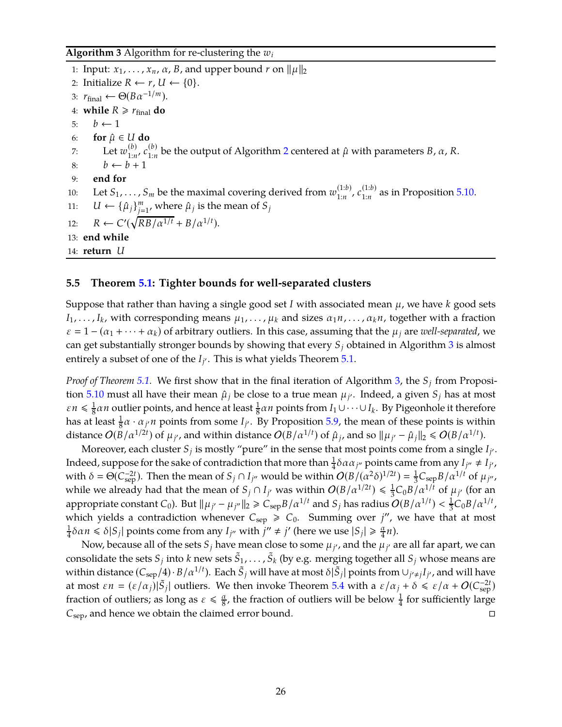**Algorithm 3** Algorithm for re-clustering the $w_i$

```
1: Input: x_1, ..., x_n, α, B, and upper bound r on ||μ||_2
2: Initialize R ← r, U ← {0}.
3: r_final ← Θ(B α^{-1/m}).
4: while R ⩾ r_final do
5:     b ← 1
6:     for μ̂ ∈ U do
7:         Let w^{(b)}_{1:n}, c^{(b)}_{1:n} be the output of Algorithm 2 centered at μ̂ with parameters B, α, R.
8:         b ← b + 1
9:     end for
10:    Let S_1, ..., S_m be the maximal covering derived from w^{(1:b)}_{1:n}, c^{(1:b)}_{1:n} as in Proposition 5.10.
11:    U ← {μ̂_j}_{j=1}^m, where μ̂_j is the mean of S_j
12:    R ← C'(√(RB/α^{1/t}) + B/α^{1/t}).
13: end while
14: return U
```

### 5.5 Theorem 5.1: Tighter bounds for well-separated clusters

Suppose that rather than having a single good set $I$ with associated mean $\mu$, we have $k$ good sets $I_1, \ldots, I_k$, with corresponding means $\mu_1, \ldots, \mu_k$ and sizes $\alpha_1 n, \ldots, \alpha_k n$, together with a fraction $\varepsilon = 1 - (\alpha_1 + \cdots + \alpha_k)$ of arbitrary outliers. In this case, assuming that the $\mu_j$ are *well-separated*, we can get substantially stronger bounds by showing that every $S_j$ obtained in Algorithm 3 is almost entirely a subset of one of the $I_{j'}$. This is what yields Theorem 5.1.

*Proof of Theorem 5.1.* We first show that in the final iteration of Algorithm 3, the $S_j$ from Proposition 5.10 must all have their mean $\hat{\mu}_j$ be close to a true mean $\mu_{j'}$. Indeed, a given $S_j$ has at most $\varepsilon n \leqslant \frac{1}{8}\alpha n$ outlier points, and hence at least $\frac{1}{8}\alpha n$ points from $I_1 \cup \cdots \cup I_k$. By Pigeonhole it therefore has at least $\frac{1}{8}\alpha \cdot \alpha_{j'} n$ points from some $I_{j'}$. By Proposition 5.9, the mean of these points is within distance $O(B/\alpha^{1/2t})$ of $\mu_{j'}$, and within distance $O(B/\alpha^{1/t})$ of $\hat{\mu}_j$, and so $\|\mu_{j'} - \hat{\mu}_j\|_2 \leqslant O(B/\alpha^{1/t})$.

Moreover, each cluster $S_j$ is mostly "pure" in the sense that most points come from a single $I_{j'}$. Indeed, suppose for the sake of contradiction that more than $\frac{1}{4}\delta\alpha\alpha_{j''}$ points came from any $I_{j''} \neq I_{j'}$, with $\delta = \Theta(C_{\text{sep}}^{-2t})$. Then the mean of $S_j \cap I_{j''}$ would be within $O(B/(\alpha^2\delta)^{1/2t}) = \frac{1}{3}C_{\text{sep}}B/\alpha^{1/t}$ of $\mu_{j''}$, while we already had that the mean of $S_j \cap I_{j'}$ was within $O(B/\alpha^{1/2t}) \leqslant \frac{1}{3}C_0 B/\alpha^{1/t}$ of $\mu_{j'}$ (for an appropriate constant $C_0$). But $\|\mu_{j'} - \mu_{j''}\|_2 \geqslant C_{\text{sep}}B/\alpha^{1/t}$ and $S_j$ has radius $O(B/\alpha^{1/t}) < \frac{1}{3}C_0 B/\alpha^{1/t}$, which yields a contradiction whenever $C_{\text{sep}} \geqslant C_0$. Summing over $j''$, we have that at most $\frac{1}{4}\delta\alpha n \leqslant \delta|S_j|$ points come from any $I_{j''}$ with $j'' \neq j'$ (here we use $|S_j| \geqslant \frac{\alpha}{4}n$).

Now, because all of the sets $S_j$ have mean close to some $\mu_{j'}$, and the $\mu_{j'}$ are all far apart, we can consolidate the sets $S_j$ into $k$ new sets $\tilde{S}_1, \ldots, \tilde{S}_k$ (by e.g. merging together all $S_j$ whose means are within distance $(C_{\text{sep}}/4) \cdot B/\alpha^{1/t}$). Each $\tilde{S}_j$ will have at most $\delta|\tilde{S}_j|$ points from $\cup_{j' \neq j} I_{j'}$, and will have at most $\varepsilon n = (\varepsilon/\alpha_j)|\tilde{S}_j|$ outliers. We then invoke Theorem 5.4 with a $\varepsilon/\alpha_j + \delta \leqslant \varepsilon/\alpha + O(C_{\text{sep}}^{-2t})$ fraction of outliers; as long as $\varepsilon \leqslant \frac{\alpha}{8}$, the fraction of outliers will be below $\frac{1}{4}$ for sufficiently large $C_{\text{sep}}$, and hence we obtain the claimed error bound. $\square$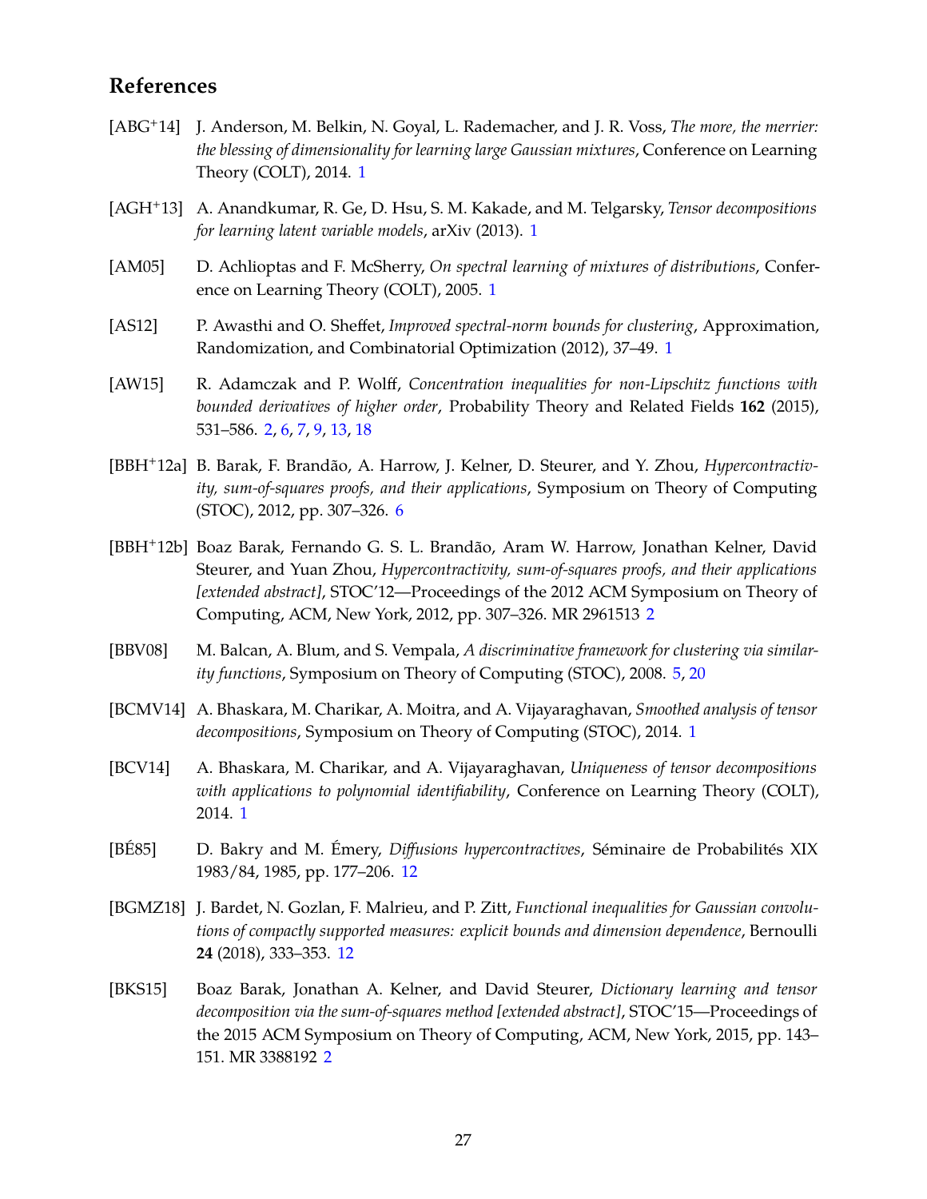## References

[ABG+14] J. Anderson, M. Belkin, N. Goyal, L. Rademacher, and J. R. Voss, *The more, the merrier: the blessing of dimensionality for learning large Gaussian mixtures*, Conference on Learning Theory (COLT), 2014. 1

[AGH+13] A. Anandkumar, R. Ge, D. Hsu, S. M. Kakade, and M. Telgarsky, *Tensor decompositions for learning latent variable models*, arXiv (2013). 1

[AM05] D. Achlioptas and F. McSherry, *On spectral learning of mixtures of distributions*, Conference on Learning Theory (COLT), 2005. 1

[AS12] P. Awasthi and O. Sheffet, *Improved spectral-norm bounds for clustering*, Approximation, Randomization, and Combinatorial Optimization (2012), 37–49. 1

[AW15] R. Adamczak and P. Wolff, *Concentration inequalities for non-Lipschitz functions with bounded derivatives of higher order*, Probability Theory and Related Fields **162** (2015), 531–586. 2, 6, 7, 9, 13, 18

[BBH+12a] B. Barak, F. Brandão, A. Harrow, J. Kelner, D. Steurer, and Y. Zhou, *Hypercontractivity, sum-of-squares proofs, and their applications*, Symposium on Theory of Computing (STOC), 2012, pp. 307–326. 6

[BBH+12b] Boaz Barak, Fernando G. S. L. Brandão, Aram W. Harrow, Jonathan Kelner, David Steurer, and Yuan Zhou, *Hypercontractivity, sum-of-squares proofs, and their applications [extended abstract]*, STOC'12—Proceedings of the 2012 ACM Symposium on Theory of Computing, ACM, New York, 2012, pp. 307–326. MR 2961513 2

[BBV08] M. Balcan, A. Blum, and S. Vempala, *A discriminative framework for clustering via similarity functions*, Symposium on Theory of Computing (STOC), 2008. 5, 20

[BCMV14] A. Bhaskara, M. Charikar, A. Moitra, and A. Vijayaraghavan, *Smoothed analysis of tensor decompositions*, Symposium on Theory of Computing (STOC), 2014. 1

[BCV14] A. Bhaskara, M. Charikar, and A. Vijayaraghavan, *Uniqueness of tensor decompositions with applications to polynomial identifiability*, Conference on Learning Theory (COLT), 2014. 1

[BÉ85] D. Bakry and M. Émery, *Diffusions hypercontractives*, Séminaire de Probabilités XIX 1983/84, 1985, pp. 177–206. 12

[BGMZ18] J. Bardet, N. Gozlan, F. Malrieu, and P. Zitt, *Functional inequalities for Gaussian convolutions of compactly supported measures: explicit bounds and dimension dependence*, Bernoulli **24** (2018), 333–353. 12

[BKS15] Boaz Barak, Jonathan A. Kelner, and David Steurer, *Dictionary learning and tensor decomposition via the sum-of-squares method [extended abstract]*, STOC'15—Proceedings of the 2015 ACM Symposium on Theory of Computing, ACM, New York, 2015, pp. 143–151. MR 3388192 2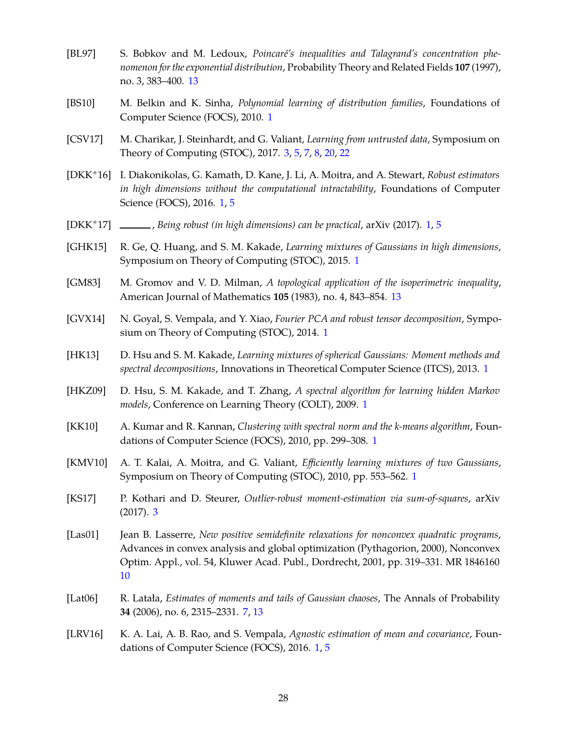[BL97] S. Bobkov and M. Ledoux, *Poincaré's inequalities and Talagrand's concentration phenomenon for the exponential distribution*, Probability Theory and Related Fields **107** (1997), no. 3, 383–400. 13

[BS10] M. Belkin and K. Sinha, *Polynomial learning of distribution families*, Foundations of Computer Science (FOCS), 2010. 1

[CSV17] M. Charikar, J. Steinhardt, and G. Valiant, *Learning from untrusted data*, Symposium on Theory of Computing (STOC), 2017. 3, 5, 7, 8, 20, 22

[DKK+16] I. Diakonikolas, G. Kamath, D. Kane, J. Li, A. Moitra, and A. Stewart, *Robust estimators in high dimensions without the computational intractability*, Foundations of Computer Science (FOCS), 2016. 1, 5

[DKK+17] ______, *Being robust (in high dimensions) can be practical*, arXiv (2017). 1, 5

[GHK15] R. Ge, Q. Huang, and S. M. Kakade, *Learning mixtures of Gaussians in high dimensions*, Symposium on Theory of Computing (STOC), 2015. 1

[GM83] M. Gromov and V. D. Milman, *A topological application of the isoperimetric inequality*, American Journal of Mathematics **105** (1983), no. 4, 843–854. 13

[GVX14] N. Goyal, S. Vempala, and Y. Xiao, *Fourier PCA and robust tensor decomposition*, Symposium on Theory of Computing (STOC), 2014. 1

[HK13] D. Hsu and S. M. Kakade, *Learning mixtures of spherical Gaussians: Moment methods and spectral decompositions*, Innovations in Theoretical Computer Science (ITCS), 2013. 1

[HKZ09] D. Hsu, S. M. Kakade, and T. Zhang, *A spectral algorithm for learning hidden Markov models*, Conference on Learning Theory (COLT), 2009. 1

[KK10] A. Kumar and R. Kannan, *Clustering with spectral norm and the k-means algorithm*, Foundations of Computer Science (FOCS), 2010, pp. 299–308. 1

[KMV10] A. T. Kalai, A. Moitra, and G. Valiant, *Efficiently learning mixtures of two Gaussians*, Symposium on Theory of Computing (STOC), 2010, pp. 553–562. 1

[KS17] P. Kothari and D. Steurer, *Outlier-robust moment-estimation via sum-of-squares*, arXiv (2017). 3

[Las01] Jean B. Lasserre, *New positive semidefinite relaxations for nonconvex quadratic programs*, Advances in convex analysis and global optimization (Pythagorion, 2000), Nonconvex Optim. Appl., vol. 54, Kluwer Acad. Publ., Dordrecht, 2001, pp. 319–331. MR 1846160 10

[Lat06] R. Latała, *Estimates of moments and tails of Gaussian chaoses*, The Annals of Probability **34** (2006), no. 6, 2315–2331. 7, 13

[LRV16] K. A. Lai, A. B. Rao, and S. Vempala, *Agnostic estimation of mean and covariance*, Foundations of Computer Science (FOCS), 2016. 1, 5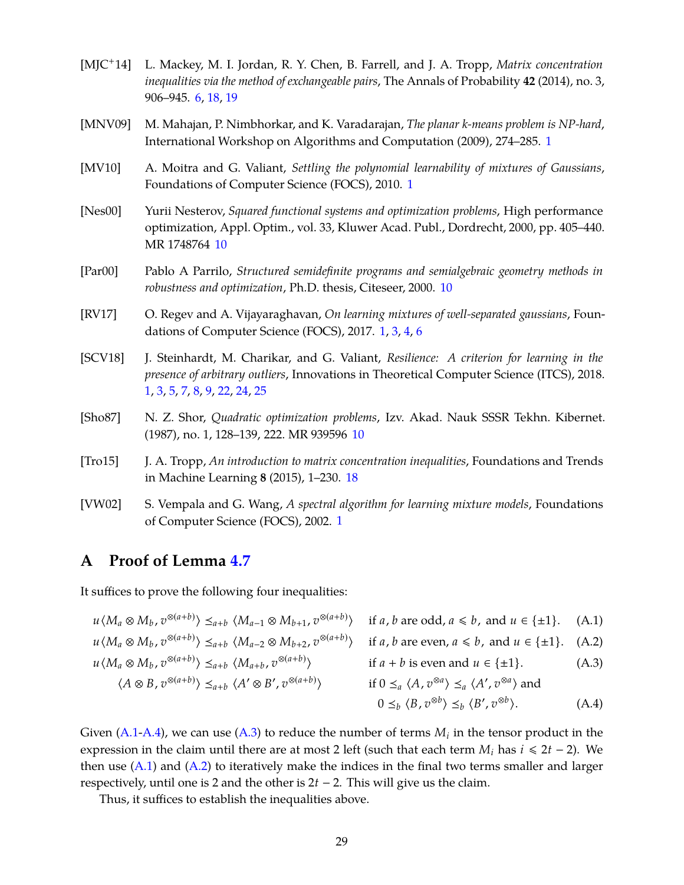[MJC+14] L. Mackey, M. I. Jordan, R. Y. Chen, B. Farrell, and J. A. Tropp, *Matrix concentration inequalities via the method of exchangeable pairs*, The Annals of Probability **42** (2014), no. 3, 906–945. 6, 18, 19

[MNV09] M. Mahajan, P. Nimbhorkar, and K. Varadarajan, *The planar k-means problem is NP-hard*, International Workshop on Algorithms and Computation (2009), 274–285. 1

[MV10] A. Moitra and G. Valiant, *Settling the polynomial learnability of mixtures of Gaussians*, Foundations of Computer Science (FOCS), 2010. 1

[Nes00] Yurii Nesterov, *Squared functional systems and optimization problems*, High performance optimization, Appl. Optim., vol. 33, Kluwer Acad. Publ., Dordrecht, 2000, pp. 405–440. MR 1748764 10

[Par00] Pablo A Parrilo, *Structured semidefinite programs and semialgebraic geometry methods in robustness and optimization*, Ph.D. thesis, Citeseer, 2000. 10

[RV17] O. Regev and A. Vijayaraghavan, *On learning mixtures of well-separated gaussians*, Foundations of Computer Science (FOCS), 2017. 1, 3, 4, 6

[SCV18] J. Steinhardt, M. Charikar, and G. Valiant, *Resilience: A criterion for learning in the presence of arbitrary outliers*, Innovations in Theoretical Computer Science (ITCS), 2018. 1, 3, 5, 7, 8, 9, 22, 24, 25

[Sho87] N. Z. Shor, *Quadratic optimization problems*, Izv. Akad. Nauk SSSR Tekhn. Kibernet. (1987), no. 1, 128–139, 222. MR 939596 10

[Tro15] J. A. Tropp, *An introduction to matrix concentration inequalities*, Foundations and Trends in Machine Learning **8** (2015), 1–230. 18

[VW02] S. Vempala and G. Wang, *A spectral algorithm for learning mixture models*, Foundations of Computer Science (FOCS), 2002. 1

# A Proof of Lemma 4.7

It suffices to prove the following four inequalities:

$$u\langle M_a \otimes M_b, v^{\otimes(a+b)}\rangle \preceq_{a+b} \langle M_{a-1} \otimes M_{b+1}, v^{\otimes(a+b)}\rangle \quad \text{if } a, b \text{ are odd, } a \leqslant b, \text{ and } u \in \{\pm 1\}. \tag{A.1}$$

$$u\langle M_a \otimes M_b, v^{\otimes(a+b)}\rangle \preceq_{a+b} \langle M_{a-2} \otimes M_{b+2}, v^{\otimes(a+b)}\rangle \quad \text{if } a, b \text{ are even, } a \leqslant b, \text{ and } u \in \{\pm 1\}. \tag{A.2}$$

$$u\langle M_a \otimes M_b, v^{\otimes(a+b)}\rangle \preceq_{a+b} \langle M_{a+b}, v^{\otimes(a+b)}\rangle \quad \text{if } a+b \text{ is even and } u \in \{\pm 1\}. \tag{A.3}$$

$$\langle A \otimes B, v^{\otimes(a+b)}\rangle \preceq_{a+b} \langle A' \otimes B', v^{\otimes(a+b)}\rangle \quad \text{if } 0 \preceq_a \langle A, v^{\otimes a}\rangle \preceq_a \langle A', v^{\otimes a}\rangle \text{ and } 0 \preceq_b \langle B, v^{\otimes b}\rangle \preceq_b \langle B', v^{\otimes b}\rangle. \tag{A.4}$$

Given (A.1-A.4), we can use (A.3) to reduce the number of terms $M_i$ in the tensor product in the expression in the claim until there are at most 2 left (such that each term $M_i$ has $i \leqslant 2t-2$). We then use (A.1) and (A.2) to iteratively make the indices in the final two terms smaller and larger respectively, until one is 2 and the other is $2t-2$. This will give us the claim.

Thus, it suffices to establish the inequalities above.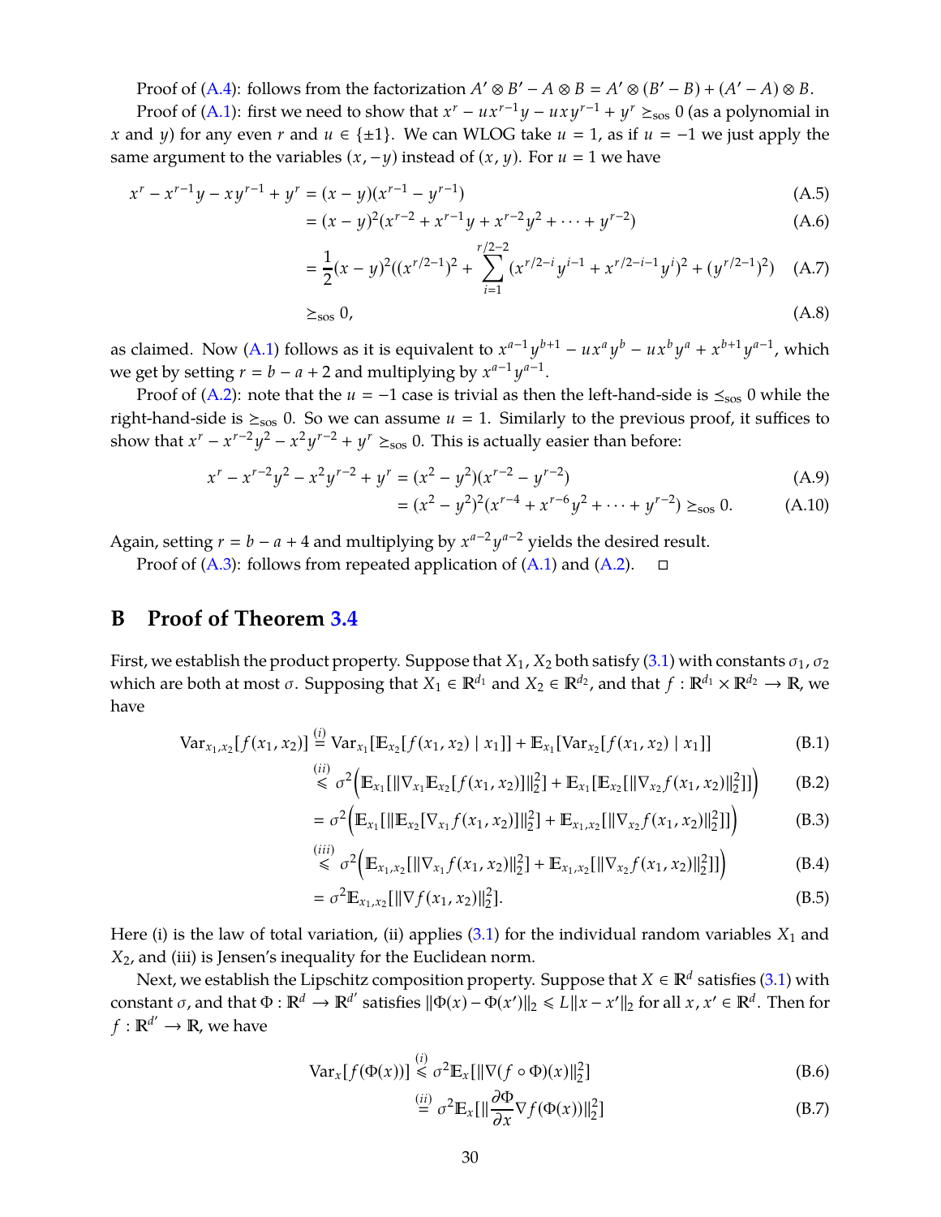Proof of (A.4): follows from the factorization $A' \otimes B' - A \otimes B = A' \otimes (B' - B) + (A' - A) \otimes B$.

Proof of (A.1): first we need to show that $x^r - ux^{r-1}y - uxy^{r-1} + y^r \succeq_{\text{sos}} 0$ (as a polynomial in $x$ and $y$) for any even $r$ and $u \in \{\pm 1\}$. We can WLOG take $u = 1$, as if $u = -1$ we just apply the same argument to the variables $(x, -y)$ instead of $(x, y)$. For $u = 1$ we have

$$
\begin{aligned}
x^r - x^{r-1}y - xy^{r-1} + y^r &= (x-y)(x^{r-1} - y^{r-1}) && \text{(A.5)}\\
&= (x-y)^2(x^{r-2} + x^{r-1}y + x^{r-2}y^2 + \cdots + y^{r-2}) && \text{(A.6)}\\
&= \frac{1}{2}(x-y)^2\Big((x^{r/2-1})^2 + \sum_{i=1}^{r/2-2}(x^{r/2-i}y^{i-1} + x^{r/2-i-1}y^i)^2 + (y^{r/2-1})^2\Big) && \text{(A.7)}\\
&\succeq_{\text{sos}} 0, && \text{(A.8)}
\end{aligned}
$$

as claimed. Now (A.1) follows as it is equivalent to $x^{a-1}y^{b+1} - ux^a y^b - ux^b y^a + x^{b+1}y^{a-1}$, which we get by setting $r = b - a + 2$ and multiplying by $x^{a-1}y^{a-1}$.

Proof of (A.2): note that the $u = -1$ case is trivial as then the left-hand-side is $\preceq_{\text{sos}} 0$ while the right-hand-side is $\succeq_{\text{sos}} 0$. So we can assume $u = 1$. Similarly to the previous proof, it suffices to show that $x^r - x^{r-2}y^2 - x^2y^{r-2} + y^r \succeq_{\text{sos}} 0$. This is actually easier than before:

$$
\begin{aligned}
x^r - x^{r-2}y^2 - x^2y^{r-2} + y^r &= (x^2 - y^2)(x^{r-2} - y^{r-2}) && \text{(A.9)}\\
&= (x^2 - y^2)^2(x^{r-4} + x^{r-6}y^2 + \cdots + y^{r-2}) \succeq_{\text{sos}} 0. && \text{(A.10)}
\end{aligned}
$$

Again, setting $r = b - a + 4$ and multiplying by $x^{a-2}y^{a-2}$ yields the desired result.

Proof of (A.3): follows from repeated application of (A.1) and (A.2). □

# B Proof of Theorem 3.4

First, we establish the product property. Suppose that $X_1, X_2$ both satisfy (3.1) with constants $\sigma_1, \sigma_2$ which are both at most $\sigma$. Supposing that $X_1 \in \mathbb{R}^{d_1}$ and $X_2 \in \mathbb{R}^{d_2}$, and that $f : \mathbb{R}^{d_1} \times \mathbb{R}^{d_2} \to \mathbb{R}$, we have

$$
\begin{aligned}
\operatorname{Var}_{x_1,x_2}[f(x_1,x_2)] &\overset{(i)}{=} \operatorname{Var}_{x_1}[\mathbb{E}_{x_2}[f(x_1,x_2) \mid x_1]] + \mathbb{E}_{x_1}[\operatorname{Var}_{x_2}[f(x_1,x_2) \mid x_1]] && \text{(B.1)}\\
&\overset{(ii)}{\leqslant} \sigma^2\Big(\mathbb{E}_{x_1}[\|\nabla_{x_1}\mathbb{E}_{x_2}[f(x_1,x_2)]\|_2^2] + \mathbb{E}_{x_1}[\mathbb{E}_{x_2}[\|\nabla_{x_2}f(x_1,x_2)\|_2^2]]\Big) && \text{(B.2)}\\
&= \sigma^2\Big(\mathbb{E}_{x_1}[\|\mathbb{E}_{x_2}[\nabla_{x_1}f(x_1,x_2)]\|_2^2] + \mathbb{E}_{x_1,x_2}[\|\nabla_{x_2}f(x_1,x_2)\|_2^2]]\Big) && \text{(B.3)}\\
&\overset{(iii)}{\leqslant} \sigma^2\Big(\mathbb{E}_{x_1,x_2}[\|\nabla_{x_1}f(x_1,x_2)\|_2^2] + \mathbb{E}_{x_1,x_2}[\|\nabla_{x_2}f(x_1,x_2)\|_2^2]]\Big) && \text{(B.4)}\\
&= \sigma^2\mathbb{E}_{x_1,x_2}[\|\nabla f(x_1,x_2)\|_2^2]. && \text{(B.5)}
\end{aligned}
$$

Here (i) is the law of total variation, (ii) applies (3.1) for the individual random variables $X_1$ and $X_2$, and (iii) is Jensen's inequality for the Euclidean norm.

Next, we establish the Lipschitz composition property. Suppose that $X \in \mathbb{R}^d$ satisfies (3.1) with constant $\sigma$, and that $\Phi : \mathbb{R}^d \to \mathbb{R}^{d'}$ satisfies $\|\Phi(x) - \Phi(x')\|_2 \leqslant L\|x - x'\|_2$ for all $x, x' \in \mathbb{R}^d$. Then for $f : \mathbb{R}^{d'} \to \mathbb{R}$, we have

$$
\begin{aligned}
\operatorname{Var}_x[f(\Phi(x))] &\overset{(i)}{\leqslant} \sigma^2\mathbb{E}_x[\|\nabla(f \circ \Phi)(x)\|_2^2] && \text{(B.6)}\\
&\overset{(ii)}{=} \sigma^2\mathbb{E}_x[\|\frac{\partial\Phi}{\partial x}\nabla f(\Phi(x))\|_2^2] && \text{(B.7)}
\end{aligned}
$$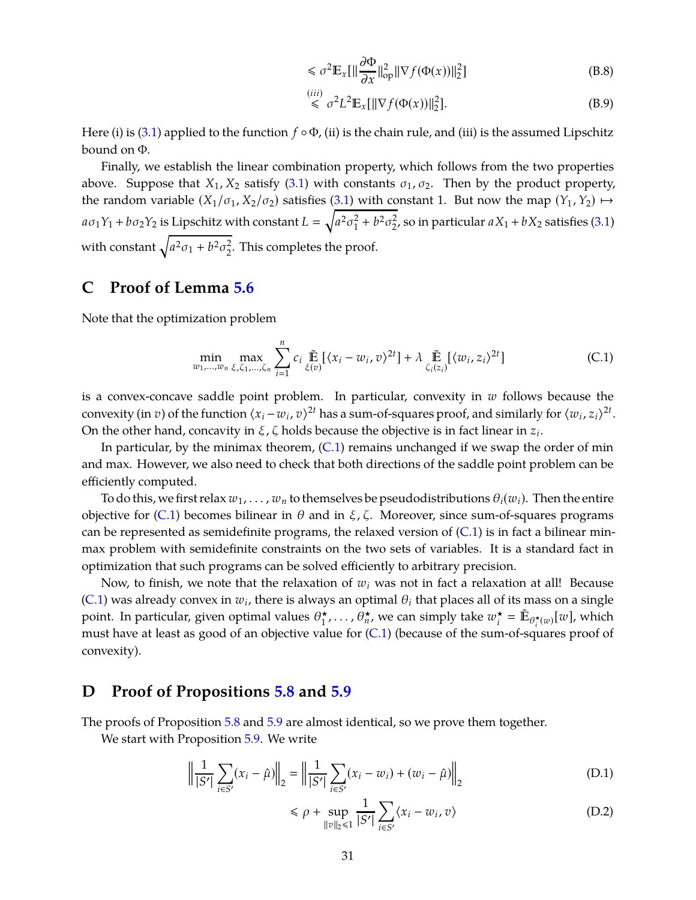$$\leqslant \sigma^2 \mathbb{E}_x[\|\frac{\partial \Phi}{\partial x}\|_{\text{op}}^2 \|\nabla f(\Phi(x))\|_2^2] \tag{B.8}$$

$$\stackrel{(iii)}{\leqslant} \sigma^2 L^2 \mathbb{E}_x[\|\nabla f(\Phi(x))\|_2^2]. \tag{B.9}$$

Here (i) is (3.1) applied to the function $f \circ \Phi$, (ii) is the chain rule, and (iii) is the assumed Lipschitz bound on $\Phi$.

Finally, we establish the linear combination property, which follows from the two properties above. Suppose that $X_1, X_2$ satisfy (3.1) with constants $\sigma_1, \sigma_2$. Then by the product property, the random variable $(X_1/\sigma_1, X_2/\sigma_2)$ satisfies (3.1) with constant 1. But now the map $(Y_1, Y_2) \mapsto a\sigma_1 Y_1 + b\sigma_2 Y_2$ is Lipschitz with constant $L = \sqrt{a^2\sigma_1^2 + b^2\sigma_2^2}$, so in particular $aX_1 + bX_2$ satisfies (3.1) with constant $\sqrt{a^2\sigma_1 + b^2\sigma_2^2}$. This completes the proof.

# C Proof of Lemma 5.6

Note that the optimization problem

$$\min_{w_1,\ldots,w_n} \max_{\xi,\zeta_1,\ldots,\zeta_n} \sum_{i=1}^n c_i \tilde{\mathbb{E}}_{\xi(v)}[\langle x_i - w_i, v\rangle^{2t}] + \lambda \tilde{\mathbb{E}}_{\zeta_i(z_i)}[\langle w_i, z_i\rangle^{2t}] \tag{C.1}$$

is a convex-concave saddle point problem. In particular, convexity in $w$ follows because the convexity (in $v$) of the function $\langle x_i - w_i, v\rangle^{2t}$ has a sum-of-squares proof, and similarly for $\langle w_i, z_i\rangle^{2t}$. On the other hand, concavity in $\xi, \zeta$ holds because the objective is in fact linear in $z_i$.

In particular, by the minimax theorem, (C.1) remains unchanged if we swap the order of min and max. However, we also need to check that both directions of the saddle point problem can be efficiently computed.

To do this, we first relax $w_1, \ldots, w_n$ to themselves be pseudodistributions $\theta_i(w_i)$. Then the entire objective for (C.1) becomes bilinear in $\theta$ and in $\xi, \zeta$. Moreover, since sum-of-squares programs can be represented as semidefinite programs, the relaxed version of (C.1) is in fact a bilinear min-max problem with semidefinite constraints on the two sets of variables. It is a standard fact in optimization that such programs can be solved efficiently to arbitrary precision.

Now, to finish, we note that the relaxation of $w_i$ was not in fact a relaxation at all! Because (C.1) was already convex in $w_i$, there is always an optimal $\theta_i$ that places all of its mass on a single point. In particular, given optimal values $\theta_1^\star, \ldots, \theta_n^\star$, we can simply take $w_i^\star = \tilde{\mathbb{E}}_{\theta_i^\star(w)}[w]$, which must have at least as good of an objective value for (C.1) (because of the sum-of-squares proof of convexity).

# D Proof of Propositions 5.8 and 5.9

The proofs of Proposition 5.8 and 5.9 are almost identical, so we prove them together.

We start with Proposition 5.9. We write

$$\left\|\frac{1}{|S'|}\sum_{i\in S'}(x_i - \hat{\mu})\right\|_2 = \left\|\frac{1}{|S'|}\sum_{i\in S'}(x_i - w_i) + (w_i - \hat{\mu})\right\|_2 \tag{D.1}$$

$$\leqslant \rho + \sup_{\|v\|_2\leqslant 1} \frac{1}{|S'|}\sum_{i\in S'}\langle x_i - w_i, v\rangle \tag{D.2}$$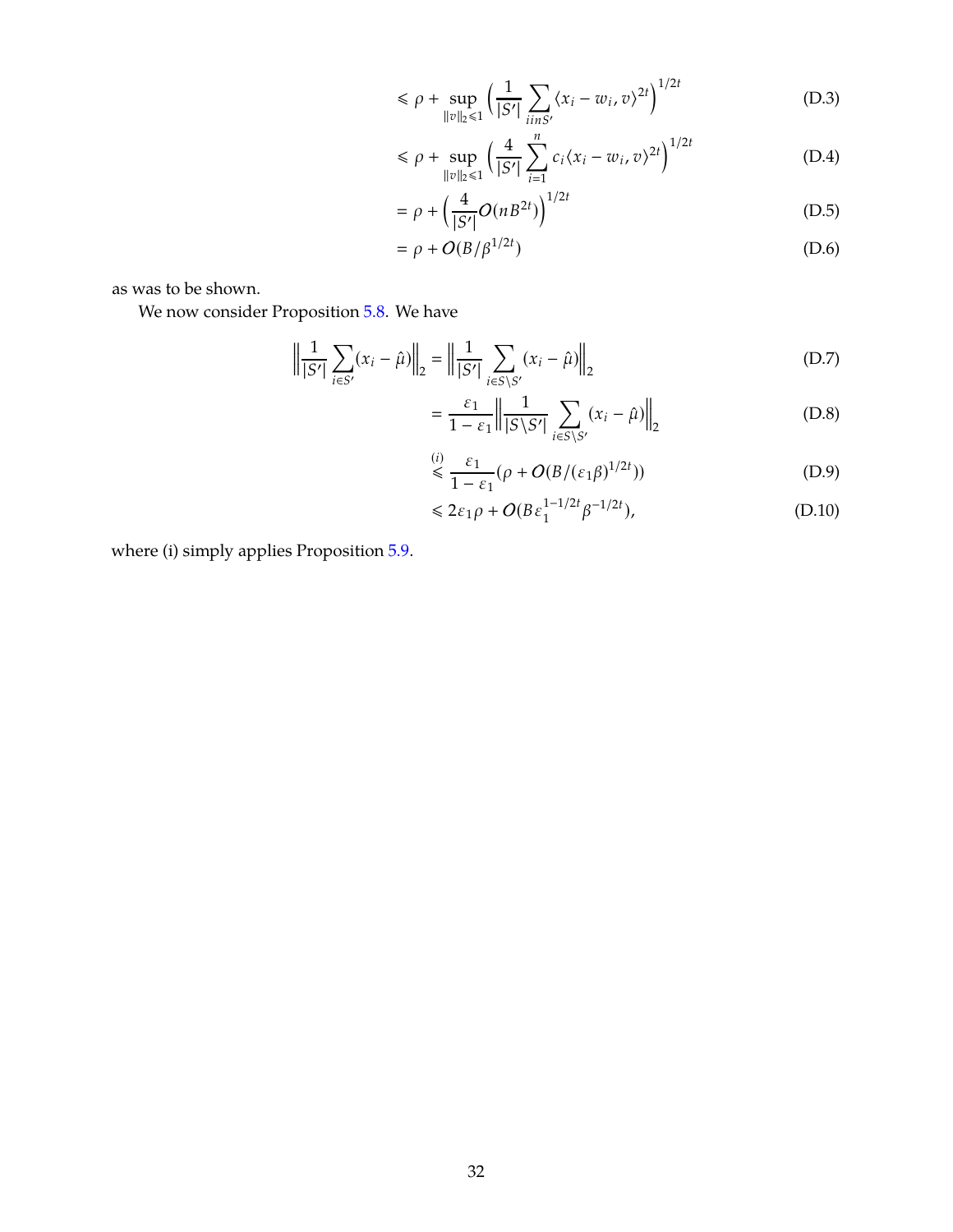$$
\begin{aligned}
&\leqslant \rho + \sup_{\|v\|_2 \leqslant 1} \left( \frac{1}{|S'|} \sum_{iinS'} \langle x_i - w_i, v \rangle^{2t} \right)^{1/2t} && \text{(D.3)} \\
&\leqslant \rho + \sup_{\|v\|_2 \leqslant 1} \left( \frac{4}{|S'|} \sum_{i=1}^{n} c_i \langle x_i - w_i, v \rangle^{2t} \right)^{1/2t} && \text{(D.4)} \\
&= \rho + \left( \frac{4}{|S'|} O(nB^{2t}) \right)^{1/2t} && \text{(D.5)} \\
&= \rho + O(B/\beta^{1/2t}) && \text{(D.6)}
\end{aligned}
$$

as was to be shown.

We now consider Proposition 5.8. We have

$$
\begin{aligned}
\left\| \frac{1}{|S'|} \sum_{i \in S'} (x_i - \hat{\mu}) \right\|_2 &= \left\| \frac{1}{|S'|} \sum_{i \in S \setminus S'} (x_i - \hat{\mu}) \right\|_2 && \text{(D.7)} \\
&= \frac{\varepsilon_1}{1 - \varepsilon_1} \left\| \frac{1}{|S \setminus S'|} \sum_{i \in S \setminus S'} (x_i - \hat{\mu}) \right\|_2 && \text{(D.8)} \\
&\overset{(i)}{\leqslant} \frac{\varepsilon_1}{1 - \varepsilon_1} (\rho + O(B/(\varepsilon_1 \beta)^{1/2t})) && \text{(D.9)} \\
&\leqslant 2\varepsilon_1 \rho + O(B \varepsilon_1^{1-1/2t} \beta^{-1/2t}), && \text{(D.10)}
\end{aligned}
$$

where (i) simply applies Proposition 5.9.